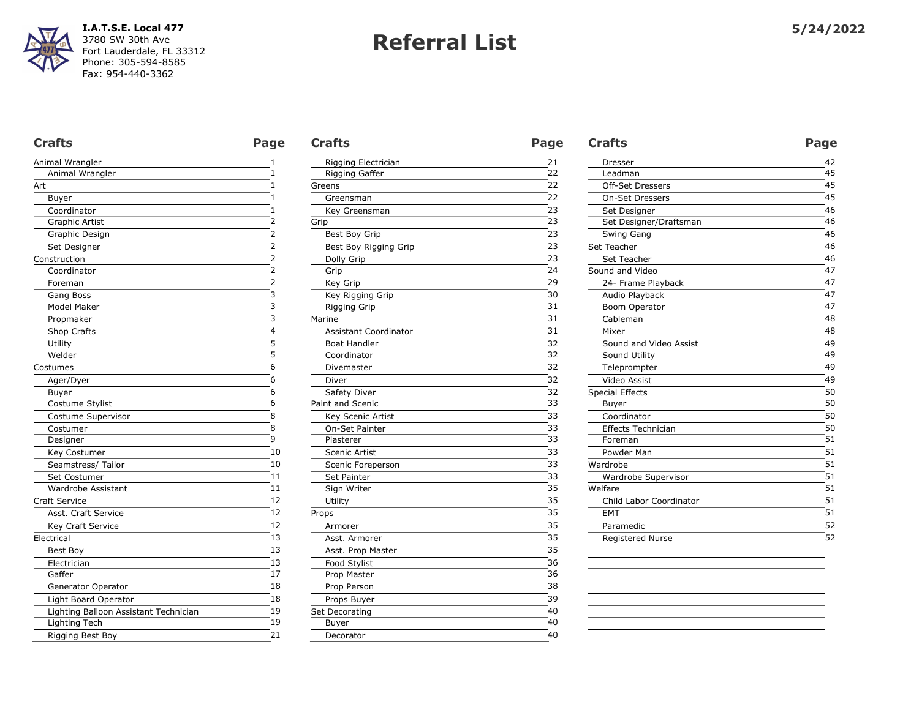**I.A.T.S.E. Local 477**
3780 SW 30th Ave
Fort Lauderdale, FL 33312
Phone: 305-594-8585
Fax: 954-440-3362

# Referral List

**5/24/2022**

| Crafts | Page |
|---|---|
| Animal Wrangler | 1 |
| Animal Wrangler | 1 |
| Art | 1 |
| Buyer | 1 |
| Coordinator | 1 |
| Graphic Artist | 2 |
| Graphic Design | 2 |
| Set Designer | 2 |
| Construction | 2 |
| Coordinator | 2 |
| Foreman | 2 |
| Gang Boss | 3 |
| Model Maker | 3 |
| Propmaker | 3 |
| Shop Crafts | 4 |
| Utility | 5 |
| Welder | 5 |
| Costumes | 6 |
| Ager/Dyer | 6 |
| Buyer | 6 |
| Costume Stylist | 6 |
| Costume Supervisor | 8 |
| Costumer | 8 |
| Designer | 9 |
| Key Costumer | 10 |
| Seamstress/ Tailor | 10 |
| Set Costumer | 11 |
| Wardrobe Assistant | 11 |
| Craft Service | 12 |
| Asst. Craft Service | 12 |
| Key Craft Service | 12 |
| Electrical | 13 |
| Best Boy | 13 |
| Electrician | 13 |
| Gaffer | 17 |
| Generator Operator | 18 |
| Light Board Operator | 18 |
| Lighting Balloon Assistant Technician | 19 |
| Lighting Tech | 19 |
| Rigging Best Boy | 21 |
| Rigging Electrician | 21 |
| Rigging Gaffer | 22 |
| Greens | 22 |
| Greensman | 22 |
| Key Greensman | 23 |
| Grip | 23 |
| Best Boy Grip | 23 |
| Best Boy Rigging Grip | 23 |
| Dolly Grip | 23 |
| Grip | 24 |
| Key Grip | 29 |
| Key Rigging Grip | 30 |
| Rigging Grip | 31 |
| Marine | 31 |
| Assistant Coordinator | 31 |
| Boat Handler | 32 |
| Coordinator | 32 |
| Divemaster | 32 |
| Diver | 32 |
| Safety Diver | 32 |
| Paint and Scenic | 33 |
| Key Scenic Artist | 33 |
| On-Set Painter | 33 |
| Plasterer | 33 |
| Scenic Artist | 33 |
| Scenic Foreperson | 33 |
| Set Painter | 33 |
| Sign Writer | 35 |
| Utility | 35 |
| Props | 35 |
| Armorer | 35 |
| Asst. Armorer | 35 |
| Asst. Prop Master | 35 |
| Food Stylist | 36 |
| Prop Master | 36 |
| Prop Person | 38 |
| Props Buyer | 39 |
| Set Decorating | 40 |
| Buyer | 40 |
| Decorator | 40 |
| Dresser | 42 |
| Leadman | 45 |
| Off-Set Dressers | 45 |
| On-Set Dressers | 45 |
| Set Designer | 46 |
| Set Designer/Draftsman | 46 |
| Swing Gang | 46 |
| Set Teacher | 46 |
| Set Teacher | 46 |
| Sound and Video | 47 |
| 24- Frame Playback | 47 |
| Audio Playback | 47 |
| Boom Operator | 47 |
| Cableman | 48 |
| Mixer | 48 |
| Sound and Video Assist | 49 |
| Sound Utility | 49 |
| Teleprompter | 49 |
| Video Assist | 49 |
| Special Effects | 50 |
| Buyer | 50 |
| Coordinator | 50 |
| Effects Technician | 50 |
| Foreman | 51 |
| Powder Man | 51 |
| Wardrobe | 51 |
| Wardrobe Supervisor | 51 |
| Welfare | 51 |
| Child Labor Coordinator | 51 |
| EMT | 51 |
| Paramedic | 52 |
| Registered Nurse | 52 |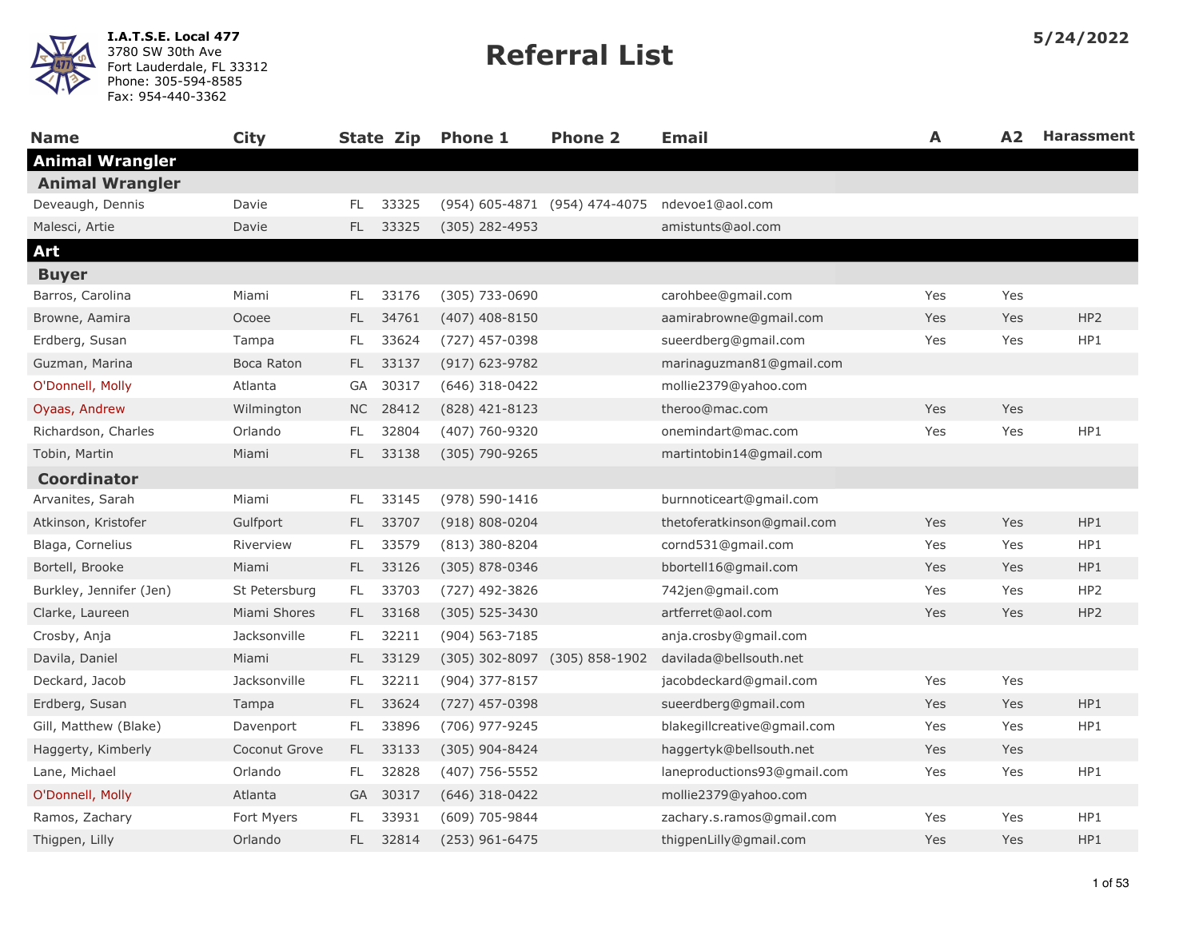**I.A.T.S.E. Local 477**
3780 SW 30th Ave
Fort Lauderdale, FL 33312
Phone: 305-594-8585
Fax: 954-440-3362

# Referral List

**5/24/2022**

| Name | City | State | Zip | Phone 1 | Phone 2 | Email | A | A2 | Harassment |
|---|---|---|---|---|---|---|---|---|---|
| **Animal Wrangler** | | | | | | | | | |
| **Animal Wrangler** | | | | | | | | | |
| Deveaugh, Dennis | Davie | FL | 33325 | (954) 605-4871 | (954) 474-4075 | ndevoe1@aol.com | | | |
| Malesci, Artie | Davie | FL | 33325 | (305) 282-4953 | | amistunts@aol.com | | | |
| **Art** | | | | | | | | | |
| **Buyer** | | | | | | | | | |
| Barros, Carolina | Miami | FL | 33176 | (305) 733-0690 | | carohbee@gmail.com | Yes | Yes | |
| Browne, Aamira | Ocoee | FL | 34761 | (407) 408-8150 | | aamirabrowne@gmail.com | Yes | Yes | HP2 |
| Erdberg, Susan | Tampa | FL | 33624 | (727) 457-0398 | | sueerdberg@gmail.com | Yes | Yes | HP1 |
| Guzman, Marina | Boca Raton | FL | 33137 | (917) 623-9782 | | marinaguzman81@gmail.com | | | |
| O'Donnell, Molly | Atlanta | GA | 30317 | (646) 318-0422 | | mollie2379@yahoo.com | | | |
| Oyaas, Andrew | Wilmington | NC | 28412 | (828) 421-8123 | | theroo@mac.com | Yes | Yes | |
| Richardson, Charles | Orlando | FL | 32804 | (407) 760-9320 | | onemindart@mac.com | Yes | Yes | HP1 |
| Tobin, Martin | Miami | FL | 33138 | (305) 790-9265 | | martintobin14@gmail.com | | | |
| **Coordinator** | | | | | | | | | |
| Arvanites, Sarah | Miami | FL | 33145 | (978) 590-1416 | | burnnoticeart@gmail.com | | | |
| Atkinson, Kristofer | Gulfport | FL | 33707 | (918) 808-0204 | | thetoferatkinson@gmail.com | Yes | Yes | HP1 |
| Blaga, Cornelius | Riverview | FL | 33579 | (813) 380-8204 | | cornd531@gmail.com | Yes | Yes | HP1 |
| Bortell, Brooke | Miami | FL | 33126 | (305) 878-0346 | | bbortell16@gmail.com | Yes | Yes | HP1 |
| Burkley, Jennifer (Jen) | St Petersburg | FL | 33703 | (727) 492-3826 | | 742jen@gmail.com | Yes | Yes | HP2 |
| Clarke, Laureen | Miami Shores | FL | 33168 | (305) 525-3430 | | artferret@aol.com | Yes | Yes | HP2 |
| Crosby, Anja | Jacksonville | FL | 32211 | (904) 563-7185 | | anja.crosby@gmail.com | | | |
| Davila, Daniel | Miami | FL | 33129 | (305) 302-8097 | (305) 858-1902 | davilada@bellsouth.net | | | |
| Deckard, Jacob | Jacksonville | FL | 32211 | (904) 377-8157 | | jacobdeckard@gmail.com | Yes | Yes | |
| Erdberg, Susan | Tampa | FL | 33624 | (727) 457-0398 | | sueerdberg@gmail.com | Yes | Yes | HP1 |
| Gill, Matthew (Blake) | Davenport | FL | 33896 | (706) 977-9245 | | blakegillcreative@gmail.com | Yes | Yes | HP1 |
| Haggerty, Kimberly | Coconut Grove | FL | 33133 | (305) 904-8424 | | haggertyk@bellsouth.net | Yes | Yes | |
| Lane, Michael | Orlando | FL | 32828 | (407) 756-5552 | | laneproductions93@gmail.com | Yes | Yes | HP1 |
| O'Donnell, Molly | Atlanta | GA | 30317 | (646) 318-0422 | | mollie2379@yahoo.com | | | |
| Ramos, Zachary | Fort Myers | FL | 33931 | (609) 705-9844 | | zachary.s.ramos@gmail.com | Yes | Yes | HP1 |
| Thigpen, Lilly | Orlando | FL | 32814 | (253) 961-6475 | | thigpenLilly@gmail.com | Yes | Yes | HP1 |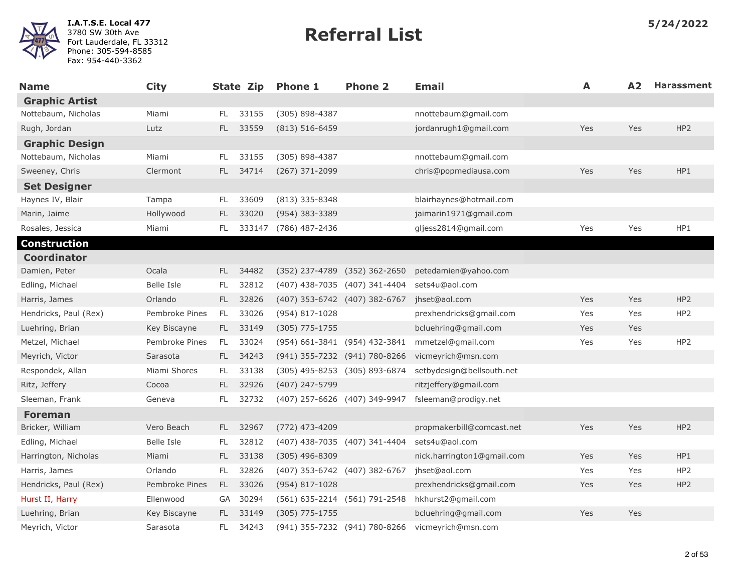I.A.T.S.E. Local 477
3780 SW 30th Ave
Fort Lauderdale, FL 33312
Phone: 305-594-8585
Fax: 954-440-3362

# Referral List

5/24/2022

| Name | City | State | Zip | Phone 1 | Phone 2 | Email | A | A2 | Harassment |
|---|---|---|---|---|---|---|---|---|---|
| **Graphic Artist** | | | | | | | | | |
| Nottebaum, Nicholas | Miami | FL | 33155 | (305) 898-4387 | | nnottebaum@gmail.com | | | |
| Rugh, Jordan | Lutz | FL | 33559 | (813) 516-6459 | | jordanrugh1@gmail.com | Yes | Yes | HP2 |
| **Graphic Design** | | | | | | | | | |
| Nottebaum, Nicholas | Miami | FL | 33155 | (305) 898-4387 | | nnottebaum@gmail.com | | | |
| Sweeney, Chris | Clermont | FL | 34714 | (267) 371-2099 | | chris@popmediausa.com | Yes | Yes | HP1 |
| **Set Designer** | | | | | | | | | |
| Haynes IV, Blair | Tampa | FL | 33609 | (813) 335-8348 | | blairhaynes@hotmail.com | | | |
| Marin, Jaime | Hollywood | FL | 33020 | (954) 383-3389 | | jaimarin1971@gmail.com | | | |
| Rosales, Jessica | Miami | FL | 333147 | (786) 487-2436 | | gljess2814@gmail.com | Yes | Yes | HP1 |
| **Construction** | | | | | | | | | |
| **Coordinator** | | | | | | | | | |
| Damien, Peter | Ocala | FL | 34482 | (352) 237-4789 | (352) 362-2650 | petedamien@yahoo.com | | | |
| Edling, Michael | Belle Isle | FL | 32812 | (407) 438-7035 | (407) 341-4404 | sets4u@aol.com | | | |
| Harris, James | Orlando | FL | 32826 | (407) 353-6742 | (407) 382-6767 | jhset@aol.com | Yes | Yes | HP2 |
| Hendricks, Paul (Rex) | Pembroke Pines | FL | 33026 | (954) 817-1028 | | prexhendricks@gmail.com | Yes | Yes | HP2 |
| Luehring, Brian | Key Biscayne | FL | 33149 | (305) 775-1755 | | bcluehring@gmail.com | Yes | Yes | |
| Metzel, Michael | Pembroke Pines | FL | 33024 | (954) 661-3841 | (954) 432-3841 | mmetzel@gmail.com | Yes | Yes | HP2 |
| Meyrich, Victor | Sarasota | FL | 34243 | (941) 355-7232 | (941) 780-8266 | vicmeyrich@msn.com | | | |
| Respondek, Allan | Miami Shores | FL | 33138 | (305) 495-8253 | (305) 893-6874 | setbydesign@bellsouth.net | | | |
| Ritz, Jeffery | Cocoa | FL | 32926 | (407) 247-5799 | | ritzjeffery@gmail.com | | | |
| Sleeman, Frank | Geneva | FL | 32732 | (407) 257-6626 | (407) 349-9947 | fsleeman@prodigy.net | | | |
| **Foreman** | | | | | | | | | |
| Bricker, William | Vero Beach | FL | 32967 | (772) 473-4209 | | propmakerbill@comcast.net | Yes | Yes | HP2 |
| Edling, Michael | Belle Isle | FL | 32812 | (407) 438-7035 | (407) 341-4404 | sets4u@aol.com | | | |
| Harrington, Nicholas | Miami | FL | 33138 | (305) 496-8309 | | nick.harrington1@gmail.com | Yes | Yes | HP1 |
| Harris, James | Orlando | FL | 32826 | (407) 353-6742 | (407) 382-6767 | jhset@aol.com | Yes | Yes | HP2 |
| Hendricks, Paul (Rex) | Pembroke Pines | FL | 33026 | (954) 817-1028 | | prexhendricks@gmail.com | Yes | Yes | HP2 |
| Hurst II, Harry | Ellenwood | GA | 30294 | (561) 635-2214 | (561) 791-2548 | hkhurst2@gmail.com | | | |
| Luehring, Brian | Key Biscayne | FL | 33149 | (305) 775-1755 | | bcluehring@gmail.com | Yes | Yes | |
| Meyrich, Victor | Sarasota | FL | 34243 | (941) 355-7232 | (941) 780-8266 | vicmeyrich@msn.com | | | |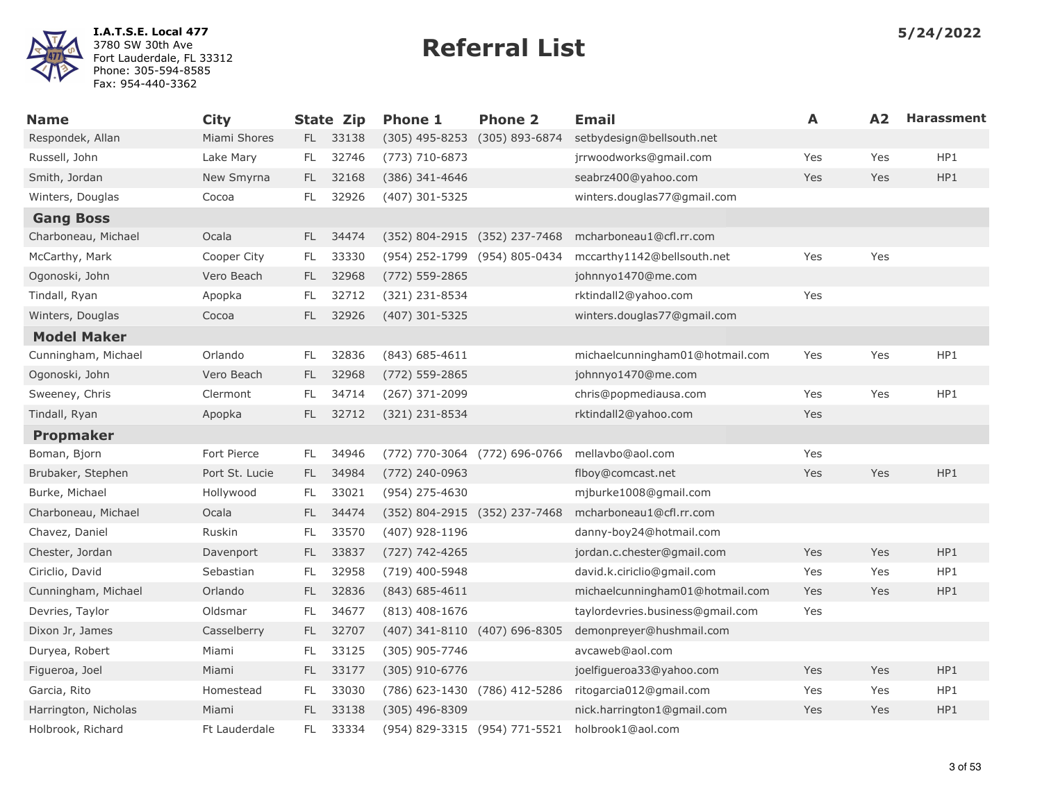**I.A.T.S.E. Local 477**
3780 SW 30th Ave
Fort Lauderdale, FL 33312
Phone: 305-594-8585
Fax: 954-440-3362

# Referral List

5/24/2022

| Name | City | State | Zip | Phone 1 | Phone 2 | Email | A | A2 | Harassment |
|---|---|---|---|---|---|---|---|---|---|
| Respondek, Allan | Miami Shores | FL | 33138 | (305) 495-8253 | (305) 893-6874 | setbydesign@bellsouth.net | | | |
| Russell, John | Lake Mary | FL | 32746 | (773) 710-6873 | | jrrwoodworks@gmail.com | Yes | Yes | HP1 |
| Smith, Jordan | New Smyrna | FL | 32168 | (386) 341-4646 | | seabrz400@yahoo.com | Yes | Yes | HP1 |
| Winters, Douglas | Cocoa | FL | 32926 | (407) 301-5325 | | winters.douglas77@gmail.com | | | |
| **Gang Boss** | | | | | | | | | |
| Charboneau, Michael | Ocala | FL | 34474 | (352) 804-2915 | (352) 237-7468 | mcharboneau1@cfl.rr.com | | | |
| McCarthy, Mark | Cooper City | FL | 33330 | (954) 252-1799 | (954) 805-0434 | mccarthy1142@bellsouth.net | Yes | Yes | |
| Ogonoski, John | Vero Beach | FL | 32968 | (772) 559-2865 | | johnnyo1470@me.com | | | |
| Tindall, Ryan | Apopka | FL | 32712 | (321) 231-8534 | | rktindall2@yahoo.com | Yes | | |
| Winters, Douglas | Cocoa | FL | 32926 | (407) 301-5325 | | winters.douglas77@gmail.com | | | |
| **Model Maker** | | | | | | | | | |
| Cunningham, Michael | Orlando | FL | 32836 | (843) 685-4611 | | michaelcunningham01@hotmail.com | Yes | Yes | HP1 |
| Ogonoski, John | Vero Beach | FL | 32968 | (772) 559-2865 | | johnnyo1470@me.com | | | |
| Sweeney, Chris | Clermont | FL | 34714 | (267) 371-2099 | | chris@popmediausa.com | Yes | Yes | HP1 |
| Tindall, Ryan | Apopka | FL | 32712 | (321) 231-8534 | | rktindall2@yahoo.com | Yes | | |
| **Propmaker** | | | | | | | | | |
| Boman, Bjorn | Fort Pierce | FL | 34946 | (772) 770-3064 | (772) 696-0766 | mellavbo@aol.com | Yes | | |
| Brubaker, Stephen | Port St. Lucie | FL | 34984 | (772) 240-0963 | | flboy@comcast.net | Yes | Yes | HP1 |
| Burke, Michael | Hollywood | FL | 33021 | (954) 275-4630 | | mjburke1008@gmail.com | | | |
| Charboneau, Michael | Ocala | FL | 34474 | (352) 804-2915 | (352) 237-7468 | mcharboneau1@cfl.rr.com | | | |
| Chavez, Daniel | Ruskin | FL | 33570 | (407) 928-1196 | | danny-boy24@hotmail.com | | | |
| Chester, Jordan | Davenport | FL | 33837 | (727) 742-4265 | | jordan.c.chester@gmail.com | Yes | Yes | HP1 |
| Ciriclio, David | Sebastian | FL | 32958 | (719) 400-5948 | | david.k.ciriclio@gmail.com | Yes | Yes | HP1 |
| Cunningham, Michael | Orlando | FL | 32836 | (843) 685-4611 | | michaelcunningham01@hotmail.com | Yes | Yes | HP1 |
| Devries, Taylor | Oldsmar | FL | 34677 | (813) 408-1676 | | taylordevries.business@gmail.com | Yes | | |
| Dixon Jr, James | Casselberry | FL | 32707 | (407) 341-8110 | (407) 696-8305 | demonpreyer@hushmail.com | | | |
| Duryea, Robert | Miami | FL | 33125 | (305) 905-7746 | | avcaweb@aol.com | | | |
| Figueroa, Joel | Miami | FL | 33177 | (305) 910-6776 | | joelfigueroa33@yahoo.com | Yes | Yes | HP1 |
| Garcia, Rito | Homestead | FL | 33030 | (786) 623-1430 | (786) 412-5286 | ritogarcia012@gmail.com | Yes | Yes | HP1 |
| Harrington, Nicholas | Miami | FL | 33138 | (305) 496-8309 | | nick.harrington1@gmail.com | Yes | Yes | HP1 |
| Holbrook, Richard | Ft Lauderdale | FL | 33334 | (954) 829-3315 | (954) 771-5521 | holbrook1@aol.com | | | |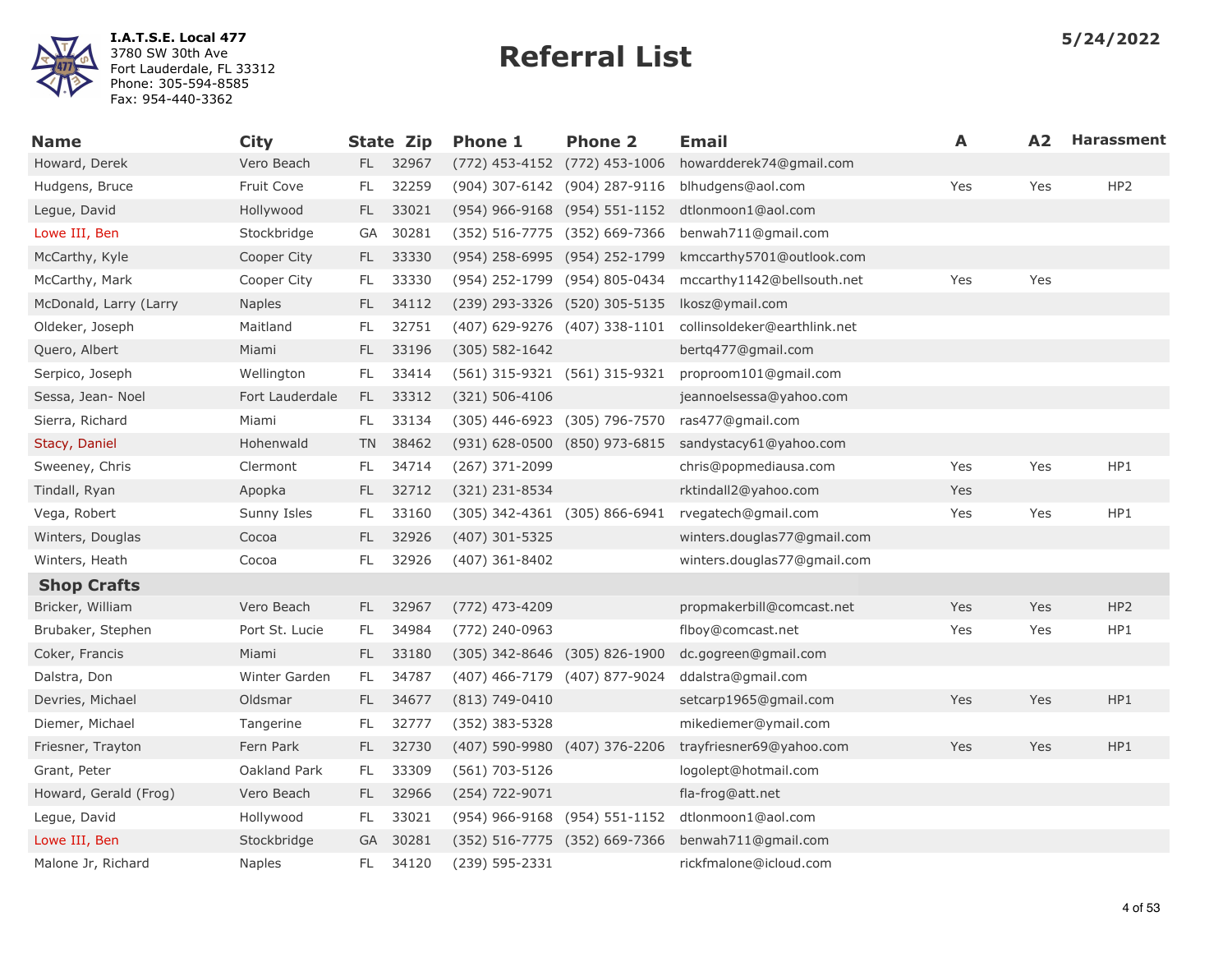**I.A.T.S.E. Local 477**
3780 SW 30th Ave
Fort Lauderdale, FL 33312
Phone: 305-594-8585
Fax: 954-440-3362

# Referral List

**5/24/2022**

| Name | City | State | Zip | Phone 1 | Phone 2 | Email | A | A2 | Harassment |
|---|---|---|---|---|---|---|---|---|---|
| Howard, Derek | Vero Beach | FL | 32967 | (772) 453-4152 | (772) 453-1006 | howardderek74@gmail.com | | | |
| Hudgens, Bruce | Fruit Cove | FL | 32259 | (904) 307-6142 | (904) 287-9116 | blhudgens@aol.com | Yes | Yes | HP2 |
| Legue, David | Hollywood | FL | 33021 | (954) 966-9168 | (954) 551-1152 | dtlonmoon1@aol.com | | | |
| Lowe III, Ben | Stockbridge | GA | 30281 | (352) 516-7775 | (352) 669-7366 | benwah711@gmail.com | | | |
| McCarthy, Kyle | Cooper City | FL | 33330 | (954) 258-6995 | (954) 252-1799 | kmccarthy5701@outlook.com | | | |
| McCarthy, Mark | Cooper City | FL | 33330 | (954) 252-1799 | (954) 805-0434 | mccarthy1142@bellsouth.net | Yes | Yes | |
| McDonald, Larry (Larry | Naples | FL | 34112 | (239) 293-3326 | (520) 305-5135 | lkosz@ymail.com | | | |
| Oldeker, Joseph | Maitland | FL | 32751 | (407) 629-9276 | (407) 338-1101 | collinsoldeker@earthlink.net | | | |
| Quero, Albert | Miami | FL | 33196 | (305) 582-1642 | | bertq477@gmail.com | | | |
| Serpico, Joseph | Wellington | FL | 33414 | (561) 315-9321 | (561) 315-9321 | proproom101@gmail.com | | | |
| Sessa, Jean- Noel | Fort Lauderdale | FL | 33312 | (321) 506-4106 | | jeannoelsessa@yahoo.com | | | |
| Sierra, Richard | Miami | FL | 33134 | (305) 446-6923 | (305) 796-7570 | ras477@gmail.com | | | |
| Stacy, Daniel | Hohenwald | TN | 38462 | (931) 628-0500 | (850) 973-6815 | sandystacy61@yahoo.com | | | |
| Sweeney, Chris | Clermont | FL | 34714 | (267) 371-2099 | | chris@popmediausa.com | Yes | Yes | HP1 |
| Tindall, Ryan | Apopka | FL | 32712 | (321) 231-8534 | | rktindall2@yahoo.com | Yes | | |
| Vega, Robert | Sunny Isles | FL | 33160 | (305) 342-4361 | (305) 866-6941 | rvegatech@gmail.com | Yes | Yes | HP1 |
| Winters, Douglas | Cocoa | FL | 32926 | (407) 301-5325 | | winters.douglas77@gmail.com | | | |
| Winters, Heath | Cocoa | FL | 32926 | (407) 361-8402 | | winters.douglas77@gmail.com | | | |
| **Shop Crafts** | | | | | | | | | |
| Bricker, William | Vero Beach | FL | 32967 | (772) 473-4209 | | propmakerbill@comcast.net | Yes | Yes | HP2 |
| Brubaker, Stephen | Port St. Lucie | FL | 34984 | (772) 240-0963 | | flboy@comcast.net | Yes | Yes | HP1 |
| Coker, Francis | Miami | FL | 33180 | (305) 342-8646 | (305) 826-1900 | dc.gogreen@gmail.com | | | |
| Dalstra, Don | Winter Garden | FL | 34787 | (407) 466-7179 | (407) 877-9024 | ddalstra@gmail.com | | | |
| Devries, Michael | Oldsmar | FL | 34677 | (813) 749-0410 | | setcarp1965@gmail.com | Yes | Yes | HP1 |
| Diemer, Michael | Tangerine | FL | 32777 | (352) 383-5328 | | mikediemer@ymail.com | | | |
| Friesner, Trayton | Fern Park | FL | 32730 | (407) 590-9980 | (407) 376-2206 | trayfriesner69@yahoo.com | Yes | Yes | HP1 |
| Grant, Peter | Oakland Park | FL | 33309 | (561) 703-5126 | | logolept@hotmail.com | | | |
| Howard, Gerald (Frog) | Vero Beach | FL | 32966 | (254) 722-9071 | | fla-frog@att.net | | | |
| Legue, David | Hollywood | FL | 33021 | (954) 966-9168 | (954) 551-1152 | dtlonmoon1@aol.com | | | |
| Lowe III, Ben | Stockbridge | GA | 30281 | (352) 516-7775 | (352) 669-7366 | benwah711@gmail.com | | | |
| Malone Jr, Richard | Naples | FL | 34120 | (239) 595-2331 | | rickfmalone@icloud.com | | | |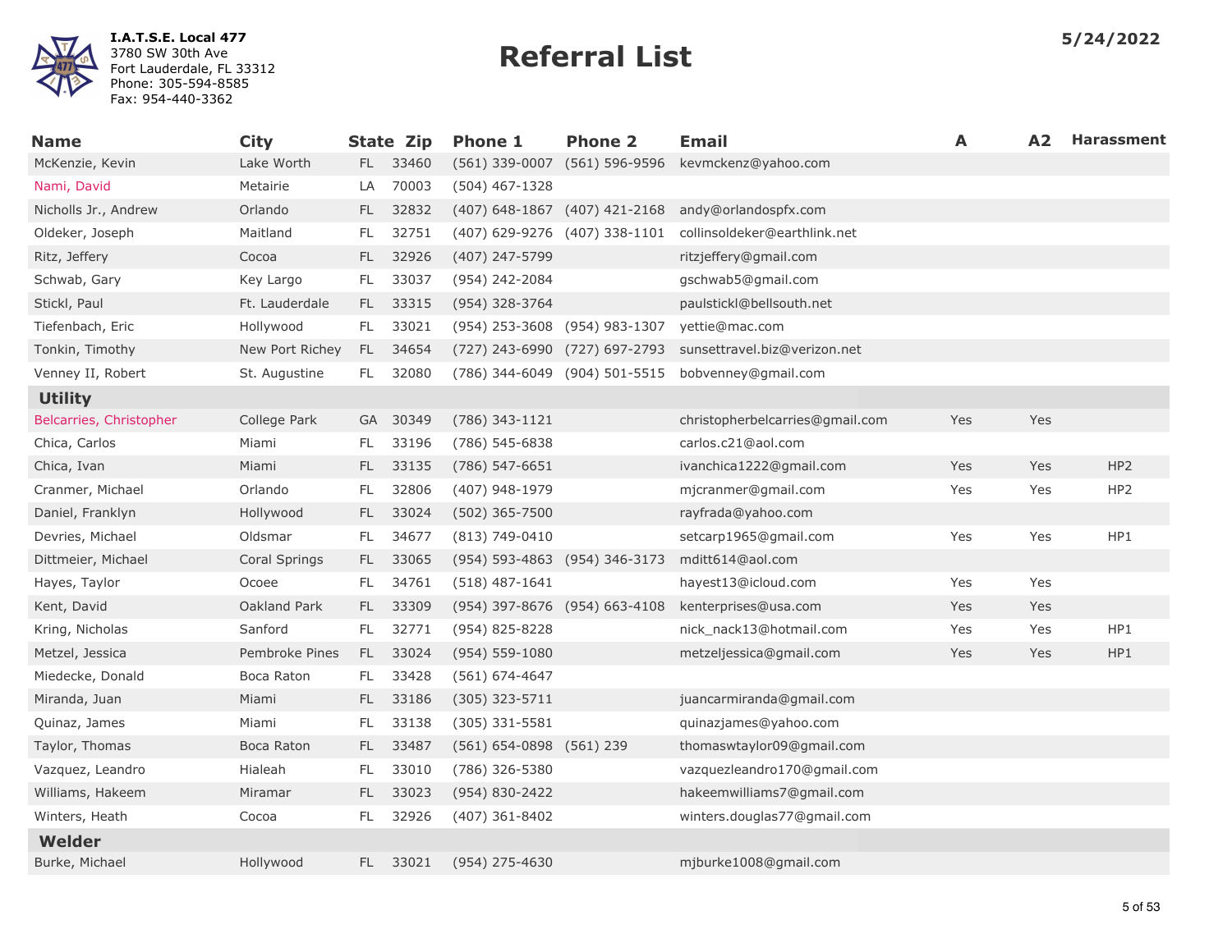**I.A.T.S.E. Local 477**
3780 SW 30th Ave
Fort Lauderdale, FL 33312
Phone: 305-594-8585
Fax: 954-440-3362

# Referral List

**5/24/2022**

| Name | City | State | Zip | Phone 1 | Phone 2 | Email | A | A2 | Harassment |
|---|---|---|---|---|---|---|---|---|---|
| McKenzie, Kevin | Lake Worth | FL | 33460 | (561) 339-0007 | (561) 596-9596 | kevmckenz@yahoo.com | | | |
| Nami, David | Metairie | LA | 70003 | (504) 467-1328 | | | | | |
| Nicholls Jr., Andrew | Orlando | FL | 32832 | (407) 648-1867 | (407) 421-2168 | andy@orlandospfx.com | | | |
| Oldeker, Joseph | Maitland | FL | 32751 | (407) 629-9276 | (407) 338-1101 | collinsoldeker@earthlink.net | | | |
| Ritz, Jeffery | Cocoa | FL | 32926 | (407) 247-5799 | | ritzjeffery@gmail.com | | | |
| Schwab, Gary | Key Largo | FL | 33037 | (954) 242-2084 | | gschwab5@gmail.com | | | |
| Stickl, Paul | Ft. Lauderdale | FL | 33315 | (954) 328-3764 | | paulstickl@bellsouth.net | | | |
| Tiefenbach, Eric | Hollywood | FL | 33021 | (954) 253-3608 | (954) 983-1307 | yettie@mac.com | | | |
| Tonkin, Timothy | New Port Richey | FL | 34654 | (727) 243-6990 | (727) 697-2793 | sunsettravel.biz@verizon.net | | | |
| Venney II, Robert | St. Augustine | FL | 32080 | (786) 344-6049 | (904) 501-5515 | bobvenney@gmail.com | | | |
| **Utility** | | | | | | | | | |
| Belcarries, Christopher | College Park | GA | 30349 | (786) 343-1121 | | christopherbelcarries@gmail.com | Yes | Yes | |
| Chica, Carlos | Miami | FL | 33196 | (786) 545-6838 | | carlos.c21@aol.com | | | |
| Chica, Ivan | Miami | FL | 33135 | (786) 547-6651 | | ivanchica1222@gmail.com | Yes | Yes | HP2 |
| Cranmer, Michael | Orlando | FL | 32806 | (407) 948-1979 | | mjcranmer@gmail.com | Yes | Yes | HP2 |
| Daniel, Franklyn | Hollywood | FL | 33024 | (502) 365-7500 | | rayfrada@yahoo.com | | | |
| Devries, Michael | Oldsmar | FL | 34677 | (813) 749-0410 | | setcarp1965@gmail.com | Yes | Yes | HP1 |
| Dittmeier, Michael | Coral Springs | FL | 33065 | (954) 593-4863 | (954) 346-3173 | mditt614@aol.com | | | |
| Hayes, Taylor | Ocoee | FL | 34761 | (518) 487-1641 | | hayest13@icloud.com | Yes | Yes | |
| Kent, David | Oakland Park | FL | 33309 | (954) 397-8676 | (954) 663-4108 | kenterprises@usa.com | Yes | Yes | |
| Kring, Nicholas | Sanford | FL | 32771 | (954) 825-8228 | | nick_nack13@hotmail.com | Yes | Yes | HP1 |
| Metzel, Jessica | Pembroke Pines | FL | 33024 | (954) 559-1080 | | metzeljessica@gmail.com | Yes | Yes | HP1 |
| Miedecke, Donald | Boca Raton | FL | 33428 | (561) 674-4647 | | | | | |
| Miranda, Juan | Miami | FL | 33186 | (305) 323-5711 | | juancarmiranda@gmail.com | | | |
| Quinaz, James | Miami | FL | 33138 | (305) 331-5581 | | quinazjames@yahoo.com | | | |
| Taylor, Thomas | Boca Raton | FL | 33487 | (561) 654-0898 | (561) 239 | thomaswtaylor09@gmail.com | | | |
| Vazquez, Leandro | Hialeah | FL | 33010 | (786) 326-5380 | | vazquezleandro170@gmail.com | | | |
| Williams, Hakeem | Miramar | FL | 33023 | (954) 830-2422 | | hakeemwilliams7@gmail.com | | | |
| Winters, Heath | Cocoa | FL | 32926 | (407) 361-8402 | | winters.douglas77@gmail.com | | | |
| **Welder** | | | | | | | | | |
| Burke, Michael | Hollywood | FL | 33021 | (954) 275-4630 | | mjburke1008@gmail.com | | | |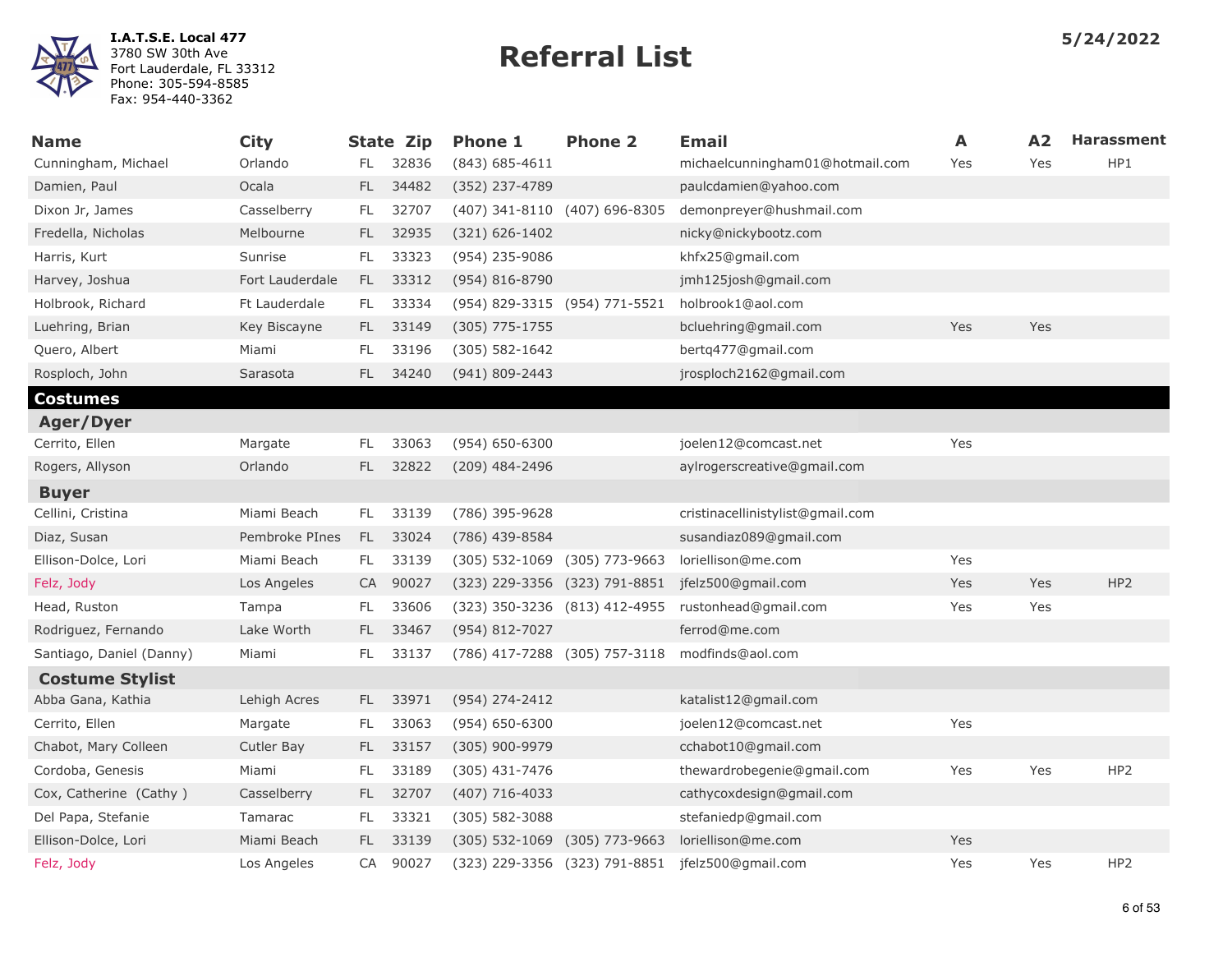**I.A.T.S.E. Local 477**
3780 SW 30th Ave
Fort Lauderdale, FL 33312
Phone: 305-594-8585
Fax: 954-440-3362

# Referral List

**5/24/2022**

| Name | City | State | Zip | Phone 1 | Phone 2 | Email | A | A2 | Harassment |
|---|---|---|---|---|---|---|---|---|---|
| Cunningham, Michael | Orlando | FL | 32836 | (843) 685-4611 | | michaelcunningham01@hotmail.com | Yes | Yes | HP1 |
| Damien, Paul | Ocala | FL | 34482 | (352) 237-4789 | | paulcdamien@yahoo.com | | | |
| Dixon Jr, James | Casselberry | FL | 32707 | (407) 341-8110 | (407) 696-8305 | demonpreyer@hushmail.com | | | |
| Fredella, Nicholas | Melbourne | FL | 32935 | (321) 626-1402 | | nicky@nickybootz.com | | | |
| Harris, Kurt | Sunrise | FL | 33323 | (954) 235-9086 | | khfx25@gmail.com | | | |
| Harvey, Joshua | Fort Lauderdale | FL | 33312 | (954) 816-8790 | | jmh125josh@gmail.com | | | |
| Holbrook, Richard | Ft Lauderdale | FL | 33334 | (954) 829-3315 | (954) 771-5521 | holbrook1@aol.com | | | |
| Luehring, Brian | Key Biscayne | FL | 33149 | (305) 775-1755 | | bcluehring@gmail.com | Yes | Yes | |
| Quero, Albert | Miami | FL | 33196 | (305) 582-1642 | | bertq477@gmail.com | | | |
| Rosploch, John | Sarasota | FL | 34240 | (941) 809-2443 | | jrosploch2162@gmail.com | | | |
| **Costumes** | | | | | | | | | |
| **Ager/Dyer** | | | | | | | | | |
| Cerrito, Ellen | Margate | FL | 33063 | (954) 650-6300 | | joelen12@comcast.net | Yes | | |
| Rogers, Allyson | Orlando | FL | 32822 | (209) 484-2496 | | aylrogerscreative@gmail.com | | | |
| **Buyer** | | | | | | | | | |
| Cellini, Cristina | Miami Beach | FL | 33139 | (786) 395-9628 | | cristinacellinistylist@gmail.com | | | |
| Diaz, Susan | Pembroke PInes | FL | 33024 | (786) 439-8584 | | susandiaz089@gmail.com | | | |
| Ellison-Dolce, Lori | Miami Beach | FL | 33139 | (305) 532-1069 | (305) 773-9663 | loriellison@me.com | Yes | | |
| Felz, Jody | Los Angeles | CA | 90027 | (323) 229-3356 | (323) 791-8851 | jfelz500@gmail.com | Yes | Yes | HP2 |
| Head, Ruston | Tampa | FL | 33606 | (323) 350-3236 | (813) 412-4955 | rustonhead@gmail.com | Yes | Yes | |
| Rodriguez, Fernando | Lake Worth | FL | 33467 | (954) 812-7027 | | ferrod@me.com | | | |
| Santiago, Daniel (Danny) | Miami | FL | 33137 | (786) 417-7288 | (305) 757-3118 | modfinds@aol.com | | | |
| **Costume Stylist** | | | | | | | | | |
| Abba Gana, Kathia | Lehigh Acres | FL | 33971 | (954) 274-2412 | | katalist12@gmail.com | | | |
| Cerrito, Ellen | Margate | FL | 33063 | (954) 650-6300 | | joelen12@comcast.net | Yes | | |
| Chabot, Mary Colleen | Cutler Bay | FL | 33157 | (305) 900-9979 | | cchabot10@gmail.com | | | |
| Cordoba, Genesis | Miami | FL | 33189 | (305) 431-7476 | | thewardrobegenie@gmail.com | Yes | Yes | HP2 |
| Cox, Catherine (Cathy ) | Casselberry | FL | 32707 | (407) 716-4033 | | cathycoxdesign@gmail.com | | | |
| Del Papa, Stefanie | Tamarac | FL | 33321 | (305) 582-3088 | | stefaniedp@gmail.com | | | |
| Ellison-Dolce, Lori | Miami Beach | FL | 33139 | (305) 532-1069 | (305) 773-9663 | loriellison@me.com | Yes | | |
| Felz, Jody | Los Angeles | CA | 90027 | (323) 229-3356 | (323) 791-8851 | jfelz500@gmail.com | Yes | Yes | HP2 |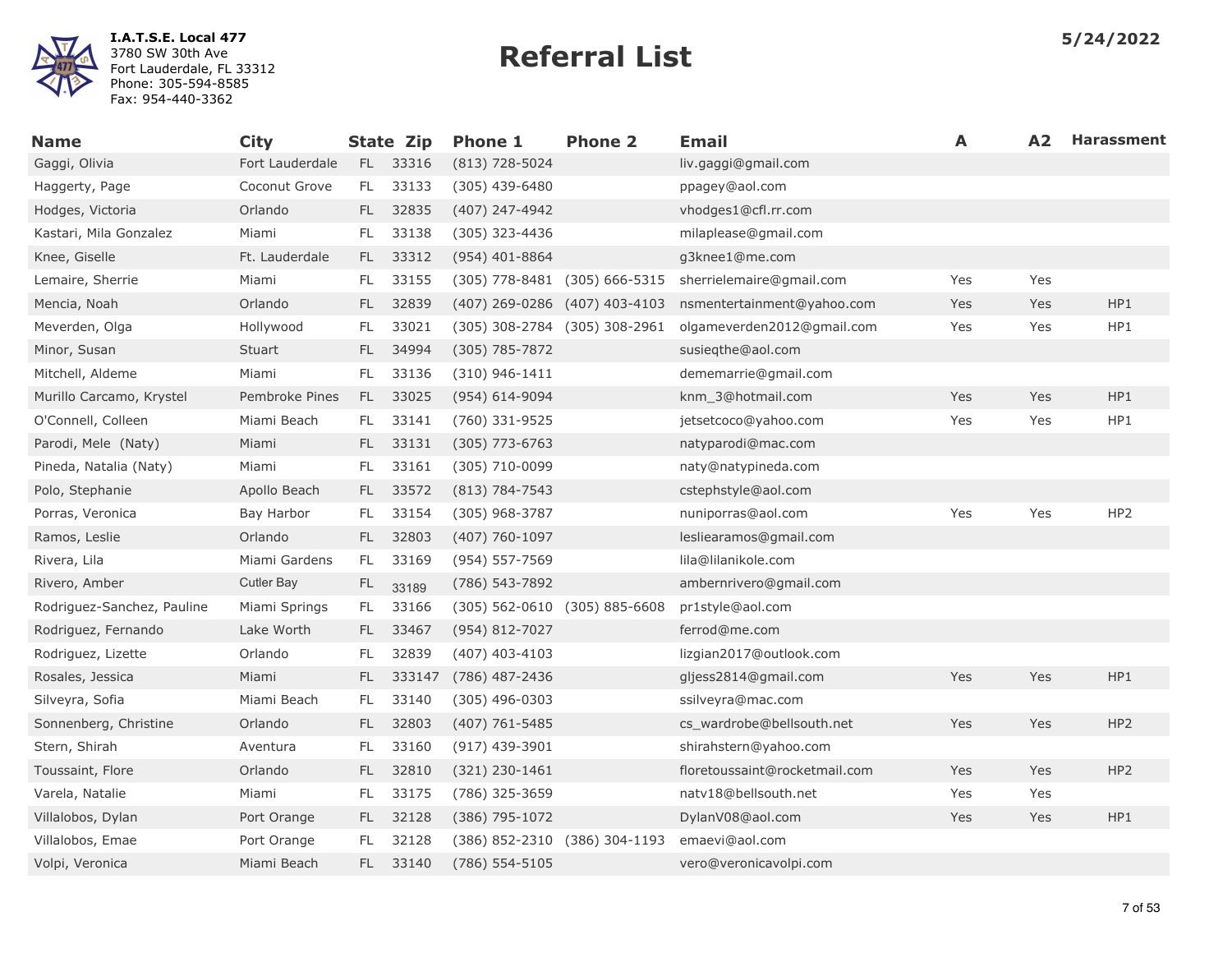**I.A.T.S.E. Local 477**
3780 SW 30th Ave
Fort Lauderdale, FL 33312
Phone: 305-594-8585
Fax: 954-440-3362

# Referral List

5/24/2022

| Name | City | State | Zip | Phone 1 | Phone 2 | Email | A | A2 | Harassment |
|---|---|---|---|---|---|---|---|---|---|
| Gaggi, Olivia | Fort Lauderdale | FL | 33316 | (813) 728-5024 | | liv.gaggi@gmail.com | | | |
| Haggerty, Page | Coconut Grove | FL | 33133 | (305) 439-6480 | | ppagey@aol.com | | | |
| Hodges, Victoria | Orlando | FL | 32835 | (407) 247-4942 | | vhodges1@cfl.rr.com | | | |
| Kastari, Mila Gonzalez | Miami | FL | 33138 | (305) 323-4436 | | milaplease@gmail.com | | | |
| Knee, Giselle | Ft. Lauderdale | FL | 33312 | (954) 401-8864 | | g3knee1@me.com | | | |
| Lemaire, Sherrie | Miami | FL | 33155 | (305) 778-8481 | (305) 666-5315 | sherrielemaire@gmail.com | Yes | Yes | |
| Mencia, Noah | Orlando | FL | 32839 | (407) 269-0286 | (407) 403-4103 | nsmentertainment@yahoo.com | Yes | Yes | HP1 |
| Meverden, Olga | Hollywood | FL | 33021 | (305) 308-2784 | (305) 308-2961 | olgameverden2012@gmail.com | Yes | Yes | HP1 |
| Minor, Susan | Stuart | FL | 34994 | (305) 785-7872 | | susieqthe@aol.com | | | |
| Mitchell, Aldeme | Miami | FL | 33136 | (310) 946-1411 | | dememarrie@gmail.com | | | |
| Murillo Carcamo, Krystel | Pembroke Pines | FL | 33025 | (954) 614-9094 | | knm_3@hotmail.com | Yes | Yes | HP1 |
| O'Connell, Colleen | Miami Beach | FL | 33141 | (760) 331-9525 | | jetsetcoco@yahoo.com | Yes | Yes | HP1 |
| Parodi, Mele (Naty) | Miami | FL | 33131 | (305) 773-6763 | | natyparodi@mac.com | | | |
| Pineda, Natalia (Naty) | Miami | FL | 33161 | (305) 710-0099 | | naty@natypineda.com | | | |
| Polo, Stephanie | Apollo Beach | FL | 33572 | (813) 784-7543 | | cstephstyle@aol.com | | | |
| Porras, Veronica | Bay Harbor | FL | 33154 | (305) 968-3787 | | nuniporras@aol.com | Yes | Yes | HP2 |
| Ramos, Leslie | Orlando | FL | 32803 | (407) 760-1097 | | lesliearamos@gmail.com | | | |
| Rivera, Lila | Miami Gardens | FL | 33169 | (954) 557-7569 | | lila@lilanikole.com | | | |
| Rivero, Amber | Cutler Bay | FL | 33189 | (786) 543-7892 | | ambernrivero@gmail.com | | | |
| Rodriguez-Sanchez, Pauline | Miami Springs | FL | 33166 | (305) 562-0610 | (305) 885-6608 | pr1style@aol.com | | | |
| Rodriguez, Fernando | Lake Worth | FL | 33467 | (954) 812-7027 | | ferrod@me.com | | | |
| Rodriguez, Lizette | Orlando | FL | 32839 | (407) 403-4103 | | lizgian2017@outlook.com | | | |
| Rosales, Jessica | Miami | FL | 333147 | (786) 487-2436 | | gljess2814@gmail.com | Yes | Yes | HP1 |
| Silveyra, Sofia | Miami Beach | FL | 33140 | (305) 496-0303 | | ssilveyra@mac.com | | | |
| Sonnenberg, Christine | Orlando | FL | 32803 | (407) 761-5485 | | cs_wardrobe@bellsouth.net | Yes | Yes | HP2 |
| Stern, Shirah | Aventura | FL | 33160 | (917) 439-3901 | | shirahstern@yahoo.com | | | |
| Toussaint, Flore | Orlando | FL | 32810 | (321) 230-1461 | | floretoussaint@rocketmail.com | Yes | Yes | HP2 |
| Varela, Natalie | Miami | FL | 33175 | (786) 325-3659 | | natv18@bellsouth.net | Yes | Yes | |
| Villalobos, Dylan | Port Orange | FL | 32128 | (386) 795-1072 | | DylanV08@aol.com | Yes | Yes | HP1 |
| Villalobos, Emae | Port Orange | FL | 32128 | (386) 852-2310 | (386) 304-1193 | emaevi@aol.com | | | |
| Volpi, Veronica | Miami Beach | FL | 33140 | (786) 554-5105 | | vero@veronicavolpi.com | | | |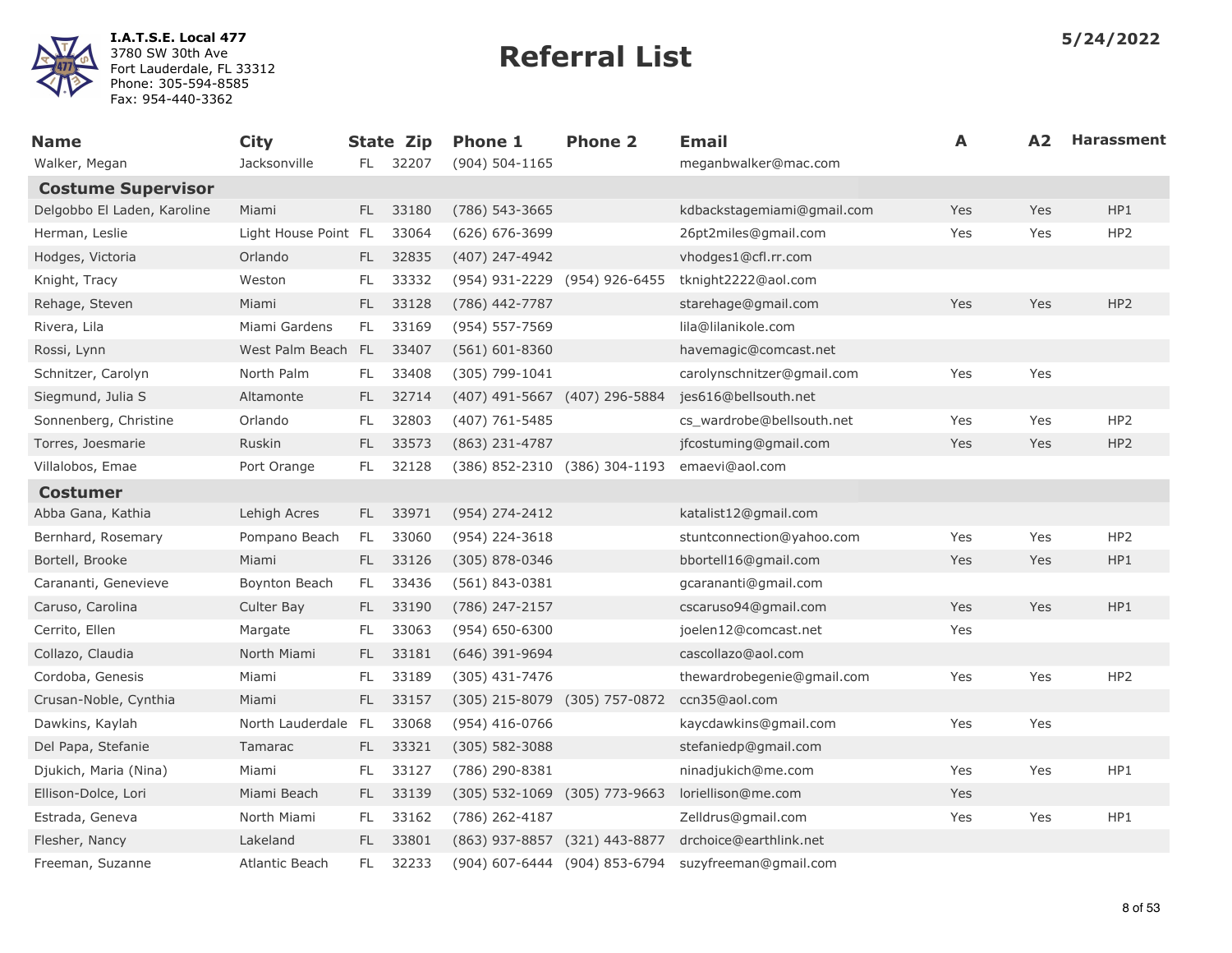I.A.T.S.E. Local 477
3780 SW 30th Ave
Fort Lauderdale, FL 33312
Phone: 305-594-8585
Fax: 954-440-3362

# Referral List

5/24/2022

| Name | City | State | Zip | Phone 1 | Phone 2 | Email | A | A2 | Harassment |
|---|---|---|---|---|---|---|---|---|---|
| Walker, Megan | Jacksonville | FL | 32207 | (904) 504-1165 | | meganbwalker@mac.com | | | |
| **Costume Supervisor** | | | | | | | | | |
| Delgobbo El Laden, Karoline | Miami | FL | 33180 | (786) 543-3665 | | kdbackstagemiami@gmail.com | Yes | Yes | HP1 |
| Herman, Leslie | Light House Point | FL | 33064 | (626) 676-3699 | | 26pt2miles@gmail.com | Yes | Yes | HP2 |
| Hodges, Victoria | Orlando | FL | 32835 | (407) 247-4942 | | vhodges1@cfl.rr.com | | | |
| Knight, Tracy | Weston | FL | 33332 | (954) 931-2229 | (954) 926-6455 | tknight2222@aol.com | | | |
| Rehage, Steven | Miami | FL | 33128 | (786) 442-7787 | | starehage@gmail.com | Yes | Yes | HP2 |
| Rivera, Lila | Miami Gardens | FL | 33169 | (954) 557-7569 | | lila@lilanikole.com | | | |
| Rossi, Lynn | West Palm Beach | FL | 33407 | (561) 601-8360 | | havemagic@comcast.net | | | |
| Schnitzer, Carolyn | North Palm | FL | 33408 | (305) 799-1041 | | carolynschnitzer@gmail.com | Yes | Yes | |
| Siegmund, Julia S | Altamonte | FL | 32714 | (407) 491-5667 | (407) 296-5884 | jes616@bellsouth.net | | | |
| Sonnenberg, Christine | Orlando | FL | 32803 | (407) 761-5485 | | cs_wardrobe@bellsouth.net | Yes | Yes | HP2 |
| Torres, Joesmarie | Ruskin | FL | 33573 | (863) 231-4787 | | jfcostuming@gmail.com | Yes | Yes | HP2 |
| Villalobos, Emae | Port Orange | FL | 32128 | (386) 852-2310 | (386) 304-1193 | emaevi@aol.com | | | |
| **Costumer** | | | | | | | | | |
| Abba Gana, Kathia | Lehigh Acres | FL | 33971 | (954) 274-2412 | | katalist12@gmail.com | | | |
| Bernhard, Rosemary | Pompano Beach | FL | 33060 | (954) 224-3618 | | stuntconnection@yahoo.com | Yes | Yes | HP2 |
| Bortell, Brooke | Miami | FL | 33126 | (305) 878-0346 | | bbortell16@gmail.com | Yes | Yes | HP1 |
| Carananti, Genevieve | Boynton Beach | FL | 33436 | (561) 843-0381 | | gcarananti@gmail.com | | | |
| Caruso, Carolina | Culter Bay | FL | 33190 | (786) 247-2157 | | cscaruso94@gmail.com | Yes | Yes | HP1 |
| Cerrito, Ellen | Margate | FL | 33063 | (954) 650-6300 | | joelen12@comcast.net | Yes | | |
| Collazo, Claudia | North Miami | FL | 33181 | (646) 391-9694 | | cascollazo@aol.com | | | |
| Cordoba, Genesis | Miami | FL | 33189 | (305) 431-7476 | | thewardrobegenie@gmail.com | Yes | Yes | HP2 |
| Crusan-Noble, Cynthia | Miami | FL | 33157 | (305) 215-8079 | (305) 757-0872 | ccn35@aol.com | | | |
| Dawkins, Kaylah | North Lauderdale | FL | 33068 | (954) 416-0766 | | kaycdawkins@gmail.com | Yes | Yes | |
| Del Papa, Stefanie | Tamarac | FL | 33321 | (305) 582-3088 | | stefaniedp@gmail.com | | | |
| Djukich, Maria (Nina) | Miami | FL | 33127 | (786) 290-8381 | | ninadjukich@me.com | Yes | Yes | HP1 |
| Ellison-Dolce, Lori | Miami Beach | FL | 33139 | (305) 532-1069 | (305) 773-9663 | loriellison@me.com | Yes | | |
| Estrada, Geneva | North Miami | FL | 33162 | (786) 262-4187 | | Zelldrus@gmail.com | Yes | Yes | HP1 |
| Flesher, Nancy | Lakeland | FL | 33801 | (863) 937-8857 | (321) 443-8877 | drchoice@earthlink.net | | | |
| Freeman, Suzanne | Atlantic Beach | FL | 32233 | (904) 607-6444 | (904) 853-6794 | suzyfreeman@gmail.com | | | |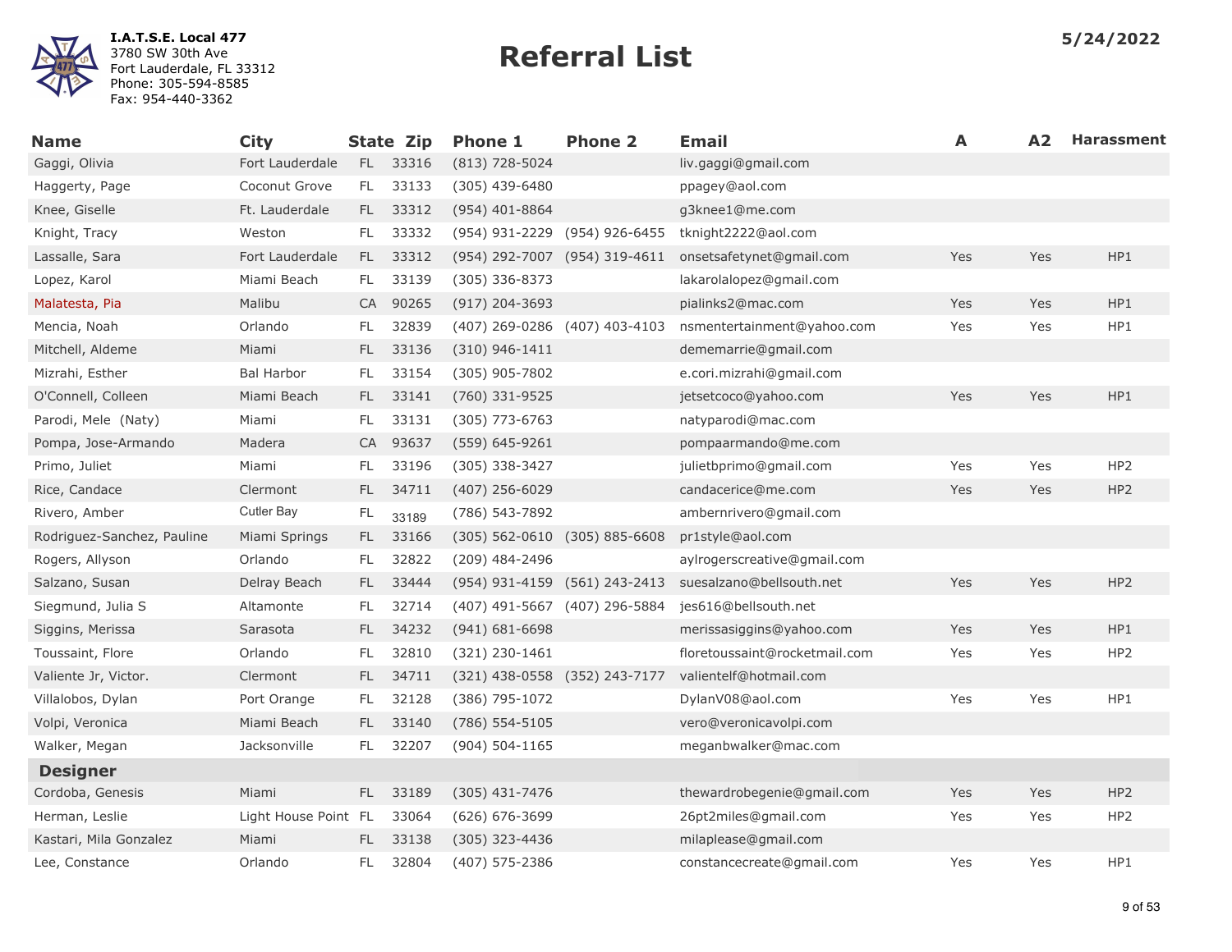**I.A.T.S.E. Local 477**
3780 SW 30th Ave
Fort Lauderdale, FL 33312
Phone: 305-594-8585
Fax: 954-440-3362

# Referral List

**5/24/2022**

| Name | City | State | Zip | Phone 1 | Phone 2 | Email | A | A2 | Harassment |
|---|---|---|---|---|---|---|---|---|---|
| Gaggi, Olivia | Fort Lauderdale | FL | 33316 | (813) 728-5024 | | liv.gaggi@gmail.com | | | |
| Haggerty, Page | Coconut Grove | FL | 33133 | (305) 439-6480 | | ppagey@aol.com | | | |
| Knee, Giselle | Ft. Lauderdale | FL | 33312 | (954) 401-8864 | | g3knee1@me.com | | | |
| Knight, Tracy | Weston | FL | 33332 | (954) 931-2229 | (954) 926-6455 | tknight2222@aol.com | | | |
| Lassalle, Sara | Fort Lauderdale | FL | 33312 | (954) 292-7007 | (954) 319-4611 | onsetsafetynet@gmail.com | Yes | Yes | HP1 |
| Lopez, Karol | Miami Beach | FL | 33139 | (305) 336-8373 | | lakarolalopez@gmail.com | | | |
| Malatesta, Pia | Malibu | CA | 90265 | (917) 204-3693 | | pialinks2@mac.com | Yes | Yes | HP1 |
| Mencia, Noah | Orlando | FL | 32839 | (407) 269-0286 | (407) 403-4103 | nsmentertainment@yahoo.com | Yes | Yes | HP1 |
| Mitchell, Aldeme | Miami | FL | 33136 | (310) 946-1411 | | dememarrie@gmail.com | | | |
| Mizrahi, Esther | Bal Harbor | FL | 33154 | (305) 905-7802 | | e.cori.mizrahi@gmail.com | | | |
| O'Connell, Colleen | Miami Beach | FL | 33141 | (760) 331-9525 | | jetsetcoco@yahoo.com | Yes | Yes | HP1 |
| Parodi, Mele (Naty) | Miami | FL | 33131 | (305) 773-6763 | | natyparodi@mac.com | | | |
| Pompa, Jose-Armando | Madera | CA | 93637 | (559) 645-9261 | | pompaarmando@me.com | | | |
| Primo, Juliet | Miami | FL | 33196 | (305) 338-3427 | | julietbprimo@gmail.com | Yes | Yes | HP2 |
| Rice, Candace | Clermont | FL | 34711 | (407) 256-6029 | | candacerice@me.com | Yes | Yes | HP2 |
| Rivero, Amber | Cutler Bay | FL | 33189 | (786) 543-7892 | | ambernrivero@gmail.com | | | |
| Rodriguez-Sanchez, Pauline | Miami Springs | FL | 33166 | (305) 562-0610 | (305) 885-6608 | pr1style@aol.com | | | |
| Rogers, Allyson | Orlando | FL | 32822 | (209) 484-2496 | | aylrogerscreative@gmail.com | | | |
| Salzano, Susan | Delray Beach | FL | 33444 | (954) 931-4159 | (561) 243-2413 | suesalzano@bellsouth.net | Yes | Yes | HP2 |
| Siegmund, Julia S | Altamonte | FL | 32714 | (407) 491-5667 | (407) 296-5884 | jes616@bellsouth.net | | | |
| Siggins, Merissa | Sarasota | FL | 34232 | (941) 681-6698 | | merissasiggins@yahoo.com | Yes | Yes | HP1 |
| Toussaint, Flore | Orlando | FL | 32810 | (321) 230-1461 | | floretoussaint@rocketmail.com | Yes | Yes | HP2 |
| Valiente Jr, Victor. | Clermont | FL | 34711 | (321) 438-0558 | (352) 243-7177 | valientelf@hotmail.com | | | |
| Villalobos, Dylan | Port Orange | FL | 32128 | (386) 795-1072 | | DylanV08@aol.com | Yes | Yes | HP1 |
| Volpi, Veronica | Miami Beach | FL | 33140 | (786) 554-5105 | | vero@veronicavolpi.com | | | |
| Walker, Megan | Jacksonville | FL | 32207 | (904) 504-1165 | | meganbwalker@mac.com | | | |
| **Designer** | | | | | | | | | |
| Cordoba, Genesis | Miami | FL | 33189 | (305) 431-7476 | | thewardrobegenie@gmail.com | Yes | Yes | HP2 |
| Herman, Leslie | Light House Point | FL | 33064 | (626) 676-3699 | | 26pt2miles@gmail.com | Yes | Yes | HP2 |
| Kastari, Mila Gonzalez | Miami | FL | 33138 | (305) 323-4436 | | milaplease@gmail.com | | | |
| Lee, Constance | Orlando | FL | 32804 | (407) 575-2386 | | constancecreate@gmail.com | Yes | Yes | HP1 |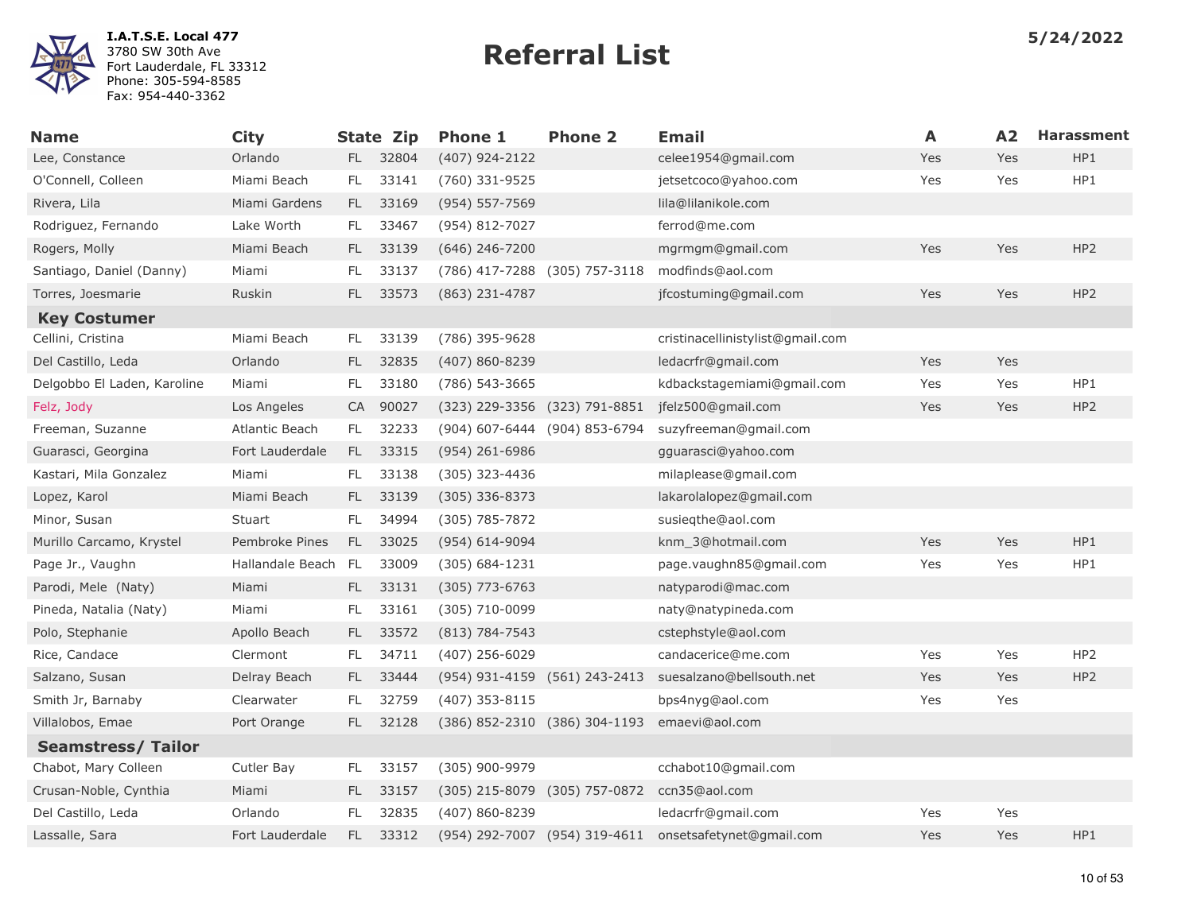**I.A.T.S.E. Local 477**
3780 SW 30th Ave
Fort Lauderdale, FL 33312
Phone: 305-594-8585
Fax: 954-440-3362

# Referral List

5/24/2022

| Name | City | State | Zip | Phone 1 | Phone 2 | Email | A | A2 | Harassment |
|---|---|---|---|---|---|---|---|---|---|
| Lee, Constance | Orlando | FL | 32804 | (407) 924-2122 | | celee1954@gmail.com | Yes | Yes | HP1 |
| O'Connell, Colleen | Miami Beach | FL | 33141 | (760) 331-9525 | | jetsetcoco@yahoo.com | Yes | Yes | HP1 |
| Rivera, Lila | Miami Gardens | FL | 33169 | (954) 557-7569 | | lila@lilanikole.com | | | |
| Rodriguez, Fernando | Lake Worth | FL | 33467 | (954) 812-7027 | | ferrod@me.com | | | |
| Rogers, Molly | Miami Beach | FL | 33139 | (646) 246-7200 | | mgrmgm@gmail.com | Yes | Yes | HP2 |
| Santiago, Daniel (Danny) | Miami | FL | 33137 | (786) 417-7288 | (305) 757-3118 | modfinds@aol.com | | | |
| Torres, Joesmarie | Ruskin | FL | 33573 | (863) 231-4787 | | jfcostuming@gmail.com | Yes | Yes | HP2 |
| **Key Costumer** | | | | | | | | | |
| Cellini, Cristina | Miami Beach | FL | 33139 | (786) 395-9628 | | cristinacellinistylist@gmail.com | | | |
| Del Castillo, Leda | Orlando | FL | 32835 | (407) 860-8239 | | ledacrfr@gmail.com | Yes | Yes | |
| Delgobbo El Laden, Karoline | Miami | FL | 33180 | (786) 543-3665 | | kdbackstagemiami@gmail.com | Yes | Yes | HP1 |
| Felz, Jody | Los Angeles | CA | 90027 | (323) 229-3356 | (323) 791-8851 | jfelz500@gmail.com | Yes | Yes | HP2 |
| Freeman, Suzanne | Atlantic Beach | FL | 32233 | (904) 607-6444 | (904) 853-6794 | suzyfreeman@gmail.com | | | |
| Guarasci, Georgina | Fort Lauderdale | FL | 33315 | (954) 261-6986 | | gguarasci@yahoo.com | | | |
| Kastari, Mila Gonzalez | Miami | FL | 33138 | (305) 323-4436 | | milaplease@gmail.com | | | |
| Lopez, Karol | Miami Beach | FL | 33139 | (305) 336-8373 | | lakarolalopez@gmail.com | | | |
| Minor, Susan | Stuart | FL | 34994 | (305) 785-7872 | | susieqthe@aol.com | | | |
| Murillo Carcamo, Krystel | Pembroke Pines | FL | 33025 | (954) 614-9094 | | knm_3@hotmail.com | Yes | Yes | HP1 |
| Page Jr., Vaughn | Hallandale Beach | FL | 33009 | (305) 684-1231 | | page.vaughn85@gmail.com | Yes | Yes | HP1 |
| Parodi, Mele (Naty) | Miami | FL | 33131 | (305) 773-6763 | | natyparodi@mac.com | | | |
| Pineda, Natalia (Naty) | Miami | FL | 33161 | (305) 710-0099 | | naty@natypineda.com | | | |
| Polo, Stephanie | Apollo Beach | FL | 33572 | (813) 784-7543 | | cstephstyle@aol.com | | | |
| Rice, Candace | Clermont | FL | 34711 | (407) 256-6029 | | candacerice@me.com | Yes | Yes | HP2 |
| Salzano, Susan | Delray Beach | FL | 33444 | (954) 931-4159 | (561) 243-2413 | suesalzano@bellsouth.net | Yes | Yes | HP2 |
| Smith Jr, Barnaby | Clearwater | FL | 32759 | (407) 353-8115 | | bps4nyg@aol.com | Yes | Yes | |
| Villalobos, Emae | Port Orange | FL | 32128 | (386) 852-2310 | (386) 304-1193 | emaevi@aol.com | | | |
| **Seamstress/ Tailor** | | | | | | | | | |
| Chabot, Mary Colleen | Cutler Bay | FL | 33157 | (305) 900-9979 | | cchabot10@gmail.com | | | |
| Crusan-Noble, Cynthia | Miami | FL | 33157 | (305) 215-8079 | (305) 757-0872 | ccn35@aol.com | | | |
| Del Castillo, Leda | Orlando | FL | 32835 | (407) 860-8239 | | ledacrfr@gmail.com | Yes | Yes | |
| Lassalle, Sara | Fort Lauderdale | FL | 33312 | (954) 292-7007 | (954) 319-4611 | onsetsafetynet@gmail.com | Yes | Yes | HP1 |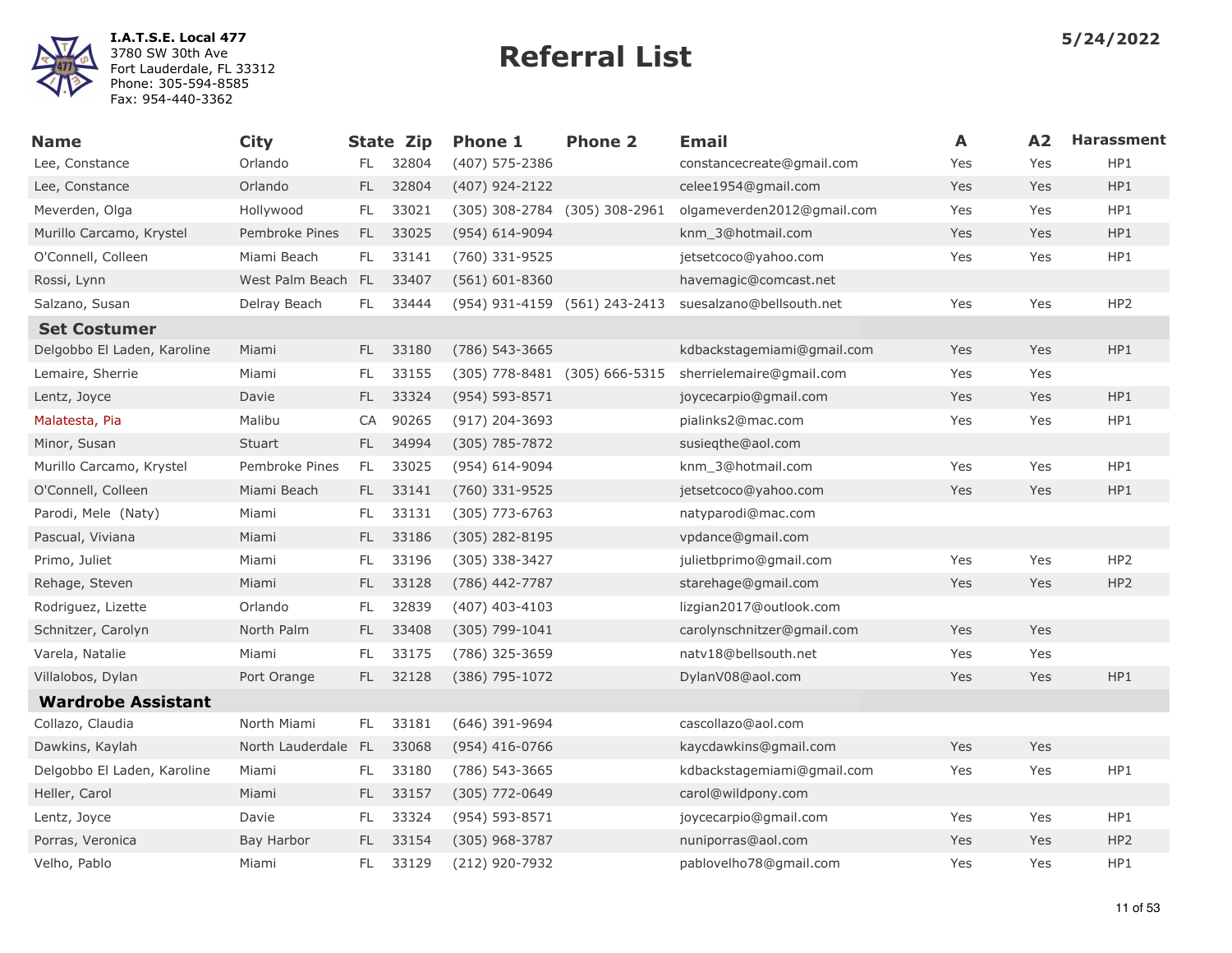**I.A.T.S.E. Local 477**
3780 SW 30th Ave
Fort Lauderdale, FL 33312
Phone: 305-594-8585
Fax: 954-440-3362

# Referral List

5/24/2022

| Name | City | State | Zip | Phone 1 | Phone 2 | Email | A | A2 | Harassment |
|---|---|---|---|---|---|---|---|---|---|
| Lee, Constance | Orlando | FL | 32804 | (407) 575-2386 | | constancecreate@gmail.com | Yes | Yes | HP1 |
| Lee, Constance | Orlando | FL | 32804 | (407) 924-2122 | | celee1954@gmail.com | Yes | Yes | HP1 |
| Meverden, Olga | Hollywood | FL | 33021 | (305) 308-2784 | (305) 308-2961 | olgameverden2012@gmail.com | Yes | Yes | HP1 |
| Murillo Carcamo, Krystel | Pembroke Pines | FL | 33025 | (954) 614-9094 | | knm_3@hotmail.com | Yes | Yes | HP1 |
| O'Connell, Colleen | Miami Beach | FL | 33141 | (760) 331-9525 | | jetsetcoco@yahoo.com | Yes | Yes | HP1 |
| Rossi, Lynn | West Palm Beach | FL | 33407 | (561) 601-8360 | | havemagic@comcast.net | | | |
| Salzano, Susan | Delray Beach | FL | 33444 | (954) 931-4159 | (561) 243-2413 | suesalzano@bellsouth.net | Yes | Yes | HP2 |
| **Set Costumer** | | | | | | | | | |
| Delgobbo El Laden, Karoline | Miami | FL | 33180 | (786) 543-3665 | | kdbackstagemiami@gmail.com | Yes | Yes | HP1 |
| Lemaire, Sherrie | Miami | FL | 33155 | (305) 778-8481 | (305) 666-5315 | sherrielemaire@gmail.com | Yes | Yes | |
| Lentz, Joyce | Davie | FL | 33324 | (954) 593-8571 | | joycecarpio@gmail.com | Yes | Yes | HP1 |
| Malatesta, Pia | Malibu | CA | 90265 | (917) 204-3693 | | pialinks2@mac.com | Yes | Yes | HP1 |
| Minor, Susan | Stuart | FL | 34994 | (305) 785-7872 | | susieqthe@aol.com | | | |
| Murillo Carcamo, Krystel | Pembroke Pines | FL | 33025 | (954) 614-9094 | | knm_3@hotmail.com | Yes | Yes | HP1 |
| O'Connell, Colleen | Miami Beach | FL | 33141 | (760) 331-9525 | | jetsetcoco@yahoo.com | Yes | Yes | HP1 |
| Parodi, Mele (Naty) | Miami | FL | 33131 | (305) 773-6763 | | natyparodi@mac.com | | | |
| Pascual, Viviana | Miami | FL | 33186 | (305) 282-8195 | | vpdance@gmail.com | | | |
| Primo, Juliet | Miami | FL | 33196 | (305) 338-3427 | | julietbprimo@gmail.com | Yes | Yes | HP2 |
| Rehage, Steven | Miami | FL | 33128 | (786) 442-7787 | | starehage@gmail.com | Yes | Yes | HP2 |
| Rodriguez, Lizette | Orlando | FL | 32839 | (407) 403-4103 | | lizgian2017@outlook.com | | | |
| Schnitzer, Carolyn | North Palm | FL | 33408 | (305) 799-1041 | | carolynschnitzer@gmail.com | Yes | Yes | |
| Varela, Natalie | Miami | FL | 33175 | (786) 325-3659 | | natv18@bellsouth.net | Yes | Yes | |
| Villalobos, Dylan | Port Orange | FL | 32128 | (386) 795-1072 | | DylanV08@aol.com | Yes | Yes | HP1 |
| **Wardrobe Assistant** | | | | | | | | | |
| Collazo, Claudia | North Miami | FL | 33181 | (646) 391-9694 | | cascollazo@aol.com | | | |
| Dawkins, Kaylah | North Lauderdale | FL | 33068 | (954) 416-0766 | | kaycdawkins@gmail.com | Yes | Yes | |
| Delgobbo El Laden, Karoline | Miami | FL | 33180 | (786) 543-3665 | | kdbackstagemiami@gmail.com | Yes | Yes | HP1 |
| Heller, Carol | Miami | FL | 33157 | (305) 772-0649 | | carol@wildpony.com | | | |
| Lentz, Joyce | Davie | FL | 33324 | (954) 593-8571 | | joycecarpio@gmail.com | Yes | Yes | HP1 |
| Porras, Veronica | Bay Harbor | FL | 33154 | (305) 968-3787 | | nuniporras@aol.com | Yes | Yes | HP2 |
| Velho, Pablo | Miami | FL | 33129 | (212) 920-7932 | | pablovelho78@gmail.com | Yes | Yes | HP1 |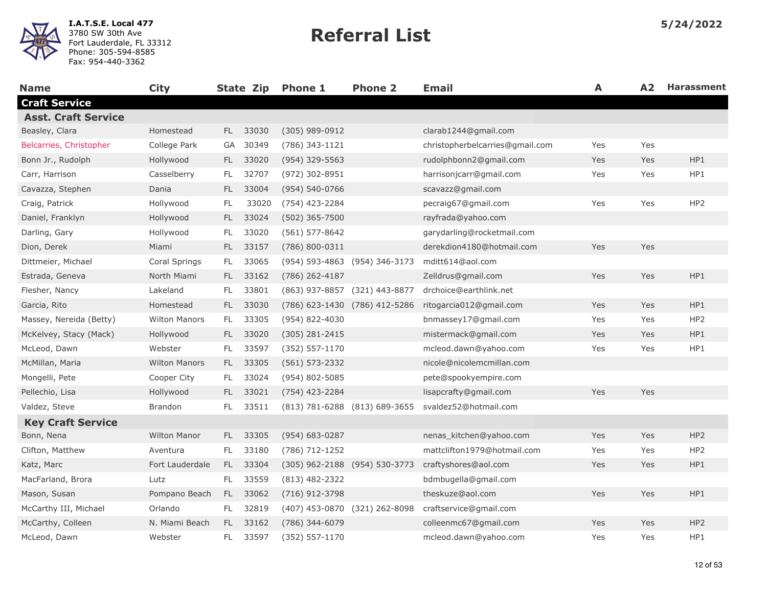I.A.T.S.E. Local 477
3780 SW 30th Ave
Fort Lauderdale, FL 33312
Phone: 305-594-8585
Fax: 954-440-3362

# Referral List

5/24/2022

| Name | City | State | Zip | Phone 1 | Phone 2 | Email | A | A2 | Harassment |
|---|---|---|---|---|---|---|---|---|---|
| **Craft Service** | | | | | | | | | |
| **Asst. Craft Service** | | | | | | | | | |
| Beasley, Clara | Homestead | FL | 33030 | (305) 989-0912 | | clarab1244@gmail.com | | | |
| Belcarries, Christopher | College Park | GA | 30349 | (786) 343-1121 | | christopherbelcarries@gmail.com | Yes | Yes | |
| Bonn Jr., Rudolph | Hollywood | FL | 33020 | (954) 329-5563 | | rudolphbonn2@gmail.com | Yes | Yes | HP1 |
| Carr, Harrison | Casselberry | FL | 32707 | (972) 302-8951 | | harrisonjcarr@gmail.com | Yes | Yes | HP1 |
| Cavazza, Stephen | Dania | FL | 33004 | (954) 540-0766 | | scavazz@gmail.com | | | |
| Craig, Patrick | Hollywood | FL | 33020 | (754) 423-2284 | | pecraig67@gmail.com | Yes | Yes | HP2 |
| Daniel, Franklyn | Hollywood | FL | 33024 | (502) 365-7500 | | rayfrada@yahoo.com | | | |
| Darling, Gary | Hollywood | FL | 33020 | (561) 577-8642 | | garydarling@rocketmail.com | | | |
| Dion, Derek | Miami | FL | 33157 | (786) 800-0311 | | derekdion4180@hotmail.com | Yes | Yes | |
| Dittmeier, Michael | Coral Springs | FL | 33065 | (954) 593-4863 | (954) 346-3173 | mditt614@aol.com | | | |
| Estrada, Geneva | North Miami | FL | 33162 | (786) 262-4187 | | Zelldrus@gmail.com | Yes | Yes | HP1 |
| Flesher, Nancy | Lakeland | FL | 33801 | (863) 937-8857 | (321) 443-8877 | drchoice@earthlink.net | | | |
| Garcia, Rito | Homestead | FL | 33030 | (786) 623-1430 | (786) 412-5286 | ritogarcia012@gmail.com | Yes | Yes | HP1 |
| Massey, Nereida (Betty) | Wilton Manors | FL | 33305 | (954) 822-4030 | | bnmassey17@gmail.com | Yes | Yes | HP2 |
| McKelvey, Stacy (Mack) | Hollywood | FL | 33020 | (305) 281-2415 | | mistermack@gmail.com | Yes | Yes | HP1 |
| McLeod, Dawn | Webster | FL | 33597 | (352) 557-1170 | | mcleod.dawn@yahoo.com | Yes | Yes | HP1 |
| McMillan, Maria | Wilton Manors | FL | 33305 | (561) 573-2332 | | nicole@nicolemcmillan.com | | | |
| Mongelli, Pete | Cooper City | FL | 33024 | (954) 802-5085 | | pete@spookyempire.com | | | |
| Pellechio, Lisa | Hollywood | FL | 33021 | (754) 423-2284 | | lisapcrafty@gmail.com | Yes | Yes | |
| Valdez, Steve | Brandon | FL | 33511 | (813) 781-6288 | (813) 689-3655 | svaldez52@hotmail.com | | | |
| **Key Craft Service** | | | | | | | | | |
| Bonn, Nena | Wilton Manor | FL | 33305 | (954) 683-0287 | | nenas_kitchen@yahoo.com | Yes | Yes | HP2 |
| Clifton, Matthew | Aventura | FL | 33180 | (786) 712-1252 | | mattclifton1979@hotmail.com | Yes | Yes | HP2 |
| Katz, Marc | Fort Lauderdale | FL | 33304 | (305) 962-2188 | (954) 530-3773 | craftyshores@aol.com | Yes | Yes | HP1 |
| MacFarland, Brora | Lutz | FL | 33559 | (813) 482-2322 | | bdmbugella@gmail.com | | | |
| Mason, Susan | Pompano Beach | FL | 33062 | (716) 912-3798 | | theskuze@aol.com | Yes | Yes | HP1 |
| McCarthy III, Michael | Orlando | FL | 32819 | (407) 453-0870 | (321) 262-8098 | craftservice@gmail.com | | | |
| McCarthy, Colleen | N. Miami Beach | FL | 33162 | (786) 344-6079 | | colleenmc67@gmail.com | Yes | Yes | HP2 |
| McLeod, Dawn | Webster | FL | 33597 | (352) 557-1170 | | mcleod.dawn@yahoo.com | Yes | Yes | HP1 |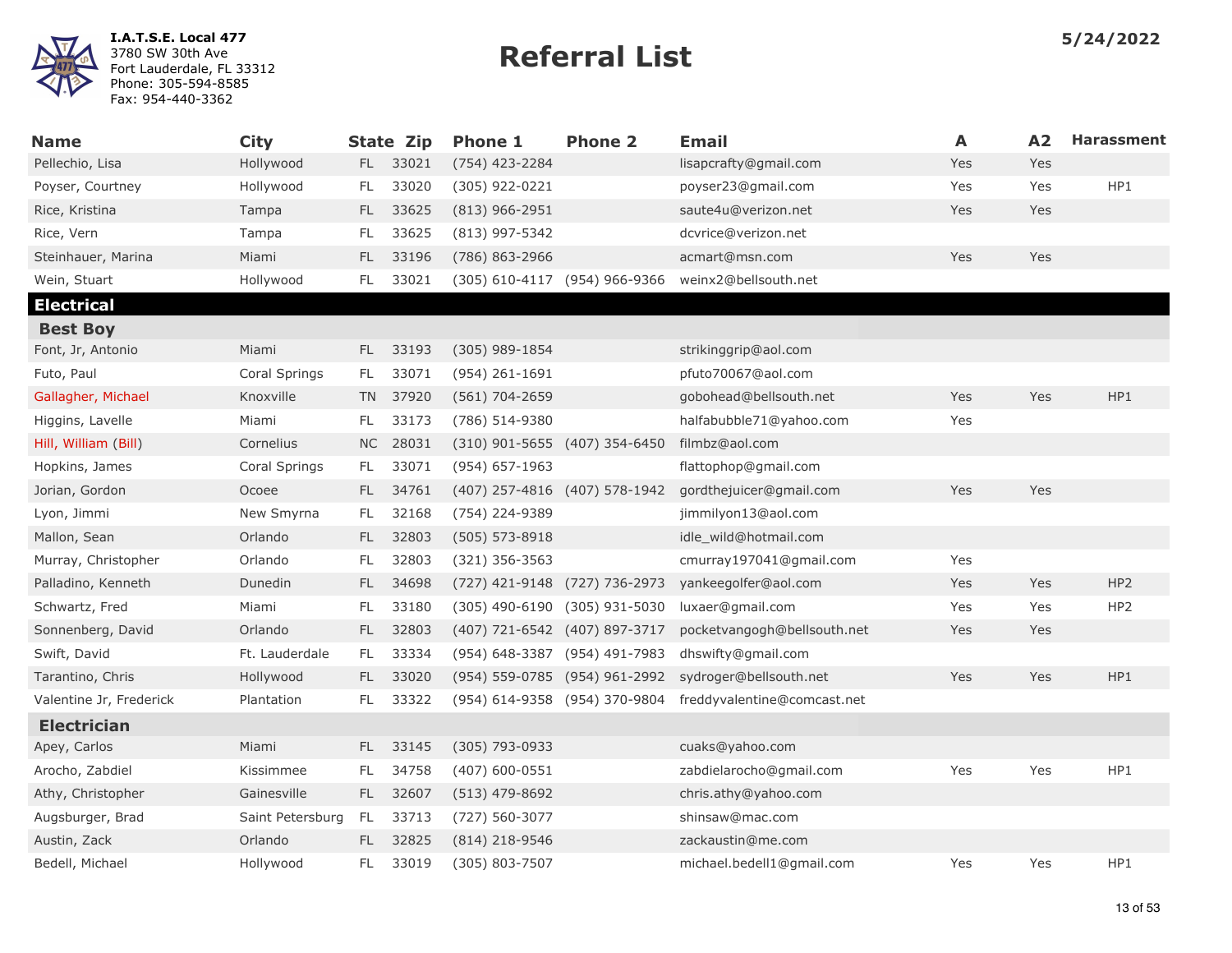**I.A.T.S.E. Local 477**
3780 SW 30th Ave
Fort Lauderdale, FL 33312
Phone: 305-594-8585
Fax: 954-440-3362

# Referral List

**5/24/2022**

| Name | City | State | Zip | Phone 1 | Phone 2 | Email | A | A2 | Harassment |
|---|---|---|---|---|---|---|---|---|---|
| Pellechio, Lisa | Hollywood | FL | 33021 | (754) 423-2284 | | lisapcrafty@gmail.com | Yes | Yes | |
| Poyser, Courtney | Hollywood | FL | 33020 | (305) 922-0221 | | poyser23@gmail.com | Yes | Yes | HP1 |
| Rice, Kristina | Tampa | FL | 33625 | (813) 966-2951 | | saute4u@verizon.net | Yes | Yes | |
| Rice, Vern | Tampa | FL | 33625 | (813) 997-5342 | | dcvrice@verizon.net | | | |
| Steinhauer, Marina | Miami | FL | 33196 | (786) 863-2966 | | acmart@msn.com | Yes | Yes | |
| Wein, Stuart | Hollywood | FL | 33021 | (305) 610-4117 | (954) 966-9366 | weinx2@bellsouth.net | | | |
| **Electrical** | | | | | | | | | |
| **Best Boy** | | | | | | | | | |
| Font, Jr, Antonio | Miami | FL | 33193 | (305) 989-1854 | | strikinggrip@aol.com | | | |
| Futo, Paul | Coral Springs | FL | 33071 | (954) 261-1691 | | pfuto70067@aol.com | | | |
| Gallagher, Michael | Knoxville | TN | 37920 | (561) 704-2659 | | gobohead@bellsouth.net | Yes | Yes | HP1 |
| Higgins, Lavelle | Miami | FL | 33173 | (786) 514-9380 | | halfabubble71@yahoo.com | Yes | | |
| Hill, William (Bill) | Cornelius | NC | 28031 | (310) 901-5655 | (407) 354-6450 | filmbz@aol.com | | | |
| Hopkins, James | Coral Springs | FL | 33071 | (954) 657-1963 | | flattophop@gmail.com | | | |
| Jorian, Gordon | Ocoee | FL | 34761 | (407) 257-4816 | (407) 578-1942 | gordthejuicer@gmail.com | Yes | Yes | |
| Lyon, Jimmi | New Smyrna | FL | 32168 | (754) 224-9389 | | jimmilyon13@aol.com | | | |
| Mallon, Sean | Orlando | FL | 32803 | (505) 573-8918 | | idle_wild@hotmail.com | | | |
| Murray, Christopher | Orlando | FL | 32803 | (321) 356-3563 | | cmurray197041@gmail.com | Yes | | |
| Palladino, Kenneth | Dunedin | FL | 34698 | (727) 421-9148 | (727) 736-2973 | yankeegolfer@aol.com | Yes | Yes | HP2 |
| Schwartz, Fred | Miami | FL | 33180 | (305) 490-6190 | (305) 931-5030 | luxaer@gmail.com | Yes | Yes | HP2 |
| Sonnenberg, David | Orlando | FL | 32803 | (407) 721-6542 | (407) 897-3717 | pocketvangogh@bellsouth.net | Yes | Yes | |
| Swift, David | Ft. Lauderdale | FL | 33334 | (954) 648-3387 | (954) 491-7983 | dhswifty@gmail.com | | | |
| Tarantino, Chris | Hollywood | FL | 33020 | (954) 559-0785 | (954) 961-2992 | sydroger@bellsouth.net | Yes | Yes | HP1 |
| Valentine Jr, Frederick | Plantation | FL | 33322 | (954) 614-9358 | (954) 370-9804 | freddyvalentine@comcast.net | | | |
| **Electrician** | | | | | | | | | |
| Apey, Carlos | Miami | FL | 33145 | (305) 793-0933 | | cuaks@yahoo.com | | | |
| Arocho, Zabdiel | Kissimmee | FL | 34758 | (407) 600-0551 | | zabdielarocho@gmail.com | Yes | Yes | HP1 |
| Athy, Christopher | Gainesville | FL | 32607 | (513) 479-8692 | | chris.athy@yahoo.com | | | |
| Augsburger, Brad | Saint Petersburg | FL | 33713 | (727) 560-3077 | | shinsaw@mac.com | | | |
| Austin, Zack | Orlando | FL | 32825 | (814) 218-9546 | | zackaustin@me.com | | | |
| Bedell, Michael | Hollywood | FL | 33019 | (305) 803-7507 | | michael.bedell1@gmail.com | Yes | Yes | HP1 |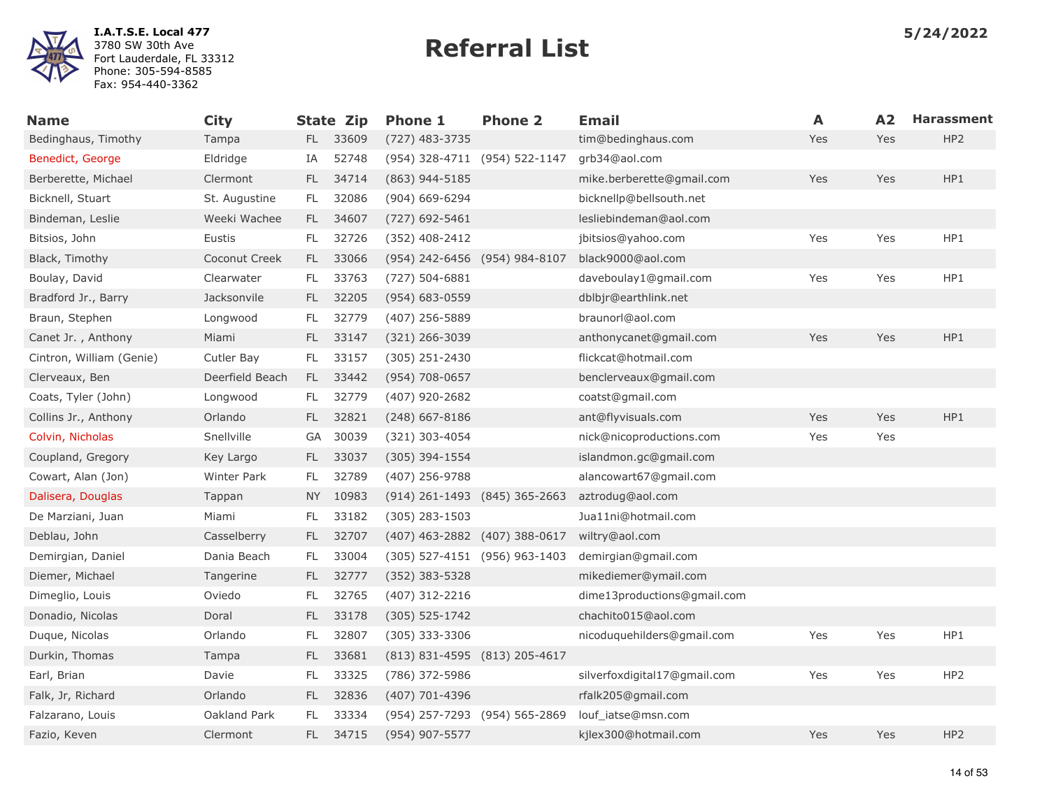**I.A.T.S.E. Local 477**
3780 SW 30th Ave
Fort Lauderdale, FL 33312
Phone: 305-594-8585
Fax: 954-440-3362

# Referral List

**5/24/2022**

| Name | City | State | Zip | Phone 1 | Phone 2 | Email | A | A2 | Harassment |
|---|---|---|---|---|---|---|---|---|---|
| Bedinghaus, Timothy | Tampa | FL | 33609 | (727) 483-3735 | | tim@bedinghaus.com | Yes | Yes | HP2 |
| Benedict, George | Eldridge | IA | 52748 | (954) 328-4711 | (954) 522-1147 | grb34@aol.com | | | |
| Berberette, Michael | Clermont | FL | 34714 | (863) 944-5185 | | mike.berberette@gmail.com | Yes | Yes | HP1 |
| Bicknell, Stuart | St. Augustine | FL | 32086 | (904) 669-6294 | | bicknellp@bellsouth.net | | | |
| Bindeman, Leslie | Weeki Wachee | FL | 34607 | (727) 692-5461 | | lesliebindeman@aol.com | | | |
| Bitsios, John | Eustis | FL | 32726 | (352) 408-2412 | | jbitsios@yahoo.com | Yes | Yes | HP1 |
| Black, Timothy | Coconut Creek | FL | 33066 | (954) 242-6456 | (954) 984-8107 | black9000@aol.com | | | |
| Boulay, David | Clearwater | FL | 33763 | (727) 504-6881 | | daveboulay1@gmail.com | Yes | Yes | HP1 |
| Bradford Jr., Barry | Jacksonvile | FL | 32205 | (954) 683-0559 | | dblbjr@earthlink.net | | | |
| Braun, Stephen | Longwood | FL | 32779 | (407) 256-5889 | | braunorl@aol.com | | | |
| Canet Jr. , Anthony | Miami | FL | 33147 | (321) 266-3039 | | anthonycanet@gmail.com | Yes | Yes | HP1 |
| Cintron, William (Genie) | Cutler Bay | FL | 33157 | (305) 251-2430 | | flickcat@hotmail.com | | | |
| Clerveaux, Ben | Deerfield Beach | FL | 33442 | (954) 708-0657 | | benclerveaux@gmail.com | | | |
| Coats, Tyler (John) | Longwood | FL | 32779 | (407) 920-2682 | | coatst@gmail.com | | | |
| Collins Jr., Anthony | Orlando | FL | 32821 | (248) 667-8186 | | ant@flyvisuals.com | Yes | Yes | HP1 |
| Colvin, Nicholas | Snellville | GA | 30039 | (321) 303-4054 | | nick@nicoproductions.com | Yes | Yes | |
| Coupland, Gregory | Key Largo | FL | 33037 | (305) 394-1554 | | islandmon.gc@gmail.com | | | |
| Cowart, Alan (Jon) | Winter Park | FL | 32789 | (407) 256-9788 | | alancowart67@gmail.com | | | |
| Dalisera, Douglas | Tappan | NY | 10983 | (914) 261-1493 | (845) 365-2663 | aztrodug@aol.com | | | |
| De Marziani, Juan | Miami | FL | 33182 | (305) 283-1503 | | Jua11ni@hotmail.com | | | |
| Deblau, John | Casselberry | FL | 32707 | (407) 463-2882 | (407) 388-0617 | wiltry@aol.com | | | |
| Demirgian, Daniel | Dania Beach | FL | 33004 | (305) 527-4151 | (956) 963-1403 | demirgian@gmail.com | | | |
| Diemer, Michael | Tangerine | FL | 32777 | (352) 383-5328 | | mikediemer@ymail.com | | | |
| Dimeglio, Louis | Oviedo | FL | 32765 | (407) 312-2216 | | dime13productions@gmail.com | | | |
| Donadio, Nicolas | Doral | FL | 33178 | (305) 525-1742 | | chachito015@aol.com | | | |
| Duque, Nicolas | Orlando | FL | 32807 | (305) 333-3306 | | nicoduquehilders@gmail.com | Yes | Yes | HP1 |
| Durkin, Thomas | Tampa | FL | 33681 | (813) 831-4595 | (813) 205-4617 | | | | |
| Earl, Brian | Davie | FL | 33325 | (786) 372-5986 | | silverfoxdigital17@gmail.com | Yes | Yes | HP2 |
| Falk, Jr, Richard | Orlando | FL | 32836 | (407) 701-4396 | | rfalk205@gmail.com | | | |
| Falzarano, Louis | Oakland Park | FL | 33334 | (954) 257-7293 | (954) 565-2869 | louf_iatse@msn.com | | | |
| Fazio, Keven | Clermont | FL | 34715 | (954) 907-5577 | | kjlex300@hotmail.com | Yes | Yes | HP2 |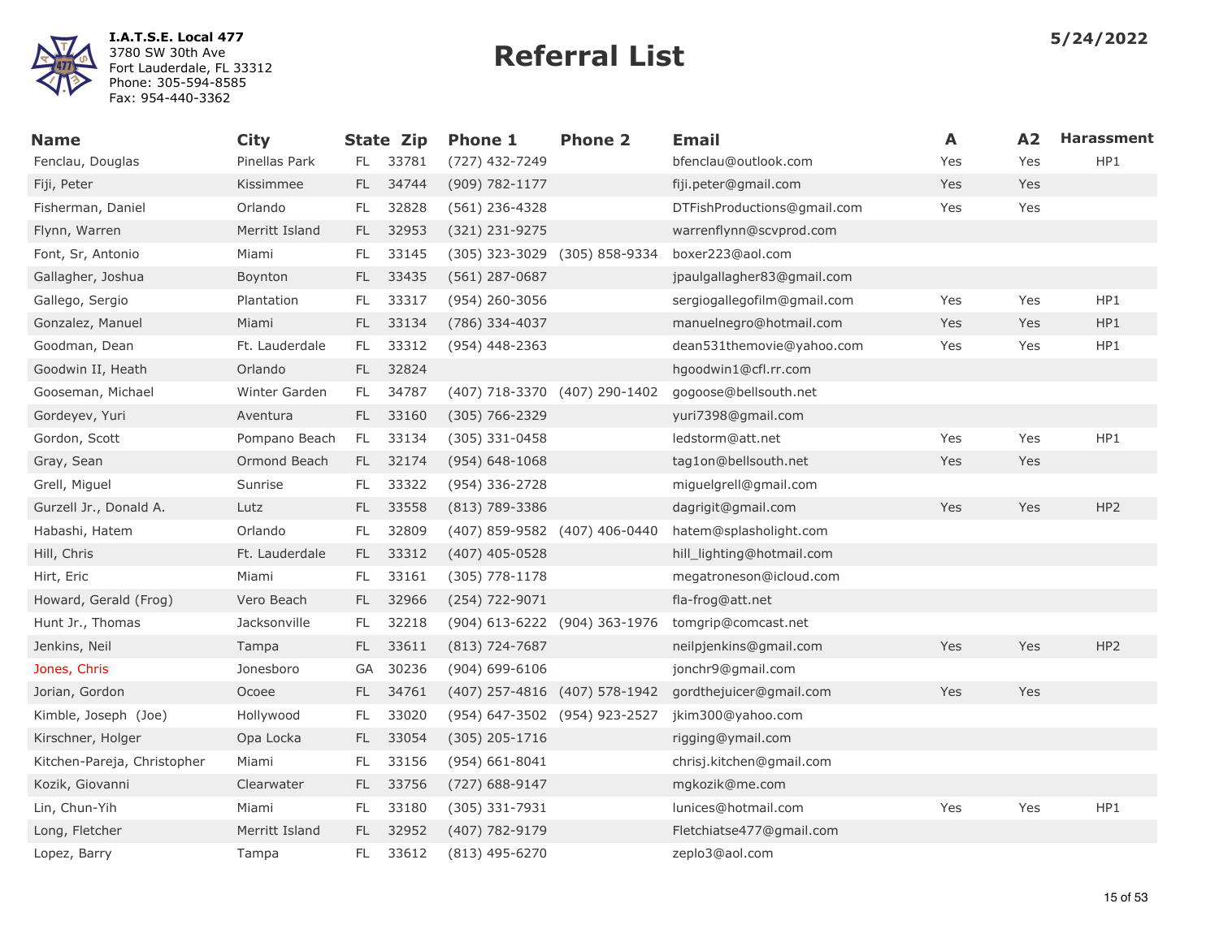**I.A.T.S.E. Local 477**
3780 SW 30th Ave
Fort Lauderdale, FL 33312
Phone: 305-594-8585
Fax: 954-440-3362

# Referral List

**5/24/2022**

| Name | City | State | Zip | Phone 1 | Phone 2 | Email | A | A2 | Harassment |
|---|---|---|---|---|---|---|---|---|---|
| Fenclau, Douglas | Pinellas Park | FL | 33781 | (727) 432-7249 | | bfenclau@outlook.com | Yes | Yes | HP1 |
| Fiji, Peter | Kissimmee | FL | 34744 | (909) 782-1177 | | fiji.peter@gmail.com | Yes | Yes | |
| Fisherman, Daniel | Orlando | FL | 32828 | (561) 236-4328 | | DTFishProductions@gmail.com | Yes | Yes | |
| Flynn, Warren | Merritt Island | FL | 32953 | (321) 231-9275 | | warrenflynn@scvprod.com | | | |
| Font, Sr, Antonio | Miami | FL | 33145 | (305) 323-3029 | (305) 858-9334 | boxer223@aol.com | | | |
| Gallagher, Joshua | Boynton | FL | 33435 | (561) 287-0687 | | jpaulgallagher83@gmail.com | | | |
| Gallego, Sergio | Plantation | FL | 33317 | (954) 260-3056 | | sergiogallegofilm@gmail.com | Yes | Yes | HP1 |
| Gonzalez, Manuel | Miami | FL | 33134 | (786) 334-4037 | | manuelnegro@hotmail.com | Yes | Yes | HP1 |
| Goodman, Dean | Ft. Lauderdale | FL | 33312 | (954) 448-2363 | | dean531themovie@yahoo.com | Yes | Yes | HP1 |
| Goodwin II, Heath | Orlando | FL | 32824 | | | hgoodwin1@cfl.rr.com | | | |
| Gooseman, Michael | Winter Garden | FL | 34787 | (407) 718-3370 | (407) 290-1402 | gogoose@bellsouth.net | | | |
| Gordeyev, Yuri | Aventura | FL | 33160 | (305) 766-2329 | | yuri7398@gmail.com | | | |
| Gordon, Scott | Pompano Beach | FL | 33134 | (305) 331-0458 | | ledstorm@att.net | Yes | Yes | HP1 |
| Gray, Sean | Ormond Beach | FL | 32174 | (954) 648-1068 | | tag1on@bellsouth.net | Yes | Yes | |
| Grell, Miguel | Sunrise | FL | 33322 | (954) 336-2728 | | miguelgrell@gmail.com | | | |
| Gurzell Jr., Donald A. | Lutz | FL | 33558 | (813) 789-3386 | | dagrigit@gmail.com | Yes | Yes | HP2 |
| Habashi, Hatem | Orlando | FL | 32809 | (407) 859-9582 | (407) 406-0440 | hatem@splasholight.com | | | |
| Hill, Chris | Ft. Lauderdale | FL | 33312 | (407) 405-0528 | | hill_lighting@hotmail.com | | | |
| Hirt, Eric | Miami | FL | 33161 | (305) 778-1178 | | megatroneson@icloud.com | | | |
| Howard, Gerald (Frog) | Vero Beach | FL | 32966 | (254) 722-9071 | | fla-frog@att.net | | | |
| Hunt Jr., Thomas | Jacksonville | FL | 32218 | (904) 613-6222 | (904) 363-1976 | tomgrip@comcast.net | | | |
| Jenkins, Neil | Tampa | FL | 33611 | (813) 724-7687 | | neilpjenkins@gmail.com | Yes | Yes | HP2 |
| Jones, Chris | Jonesboro | GA | 30236 | (904) 699-6106 | | jonchr9@gmail.com | | | |
| Jorian, Gordon | Ocoee | FL | 34761 | (407) 257-4816 | (407) 578-1942 | gordthejuicer@gmail.com | Yes | Yes | |
| Kimble, Joseph (Joe) | Hollywood | FL | 33020 | (954) 647-3502 | (954) 923-2527 | jkim300@yahoo.com | | | |
| Kirschner, Holger | Opa Locka | FL | 33054 | (305) 205-1716 | | rigging@ymail.com | | | |
| Kitchen-Pareja, Christopher | Miami | FL | 33156 | (954) 661-8041 | | chrisj.kitchen@gmail.com | | | |
| Kozik, Giovanni | Clearwater | FL | 33756 | (727) 688-9147 | | mgkozik@me.com | | | |
| Lin, Chun-Yih | Miami | FL | 33180 | (305) 331-7931 | | lunices@hotmail.com | Yes | Yes | HP1 |
| Long, Fletcher | Merritt Island | FL | 32952 | (407) 782-9179 | | Fletchiatse477@gmail.com | | | |
| Lopez, Barry | Tampa | FL | 33612 | (813) 495-6270 | | zeplo3@aol.com | | | |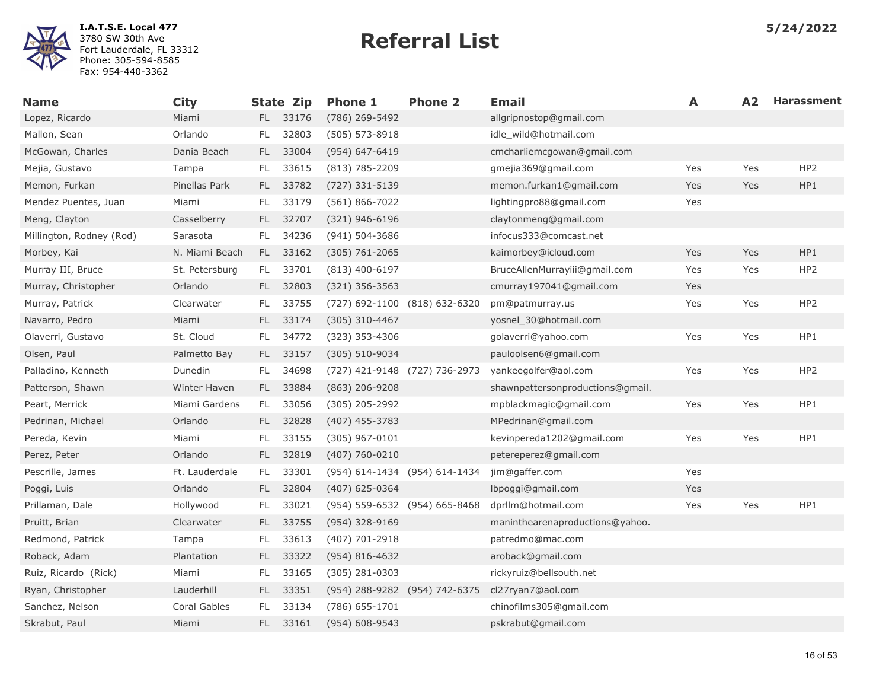I.A.T.S.E. Local 477
3780 SW 30th Ave
Fort Lauderdale, FL 33312
Phone: 305-594-8585
Fax: 954-440-3362

# Referral List

5/24/2022

| Name | City | State | Zip | Phone 1 | Phone 2 | Email | A | A2 | Harassment |
|---|---|---|---|---|---|---|---|---|---|
| Lopez, Ricardo | Miami | FL | 33176 | (786) 269-5492 | | allgripnostop@gmail.com | | | |
| Mallon, Sean | Orlando | FL | 32803 | (505) 573-8918 | | idle_wild@hotmail.com | | | |
| McGowan, Charles | Dania Beach | FL | 33004 | (954) 647-6419 | | cmcharliemcgowan@gmail.com | | | |
| Mejia, Gustavo | Tampa | FL | 33615 | (813) 785-2209 | | gmejia369@gmail.com | Yes | Yes | HP2 |
| Memon, Furkan | Pinellas Park | FL | 33782 | (727) 331-5139 | | memon.furkan1@gmail.com | Yes | Yes | HP1 |
| Mendez Puentes, Juan | Miami | FL | 33179 | (561) 866-7022 | | lightingpro88@gmail.com | Yes | | |
| Meng, Clayton | Casselberry | FL | 32707 | (321) 946-6196 | | claytonmeng@gmail.com | | | |
| Millington, Rodney (Rod) | Sarasota | FL | 34236 | (941) 504-3686 | | infocus333@comcast.net | | | |
| Morbey, Kai | N. Miami Beach | FL | 33162 | (305) 761-2065 | | kaimorbey@icloud.com | Yes | Yes | HP1 |
| Murray III, Bruce | St. Petersburg | FL | 33701 | (813) 400-6197 | | BruceAllenMurrayiii@gmail.com | Yes | Yes | HP2 |
| Murray, Christopher | Orlando | FL | 32803 | (321) 356-3563 | | cmurray197041@gmail.com | Yes | | |
| Murray, Patrick | Clearwater | FL | 33755 | (727) 692-1100 | (818) 632-6320 | pm@patmurray.us | Yes | Yes | HP2 |
| Navarro, Pedro | Miami | FL | 33174 | (305) 310-4467 | | yosnel_30@hotmail.com | | | |
| Olaverri, Gustavo | St. Cloud | FL | 34772 | (323) 353-4306 | | golaverri@yahoo.com | Yes | Yes | HP1 |
| Olsen, Paul | Palmetto Bay | FL | 33157 | (305) 510-9034 | | pauloolsen6@gmail.com | | | |
| Palladino, Kenneth | Dunedin | FL | 34698 | (727) 421-9148 | (727) 736-2973 | yankeegolfer@aol.com | Yes | Yes | HP2 |
| Patterson, Shawn | Winter Haven | FL | 33884 | (863) 206-9208 | | shawnpattersonproductions@gmail. | | | |
| Peart, Merrick | Miami Gardens | FL | 33056 | (305) 205-2992 | | mpblackmagic@gmail.com | Yes | Yes | HP1 |
| Pedrinan, Michael | Orlando | FL | 32828 | (407) 455-3783 | | MPedrinan@gmail.com | | | |
| Pereda, Kevin | Miami | FL | 33155 | (305) 967-0101 | | kevinpereda1202@gmail.com | Yes | Yes | HP1 |
| Perez, Peter | Orlando | FL | 32819 | (407) 760-0210 | | petereperez@gmail.com | | | |
| Pescrille, James | Ft. Lauderdale | FL | 33301 | (954) 614-1434 | (954) 614-1434 | jim@gaffer.com | Yes | | |
| Poggi, Luis | Orlando | FL | 32804 | (407) 625-0364 | | lbpoggi@gmail.com | Yes | | |
| Prillaman, Dale | Hollywood | FL | 33021 | (954) 559-6532 | (954) 665-8468 | dprllm@hotmail.com | Yes | Yes | HP1 |
| Pruitt, Brian | Clearwater | FL | 33755 | (954) 328-9169 | | maninthearenaproductions@yahoo. | | | |
| Redmond, Patrick | Tampa | FL | 33613 | (407) 701-2918 | | patredmo@mac.com | | | |
| Roback, Adam | Plantation | FL | 33322 | (954) 816-4632 | | aroback@gmail.com | | | |
| Ruiz, Ricardo (Rick) | Miami | FL | 33165 | (305) 281-0303 | | rickyruiz@bellsouth.net | | | |
| Ryan, Christopher | Lauderhill | FL | 33351 | (954) 288-9282 | (954) 742-6375 | cl27ryan7@aol.com | | | |
| Sanchez, Nelson | Coral Gables | FL | 33134 | (786) 655-1701 | | chinofilms305@gmail.com | | | |
| Skrabut, Paul | Miami | FL | 33161 | (954) 608-9543 | | pskrabut@gmail.com | | | |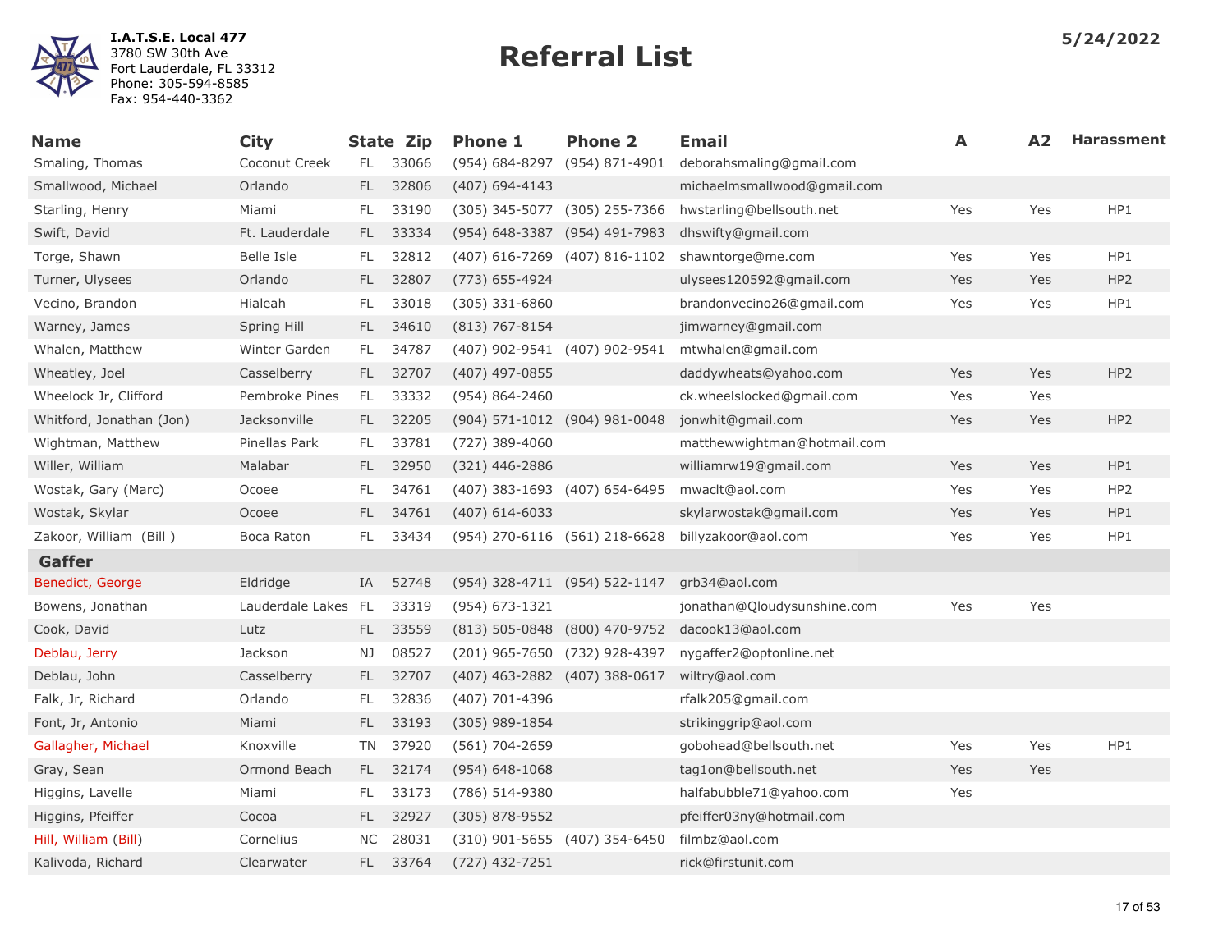I.A.T.S.E. Local 477
3780 SW 30th Ave
Fort Lauderdale, FL 33312
Phone: 305-594-8585
Fax: 954-440-3362

# Referral List

5/24/2022

| Name | City | State | Zip | Phone 1 | Phone 2 | Email | A | A2 | Harassment |
|---|---|---|---|---|---|---|---|---|---|
| Smaling, Thomas | Coconut Creek | FL | 33066 | (954) 684-8297 | (954) 871-4901 | deborahsmaling@gmail.com | | | |
| Smallwood, Michael | Orlando | FL | 32806 | (407) 694-4143 | | michaelmsmallwood@gmail.com | | | |
| Starling, Henry | Miami | FL | 33190 | (305) 345-5077 | (305) 255-7366 | hwstarling@bellsouth.net | Yes | Yes | HP1 |
| Swift, David | Ft. Lauderdale | FL | 33334 | (954) 648-3387 | (954) 491-7983 | dhswifty@gmail.com | | | |
| Torge, Shawn | Belle Isle | FL | 32812 | (407) 616-7269 | (407) 816-1102 | shawntorge@me.com | Yes | Yes | HP1 |
| Turner, Ulysees | Orlando | FL | 32807 | (773) 655-4924 | | ulysees120592@gmail.com | Yes | Yes | HP2 |
| Vecino, Brandon | Hialeah | FL | 33018 | (305) 331-6860 | | brandonvecino26@gmail.com | Yes | Yes | HP1 |
| Warney, James | Spring Hill | FL | 34610 | (813) 767-8154 | | jimwarney@gmail.com | | | |
| Whalen, Matthew | Winter Garden | FL | 34787 | (407) 902-9541 | (407) 902-9541 | mtwhalen@gmail.com | | | |
| Wheatley, Joel | Casselberry | FL | 32707 | (407) 497-0855 | | daddywheats@yahoo.com | Yes | Yes | HP2 |
| Wheelock Jr, Clifford | Pembroke Pines | FL | 33332 | (954) 864-2460 | | ck.wheelslocked@gmail.com | Yes | Yes | |
| Whitford, Jonathan (Jon) | Jacksonville | FL | 32205 | (904) 571-1012 | (904) 981-0048 | jonwhit@gmail.com | Yes | Yes | HP2 |
| Wightman, Matthew | Pinellas Park | FL | 33781 | (727) 389-4060 | | matthewwightman@hotmail.com | | | |
| Willer, William | Malabar | FL | 32950 | (321) 446-2886 | | williamrw19@gmail.com | Yes | Yes | HP1 |
| Wostak, Gary (Marc) | Ocoee | FL | 34761 | (407) 383-1693 | (407) 654-6495 | mwaclt@aol.com | Yes | Yes | HP2 |
| Wostak, Skylar | Ocoee | FL | 34761 | (407) 614-6033 | | skylarwostak@gmail.com | Yes | Yes | HP1 |
| Zakoor, William (Bill ) | Boca Raton | FL | 33434 | (954) 270-6116 | (561) 218-6628 | billyzakoor@aol.com | Yes | Yes | HP1 |
| **Gaffer** | | | | | | | | | |
| Benedict, George | Eldridge | IA | 52748 | (954) 328-4711 | (954) 522-1147 | grb34@aol.com | | | |
| Bowens, Jonathan | Lauderdale Lakes | FL | 33319 | (954) 673-1321 | | jonathan@Qloudysunshine.com | Yes | Yes | |
| Cook, David | Lutz | FL | 33559 | (813) 505-0848 | (800) 470-9752 | dacook13@aol.com | | | |
| Deblau, Jerry | Jackson | NJ | 08527 | (201) 965-7650 | (732) 928-4397 | nygaffer2@optonline.net | | | |
| Deblau, John | Casselberry | FL | 32707 | (407) 463-2882 | (407) 388-0617 | wiltry@aol.com | | | |
| Falk, Jr, Richard | Orlando | FL | 32836 | (407) 701-4396 | | rfalk205@gmail.com | | | |
| Font, Jr, Antonio | Miami | FL | 33193 | (305) 989-1854 | | strikinggrip@aol.com | | | |
| Gallagher, Michael | Knoxville | TN | 37920 | (561) 704-2659 | | gobohead@bellsouth.net | Yes | Yes | HP1 |
| Gray, Sean | Ormond Beach | FL | 32174 | (954) 648-1068 | | tag1on@bellsouth.net | Yes | Yes | |
| Higgins, Lavelle | Miami | FL | 33173 | (786) 514-9380 | | halfabubble71@yahoo.com | Yes | | |
| Higgins, Pfeiffer | Cocoa | FL | 32927 | (305) 878-9552 | | pfeiffer03ny@hotmail.com | | | |
| Hill, William (Bill) | Cornelius | NC | 28031 | (310) 901-5655 | (407) 354-6450 | filmbz@aol.com | | | |
| Kalivoda, Richard | Clearwater | FL | 33764 | (727) 432-7251 | | rick@firstunit.com | | | |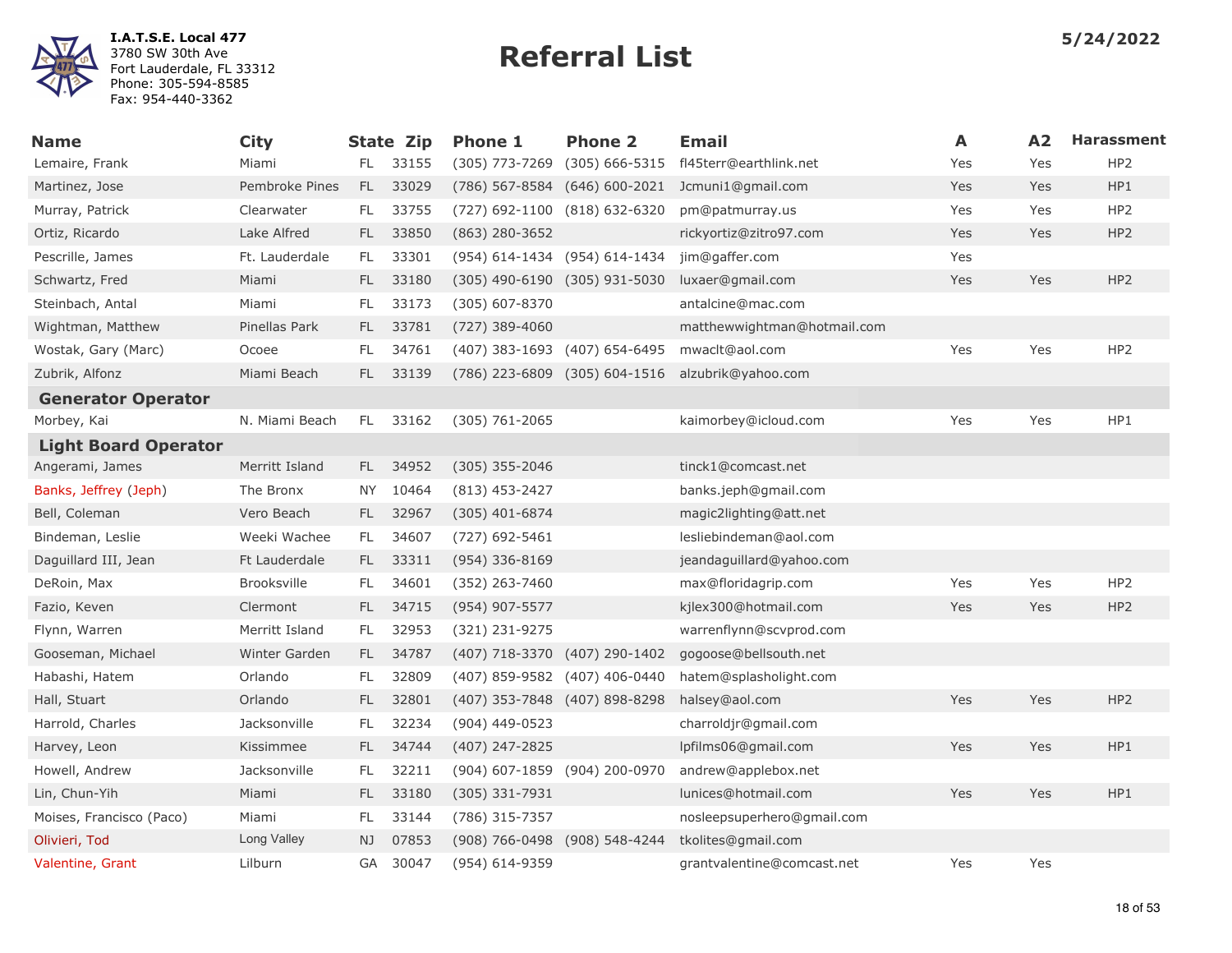**I.A.T.S.E. Local 477**
3780 SW 30th Ave
Fort Lauderdale, FL 33312
Phone: 305-594-8585
Fax: 954-440-3362

# Referral List

**5/24/2022**

| Name | City | State | Zip | Phone 1 | Phone 2 | Email | A | A2 | Harassment |
|---|---|---|---|---|---|---|---|---|---|
| Lemaire, Frank | Miami | FL | 33155 | (305) 773-7269 | (305) 666-5315 | fl45terr@earthlink.net | Yes | Yes | HP2 |
| Martinez, Jose | Pembroke Pines | FL | 33029 | (786) 567-8584 | (646) 600-2021 | Jcmuni1@gmail.com | Yes | Yes | HP1 |
| Murray, Patrick | Clearwater | FL | 33755 | (727) 692-1100 | (818) 632-6320 | pm@patmurray.us | Yes | Yes | HP2 |
| Ortiz, Ricardo | Lake Alfred | FL | 33850 | (863) 280-3652 | | rickyortiz@zitro97.com | Yes | Yes | HP2 |
| Pescrille, James | Ft. Lauderdale | FL | 33301 | (954) 614-1434 | (954) 614-1434 | jim@gaffer.com | Yes | | |
| Schwartz, Fred | Miami | FL | 33180 | (305) 490-6190 | (305) 931-5030 | luxaer@gmail.com | Yes | Yes | HP2 |
| Steinbach, Antal | Miami | FL | 33173 | (305) 607-8370 | | antalcine@mac.com | | | |
| Wightman, Matthew | Pinellas Park | FL | 33781 | (727) 389-4060 | | matthewwightman@hotmail.com | | | |
| Wostak, Gary (Marc) | Ocoee | FL | 34761 | (407) 383-1693 | (407) 654-6495 | mwaclt@aol.com | Yes | Yes | HP2 |
| Zubrik, Alfonz | Miami Beach | FL | 33139 | (786) 223-6809 | (305) 604-1516 | alzubrik@yahoo.com | | | |
| **Generator Operator** | | | | | | | | | |
| Morbey, Kai | N. Miami Beach | FL | 33162 | (305) 761-2065 | | kaimorbey@icloud.com | Yes | Yes | HP1 |
| **Light Board Operator** | | | | | | | | | |
| Angerami, James | Merritt Island | FL | 34952 | (305) 355-2046 | | tinck1@comcast.net | | | |
| Banks, Jeffrey (Jeph) | The Bronx | NY | 10464 | (813) 453-2427 | | banks.jeph@gmail.com | | | |
| Bell, Coleman | Vero Beach | FL | 32967 | (305) 401-6874 | | magic2lighting@att.net | | | |
| Bindeman, Leslie | Weeki Wachee | FL | 34607 | (727) 692-5461 | | lesliebindeman@aol.com | | | |
| Daguillard III, Jean | Ft Lauderdale | FL | 33311 | (954) 336-8169 | | jeandaguillard@yahoo.com | | | |
| DeRoin, Max | Brooksville | FL | 34601 | (352) 263-7460 | | max@floridagrip.com | Yes | Yes | HP2 |
| Fazio, Keven | Clermont | FL | 34715 | (954) 907-5577 | | kjlex300@hotmail.com | Yes | Yes | HP2 |
| Flynn, Warren | Merritt Island | FL | 32953 | (321) 231-9275 | | warrenflynn@scvprod.com | | | |
| Gooseman, Michael | Winter Garden | FL | 34787 | (407) 718-3370 | (407) 290-1402 | gogoose@bellsouth.net | | | |
| Habashi, Hatem | Orlando | FL | 32809 | (407) 859-9582 | (407) 406-0440 | hatem@splasholight.com | | | |
| Hall, Stuart | Orlando | FL | 32801 | (407) 353-7848 | (407) 898-8298 | halsey@aol.com | Yes | Yes | HP2 |
| Harrold, Charles | Jacksonville | FL | 32234 | (904) 449-0523 | | charroldjr@gmail.com | | | |
| Harvey, Leon | Kissimmee | FL | 34744 | (407) 247-2825 | | lpfilms06@gmail.com | Yes | Yes | HP1 |
| Howell, Andrew | Jacksonville | FL | 32211 | (904) 607-1859 | (904) 200-0970 | andrew@applebox.net | | | |
| Lin, Chun-Yih | Miami | FL | 33180 | (305) 331-7931 | | lunices@hotmail.com | Yes | Yes | HP1 |
| Moises, Francisco (Paco) | Miami | FL | 33144 | (786) 315-7357 | | nosleepsuperhero@gmail.com | | | |
| Olivieri, Tod | Long Valley | NJ | 07853 | (908) 766-0498 | (908) 548-4244 | tkolites@gmail.com | | | |
| Valentine, Grant | Lilburn | GA | 30047 | (954) 614-9359 | | grantvalentine@comcast.net | Yes | Yes | |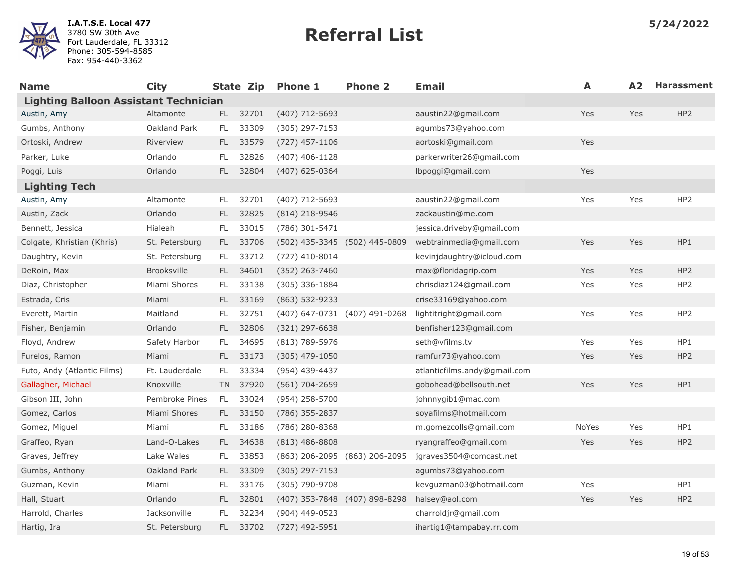I.A.T.S.E. Local 477
3780 SW 30th Ave
Fort Lauderdale, FL 33312
Phone: 305-594-8585
Fax: 954-440-3362

# Referral List

5/24/2022

| Name | City | State | Zip | Phone 1 | Phone 2 | Email | A | A2 | Harassment |
|---|---|---|---|---|---|---|---|---|---|
| **Lighting Balloon Assistant Technician** | | | | | | | | | |
| Austin, Amy | Altamonte | FL | 32701 | (407) 712-5693 | | aaustin22@gmail.com | Yes | Yes | HP2 |
| Gumbs, Anthony | Oakland Park | FL | 33309 | (305) 297-7153 | | agumbs73@yahoo.com | | | |
| Ortoski, Andrew | Riverview | FL | 33579 | (727) 457-1106 | | aortoski@gmail.com | Yes | | |
| Parker, Luke | Orlando | FL | 32826 | (407) 406-1128 | | parkerwriter26@gmail.com | | | |
| Poggi, Luis | Orlando | FL | 32804 | (407) 625-0364 | | lbpoggi@gmail.com | Yes | | |
| **Lighting Tech** | | | | | | | | | |
| Austin, Amy | Altamonte | FL | 32701 | (407) 712-5693 | | aaustin22@gmail.com | Yes | Yes | HP2 |
| Austin, Zack | Orlando | FL | 32825 | (814) 218-9546 | | zackaustin@me.com | | | |
| Bennett, Jessica | Hialeah | FL | 33015 | (786) 301-5471 | | jessica.driveby@gmail.com | | | |
| Colgate, Khristian (Khris) | St. Petersburg | FL | 33706 | (502) 435-3345 | (502) 445-0809 | webtrainmedia@gmail.com | Yes | Yes | HP1 |
| Daughtry, Kevin | St. Petersburg | FL | 33712 | (727) 410-8014 | | kevinjdaughtry@icloud.com | | | |
| DeRoin, Max | Brooksville | FL | 34601 | (352) 263-7460 | | max@floridagrip.com | Yes | Yes | HP2 |
| Diaz, Christopher | Miami Shores | FL | 33138 | (305) 336-1884 | | chrisdiaz124@gmail.com | Yes | Yes | HP2 |
| Estrada, Cris | Miami | FL | 33169 | (863) 532-9233 | | crise33169@yahoo.com | | | |
| Everett, Martin | Maitland | FL | 32751 | (407) 647-0731 | (407) 491-0268 | lightitright@gmail.com | Yes | Yes | HP2 |
| Fisher, Benjamin | Orlando | FL | 32806 | (321) 297-6638 | | benfisher123@gmail.com | | | |
| Floyd, Andrew | Safety Harbor | FL | 34695 | (813) 789-5976 | | seth@vfilms.tv | Yes | Yes | HP1 |
| Furelos, Ramon | Miami | FL | 33173 | (305) 479-1050 | | ramfur73@yahoo.com | Yes | Yes | HP2 |
| Futo, Andy (Atlantic Films) | Ft. Lauderdale | FL | 33334 | (954) 439-4437 | | atlanticfilms.andy@gmail.com | | | |
| Gallagher, Michael | Knoxville | TN | 37920 | (561) 704-2659 | | gobohead@bellsouth.net | Yes | Yes | HP1 |
| Gibson III, John | Pembroke Pines | FL | 33024 | (954) 258-5700 | | johnnygib1@mac.com | | | |
| Gomez, Carlos | Miami Shores | FL | 33150 | (786) 355-2837 | | soyafilms@hotmail.com | | | |
| Gomez, Miguel | Miami | FL | 33186 | (786) 280-8368 | | m.gomezcolls@gmail.com | NoYes | Yes | HP1 |
| Graffeo, Ryan | Land-O-Lakes | FL | 34638 | (813) 486-8808 | | ryangraffeo@gmail.com | Yes | Yes | HP2 |
| Graves, Jeffrey | Lake Wales | FL | 33853 | (863) 206-2095 | (863) 206-2095 | jgraves3504@comcast.net | | | |
| Gumbs, Anthony | Oakland Park | FL | 33309 | (305) 297-7153 | | agumbs73@yahoo.com | | | |
| Guzman, Kevin | Miami | FL | 33176 | (305) 790-9708 | | kevguzman03@hotmail.com | Yes | | HP1 |
| Hall, Stuart | Orlando | FL | 32801 | (407) 353-7848 | (407) 898-8298 | halsey@aol.com | Yes | Yes | HP2 |
| Harrold, Charles | Jacksonville | FL | 32234 | (904) 449-0523 | | charroldjr@gmail.com | | | |
| Hartig, Ira | St. Petersburg | FL | 33702 | (727) 492-5951 | | ihartig1@tampabay.rr.com | | | |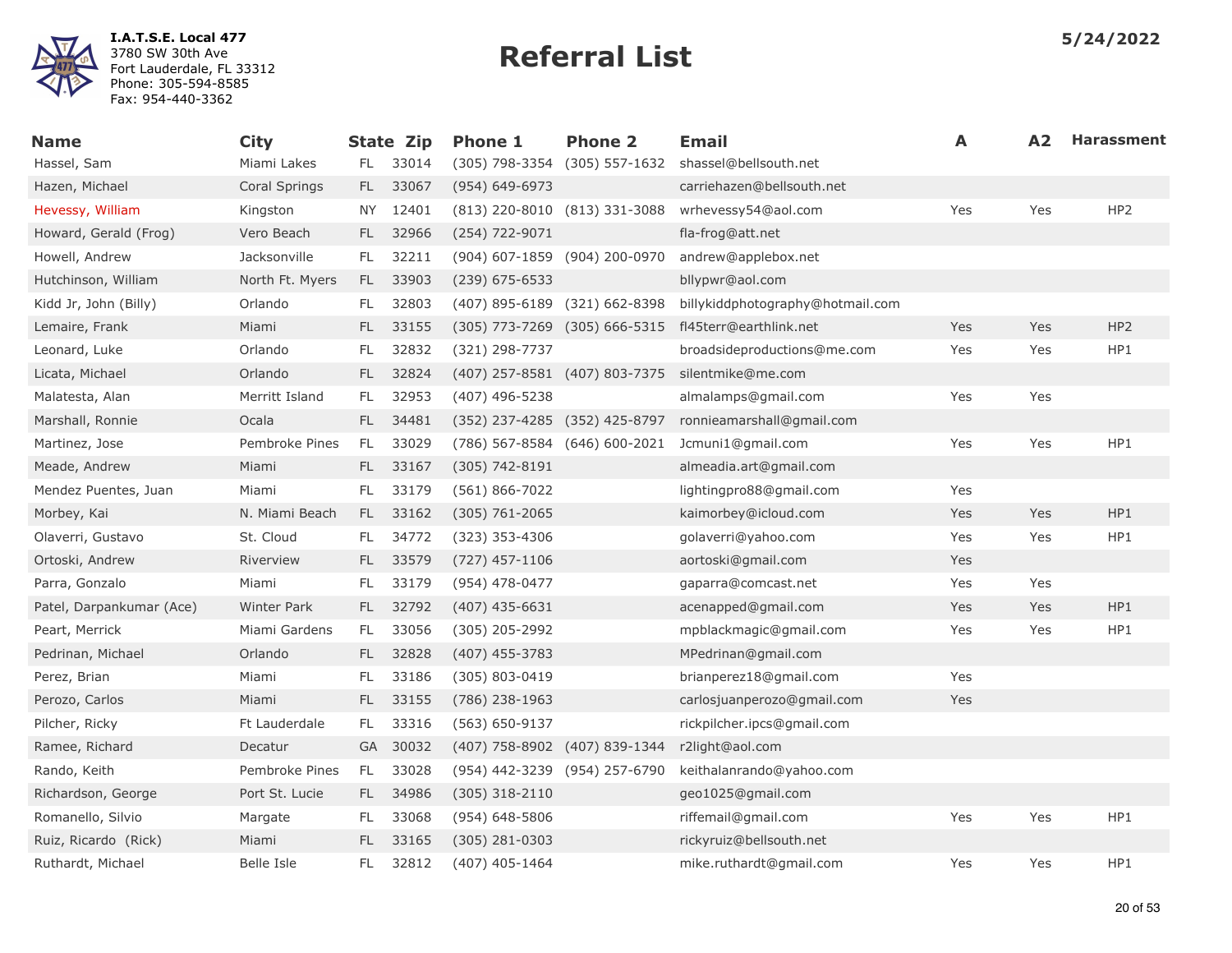**I.A.T.S.E. Local 477**
3780 SW 30th Ave
Fort Lauderdale, FL 33312
Phone: 305-594-8585
Fax: 954-440-3362

# Referral List

**5/24/2022**

| Name | City | State | Zip | Phone 1 | Phone 2 | Email | A | A2 | Harassment |
|---|---|---|---|---|---|---|---|---|---|
| Hassel, Sam | Miami Lakes | FL | 33014 | (305) 798-3354 | (305) 557-1632 | shassel@bellsouth.net | | | |
| Hazen, Michael | Coral Springs | FL | 33067 | (954) 649-6973 | | carriehazen@bellsouth.net | | | |
| Hevessy, William | Kingston | NY | 12401 | (813) 220-8010 | (813) 331-3088 | wrhevessy54@aol.com | Yes | Yes | HP2 |
| Howard, Gerald (Frog) | Vero Beach | FL | 32966 | (254) 722-9071 | | fla-frog@att.net | | | |
| Howell, Andrew | Jacksonville | FL | 32211 | (904) 607-1859 | (904) 200-0970 | andrew@applebox.net | | | |
| Hutchinson, William | North Ft. Myers | FL | 33903 | (239) 675-6533 | | bllypwr@aol.com | | | |
| Kidd Jr, John (Billy) | Orlando | FL | 32803 | (407) 895-6189 | (321) 662-8398 | billykiddphotography@hotmail.com | | | |
| Lemaire, Frank | Miami | FL | 33155 | (305) 773-7269 | (305) 666-5315 | fl45terr@earthlink.net | Yes | Yes | HP2 |
| Leonard, Luke | Orlando | FL | 32832 | (321) 298-7737 | | broadsideproductions@me.com | Yes | Yes | HP1 |
| Licata, Michael | Orlando | FL | 32824 | (407) 257-8581 | (407) 803-7375 | silentmike@me.com | | | |
| Malatesta, Alan | Merritt Island | FL | 32953 | (407) 496-5238 | | almalamps@gmail.com | Yes | Yes | |
| Marshall, Ronnie | Ocala | FL | 34481 | (352) 237-4285 | (352) 425-8797 | ronnieamarshall@gmail.com | | | |
| Martinez, Jose | Pembroke Pines | FL | 33029 | (786) 567-8584 | (646) 600-2021 | Jcmuni1@gmail.com | Yes | Yes | HP1 |
| Meade, Andrew | Miami | FL | 33167 | (305) 742-8191 | | almeadia.art@gmail.com | | | |
| Mendez Puentes, Juan | Miami | FL | 33179 | (561) 866-7022 | | lightingpro88@gmail.com | Yes | | |
| Morbey, Kai | N. Miami Beach | FL | 33162 | (305) 761-2065 | | kaimorbey@icloud.com | Yes | Yes | HP1 |
| Olaverri, Gustavo | St. Cloud | FL | 34772 | (323) 353-4306 | | golaverri@yahoo.com | Yes | Yes | HP1 |
| Ortoski, Andrew | Riverview | FL | 33579 | (727) 457-1106 | | aortoski@gmail.com | Yes | | |
| Parra, Gonzalo | Miami | FL | 33179 | (954) 478-0477 | | gaparra@comcast.net | Yes | Yes | |
| Patel, Darpankumar (Ace) | Winter Park | FL | 32792 | (407) 435-6631 | | acenapped@gmail.com | Yes | Yes | HP1 |
| Peart, Merrick | Miami Gardens | FL | 33056 | (305) 205-2992 | | mpblackmagic@gmail.com | Yes | Yes | HP1 |
| Pedrinan, Michael | Orlando | FL | 32828 | (407) 455-3783 | | MPedrinan@gmail.com | | | |
| Perez, Brian | Miami | FL | 33186 | (305) 803-0419 | | brianperez18@gmail.com | Yes | | |
| Perozo, Carlos | Miami | FL | 33155 | (786) 238-1963 | | carlosjuanperozo@gmail.com | Yes | | |
| Pilcher, Ricky | Ft Lauderdale | FL | 33316 | (563) 650-9137 | | rickpilcher.ipcs@gmail.com | | | |
| Ramee, Richard | Decatur | GA | 30032 | (407) 758-8902 | (407) 839-1344 | r2light@aol.com | | | |
| Rando, Keith | Pembroke Pines | FL | 33028 | (954) 442-3239 | (954) 257-6790 | keithalanrando@yahoo.com | | | |
| Richardson, George | Port St. Lucie | FL | 34986 | (305) 318-2110 | | geo1025@gmail.com | | | |
| Romanello, Silvio | Margate | FL | 33068 | (954) 648-5806 | | riffemail@gmail.com | Yes | Yes | HP1 |
| Ruiz, Ricardo (Rick) | Miami | FL | 33165 | (305) 281-0303 | | rickyruiz@bellsouth.net | | | |
| Ruthardt, Michael | Belle Isle | FL | 32812 | (407) 405-1464 | | mike.ruthardt@gmail.com | Yes | Yes | HP1 |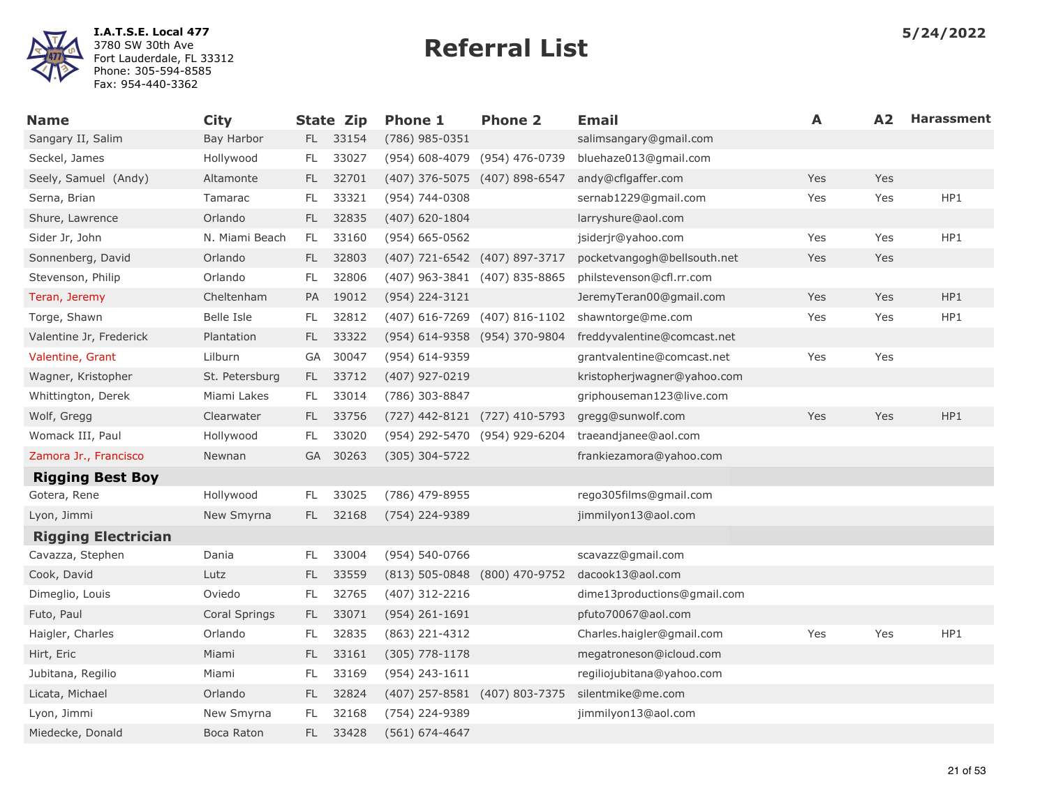**I.A.T.S.E. Local 477**
3780 SW 30th Ave
Fort Lauderdale, FL 33312
Phone: 305-594-8585
Fax: 954-440-3362

# Referral List

**5/24/2022**

| Name | City | State | Zip | Phone 1 | Phone 2 | Email | A | A2 | Harassment |
|---|---|---|---|---|---|---|---|---|---|
| Sangary II, Salim | Bay Harbor | FL | 33154 | (786) 985-0351 | | salimsangary@gmail.com | | | |
| Seckel, James | Hollywood | FL | 33027 | (954) 608-4079 | (954) 476-0739 | bluehaze013@gmail.com | | | |
| Seely, Samuel (Andy) | Altamonte | FL | 32701 | (407) 376-5075 | (407) 898-6547 | andy@cflgaffer.com | Yes | Yes | |
| Serna, Brian | Tamarac | FL | 33321 | (954) 744-0308 | | sernab1229@gmail.com | Yes | Yes | HP1 |
| Shure, Lawrence | Orlando | FL | 32835 | (407) 620-1804 | | larryshure@aol.com | | | |
| Sider Jr, John | N. Miami Beach | FL | 33160 | (954) 665-0562 | | jsiderjr@yahoo.com | Yes | Yes | HP1 |
| Sonnenberg, David | Orlando | FL | 32803 | (407) 721-6542 | (407) 897-3717 | pocketvangogh@bellsouth.net | Yes | Yes | |
| Stevenson, Philip | Orlando | FL | 32806 | (407) 963-3841 | (407) 835-8865 | philstevenson@cfl.rr.com | | | |
| Teran, Jeremy | Cheltenham | PA | 19012 | (954) 224-3121 | | JeremyTeran00@gmail.com | Yes | Yes | HP1 |
| Torge, Shawn | Belle Isle | FL | 32812 | (407) 616-7269 | (407) 816-1102 | shawntorge@me.com | Yes | Yes | HP1 |
| Valentine Jr, Frederick | Plantation | FL | 33322 | (954) 614-9358 | (954) 370-9804 | freddyvalentine@comcast.net | | | |
| Valentine, Grant | Lilburn | GA | 30047 | (954) 614-9359 | | grantvalentine@comcast.net | Yes | Yes | |
| Wagner, Kristopher | St. Petersburg | FL | 33712 | (407) 927-0219 | | kristopherjwagner@yahoo.com | | | |
| Whittington, Derek | Miami Lakes | FL | 33014 | (786) 303-8847 | | griphouseman123@live.com | | | |
| Wolf, Gregg | Clearwater | FL | 33756 | (727) 442-8121 | (727) 410-5793 | gregg@sunwolf.com | Yes | Yes | HP1 |
| Womack III, Paul | Hollywood | FL | 33020 | (954) 292-5470 | (954) 929-6204 | traeandjanee@aol.com | | | |
| Zamora Jr., Francisco | Newnan | GA | 30263 | (305) 304-5722 | | frankiezamora@yahoo.com | | | |
| **Rigging Best Boy** | | | | | | | | | |
| Gotera, Rene | Hollywood | FL | 33025 | (786) 479-8955 | | rego305films@gmail.com | | | |
| Lyon, Jimmi | New Smyrna | FL | 32168 | (754) 224-9389 | | jimmilyon13@aol.com | | | |
| **Rigging Electrician** | | | | | | | | | |
| Cavazza, Stephen | Dania | FL | 33004 | (954) 540-0766 | | scavazz@gmail.com | | | |
| Cook, David | Lutz | FL | 33559 | (813) 505-0848 | (800) 470-9752 | dacook13@aol.com | | | |
| Dimeglio, Louis | Oviedo | FL | 32765 | (407) 312-2216 | | dime13productions@gmail.com | | | |
| Futo, Paul | Coral Springs | FL | 33071 | (954) 261-1691 | | pfuto70067@aol.com | | | |
| Haigler, Charles | Orlando | FL | 32835 | (863) 221-4312 | | Charles.haigler@gmail.com | Yes | Yes | HP1 |
| Hirt, Eric | Miami | FL | 33161 | (305) 778-1178 | | megatroneson@icloud.com | | | |
| Jubitana, Regilio | Miami | FL | 33169 | (954) 243-1611 | | regiliojubitana@yahoo.com | | | |
| Licata, Michael | Orlando | FL | 32824 | (407) 257-8581 | (407) 803-7375 | silentmike@me.com | | | |
| Lyon, Jimmi | New Smyrna | FL | 32168 | (754) 224-9389 | | jimmilyon13@aol.com | | | |
| Miedecke, Donald | Boca Raton | FL | 33428 | (561) 674-4647 | | | | | |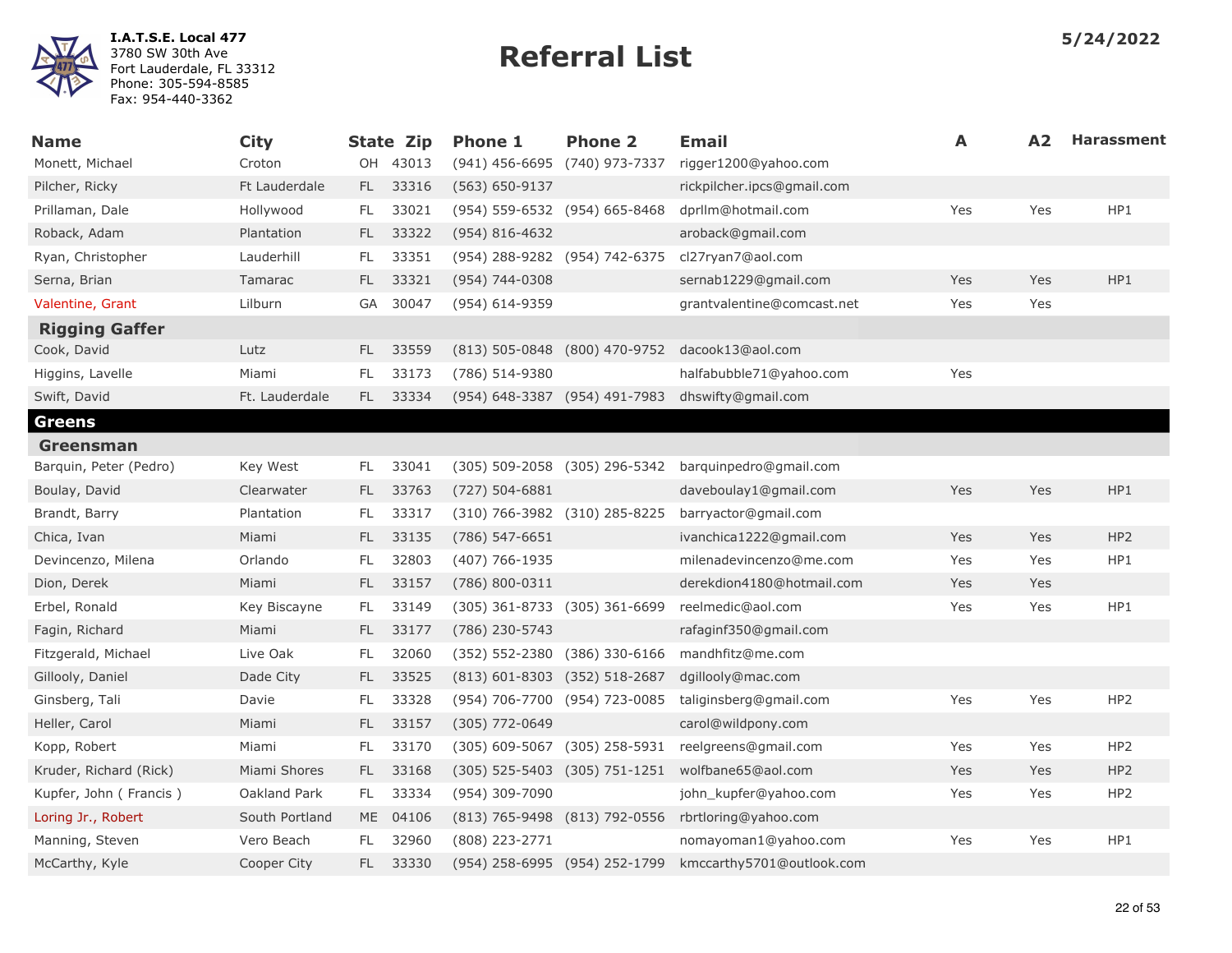**I.A.T.S.E. Local 477**
3780 SW 30th Ave
Fort Lauderdale, FL 33312
Phone: 305-594-8585
Fax: 954-440-3362

# Referral List

**5/24/2022**

| Name | City | State | Zip | Phone 1 | Phone 2 | Email | A | A2 | Harassment |
|---|---|---|---|---|---|---|---|---|---|
| Monett, Michael | Croton | OH | 43013 | (941) 456-6695 | (740) 973-7337 | rigger1200@yahoo.com | | | |
| Pilcher, Ricky | Ft Lauderdale | FL | 33316 | (563) 650-9137 | | rickpilcher.ipcs@gmail.com | | | |
| Prillaman, Dale | Hollywood | FL | 33021 | (954) 559-6532 | (954) 665-8468 | dprllm@hotmail.com | Yes | Yes | HP1 |
| Roback, Adam | Plantation | FL | 33322 | (954) 816-4632 | | aroback@gmail.com | | | |
| Ryan, Christopher | Lauderhill | FL | 33351 | (954) 288-9282 | (954) 742-6375 | cl27ryan7@aol.com | | | |
| Serna, Brian | Tamarac | FL | 33321 | (954) 744-0308 | | sernab1229@gmail.com | Yes | Yes | HP1 |
| Valentine, Grant | Lilburn | GA | 30047 | (954) 614-9359 | | grantvalentine@comcast.net | Yes | Yes | |
| **Rigging Gaffer** | | | | | | | | | |
| Cook, David | Lutz | FL | 33559 | (813) 505-0848 | (800) 470-9752 | dacook13@aol.com | | | |
| Higgins, Lavelle | Miami | FL | 33173 | (786) 514-9380 | | halfabubble71@yahoo.com | Yes | | |
| Swift, David | Ft. Lauderdale | FL | 33334 | (954) 648-3387 | (954) 491-7983 | dhswifty@gmail.com | | | |
| **Greens** | | | | | | | | | |
| **Greensman** | | | | | | | | | |
| Barquin, Peter (Pedro) | Key West | FL | 33041 | (305) 509-2058 | (305) 296-5342 | barquinpedro@gmail.com | | | |
| Boulay, David | Clearwater | FL | 33763 | (727) 504-6881 | | daveboulay1@gmail.com | Yes | Yes | HP1 |
| Brandt, Barry | Plantation | FL | 33317 | (310) 766-3982 | (310) 285-8225 | barryactor@gmail.com | | | |
| Chica, Ivan | Miami | FL | 33135 | (786) 547-6651 | | ivanchica1222@gmail.com | Yes | Yes | HP2 |
| Devincenzo, Milena | Orlando | FL | 32803 | (407) 766-1935 | | milenadevincenzo@me.com | Yes | Yes | HP1 |
| Dion, Derek | Miami | FL | 33157 | (786) 800-0311 | | derekdion4180@hotmail.com | Yes | Yes | |
| Erbel, Ronald | Key Biscayne | FL | 33149 | (305) 361-8733 | (305) 361-6699 | reelmedic@aol.com | Yes | Yes | HP1 |
| Fagin, Richard | Miami | FL | 33177 | (786) 230-5743 | | rafaginf350@gmail.com | | | |
| Fitzgerald, Michael | Live Oak | FL | 32060 | (352) 552-2380 | (386) 330-6166 | mandhfitz@me.com | | | |
| Gillooly, Daniel | Dade City | FL | 33525 | (813) 601-8303 | (352) 518-2687 | dgillooly@mac.com | | | |
| Ginsberg, Tali | Davie | FL | 33328 | (954) 706-7700 | (954) 723-0085 | taliginsberg@gmail.com | Yes | Yes | HP2 |
| Heller, Carol | Miami | FL | 33157 | (305) 772-0649 | | carol@wildpony.com | | | |
| Kopp, Robert | Miami | FL | 33170 | (305) 609-5067 | (305) 258-5931 | reelgreens@gmail.com | Yes | Yes | HP2 |
| Kruder, Richard (Rick) | Miami Shores | FL | 33168 | (305) 525-5403 | (305) 751-1251 | wolfbane65@aol.com | Yes | Yes | HP2 |
| Kupfer, John ( Francis ) | Oakland Park | FL | 33334 | (954) 309-7090 | | john_kupfer@yahoo.com | Yes | Yes | HP2 |
| Loring Jr., Robert | South Portland | ME | 04106 | (813) 765-9498 | (813) 792-0556 | rbrtloring@yahoo.com | | | |
| Manning, Steven | Vero Beach | FL | 32960 | (808) 223-2771 | | nomayoman1@yahoo.com | Yes | Yes | HP1 |
| McCarthy, Kyle | Cooper City | FL | 33330 | (954) 258-6995 | (954) 252-1799 | kmccarthy5701@outlook.com | | | |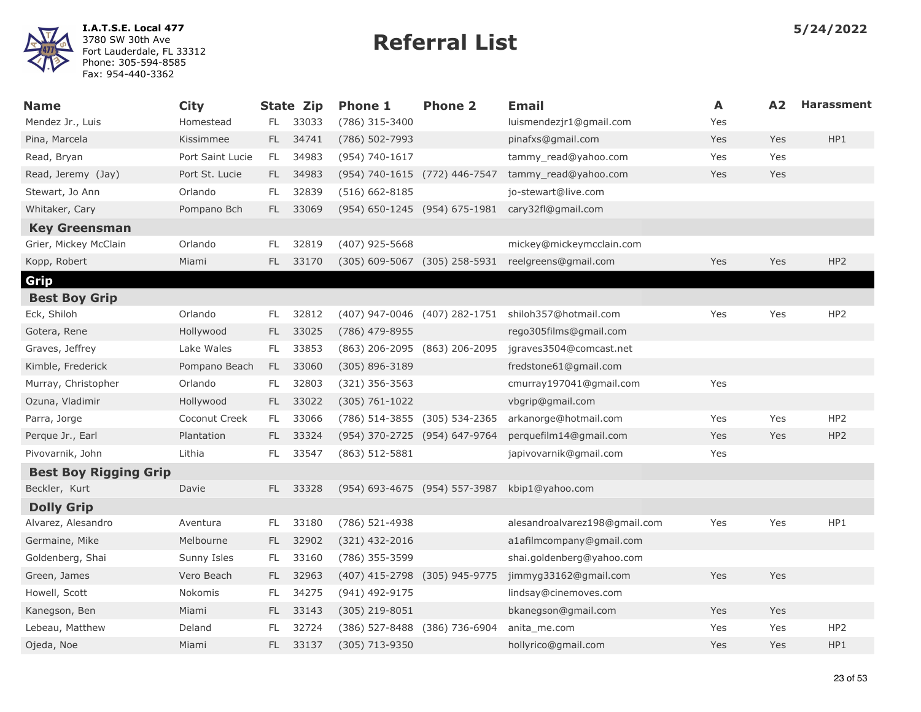**I.A.T.S.E. Local 477**
3780 SW 30th Ave
Fort Lauderdale, FL 33312
Phone: 305-594-8585
Fax: 954-440-3362

# Referral List

5/24/2022

| Name | City | State | Zip | Phone 1 | Phone 2 | Email | A | A2 | Harassment |
|---|---|---|---|---|---|---|---|---|---|
| Mendez Jr., Luis | Homestead | FL | 33033 | (786) 315-3400 | | luismendezjr1@gmail.com | Yes | | |
| Pina, Marcela | Kissimmee | FL | 34741 | (786) 502-7993 | | pinafxs@gmail.com | Yes | Yes | HP1 |
| Read, Bryan | Port Saint Lucie | FL | 34983 | (954) 740-1617 | | tammy_read@yahoo.com | Yes | Yes | |
| Read, Jeremy (Jay) | Port St. Lucie | FL | 34983 | (954) 740-1615 | (772) 446-7547 | tammy_read@yahoo.com | Yes | Yes | |
| Stewart, Jo Ann | Orlando | FL | 32839 | (516) 662-8185 | | jo-stewart@live.com | | | |
| Whitaker, Cary | Pompano Bch | FL | 33069 | (954) 650-1245 | (954) 675-1981 | cary32fl@gmail.com | | | |
| **Key Greensman** | | | | | | | | | |
| Grier, Mickey McClain | Orlando | FL | 32819 | (407) 925-5668 | | mickey@mickeymcclain.com | | | |
| Kopp, Robert | Miami | FL | 33170 | (305) 609-5067 | (305) 258-5931 | reelgreens@gmail.com | Yes | Yes | HP2 |
| **Grip** | | | | | | | | | |
| **Best Boy Grip** | | | | | | | | | |
| Eck, Shiloh | Orlando | FL | 32812 | (407) 947-0046 | (407) 282-1751 | shiloh357@hotmail.com | Yes | Yes | HP2 |
| Gotera, Rene | Hollywood | FL | 33025 | (786) 479-8955 | | rego305films@gmail.com | | | |
| Graves, Jeffrey | Lake Wales | FL | 33853 | (863) 206-2095 | (863) 206-2095 | jgraves3504@comcast.net | | | |
| Kimble, Frederick | Pompano Beach | FL | 33060 | (305) 896-3189 | | fredstone61@gmail.com | | | |
| Murray, Christopher | Orlando | FL | 32803 | (321) 356-3563 | | cmurray197041@gmail.com | Yes | | |
| Ozuna, Vladimir | Hollywood | FL | 33022 | (305) 761-1022 | | vbgrip@gmail.com | | | |
| Parra, Jorge | Coconut Creek | FL | 33066 | (786) 514-3855 | (305) 534-2365 | arkanorge@hotmail.com | Yes | Yes | HP2 |
| Perque Jr., Earl | Plantation | FL | 33324 | (954) 370-2725 | (954) 647-9764 | perquefilm14@gmail.com | Yes | Yes | HP2 |
| Pivovarnik, John | Lithia | FL | 33547 | (863) 512-5881 | | japivovarnik@gmail.com | Yes | | |
| **Best Boy Rigging Grip** | | | | | | | | | |
| Beckler, Kurt | Davie | FL | 33328 | (954) 693-4675 | (954) 557-3987 | kbip1@yahoo.com | | | |
| **Dolly Grip** | | | | | | | | | |
| Alvarez, Alesandro | Aventura | FL | 33180 | (786) 521-4938 | | alesandroalvarez198@gmail.com | Yes | Yes | HP1 |
| Germaine, Mike | Melbourne | FL | 32902 | (321) 432-2016 | | a1afilmcompany@gmail.com | | | |
| Goldenberg, Shai | Sunny Isles | FL | 33160 | (786) 355-3599 | | shai.goldenberg@yahoo.com | | | |
| Green, James | Vero Beach | FL | 32963 | (407) 415-2798 | (305) 945-9775 | jimmyg33162@gmail.com | Yes | Yes | |
| Howell, Scott | Nokomis | FL | 34275 | (941) 492-9175 | | lindsay@cinemoves.com | | | |
| Kanegson, Ben | Miami | FL | 33143 | (305) 219-8051 | | bkanegson@gmail.com | Yes | Yes | |
| Lebeau, Matthew | Deland | FL | 32724 | (386) 527-8488 | (386) 736-6904 | anita_me.com | Yes | Yes | HP2 |
| Ojeda, Noe | Miami | FL | 33137 | (305) 713-9350 | | hollyrico@gmail.com | Yes | Yes | HP1 |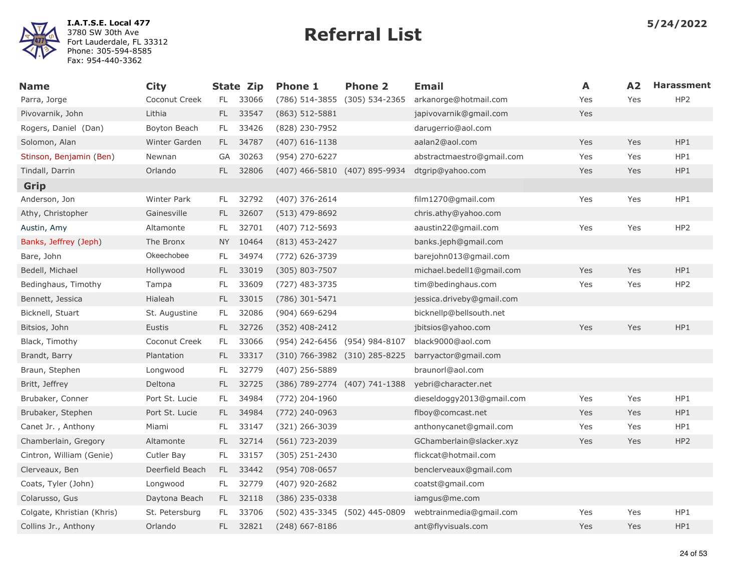I.A.T.S.E. Local 477
3780 SW 30th Ave
Fort Lauderdale, FL 33312
Phone: 305-594-8585
Fax: 954-440-3362

# Referral List

5/24/2022

| Name | City | State | Zip | Phone 1 | Phone 2 | Email | A | A2 | Harassment |
|---|---|---|---|---|---|---|---|---|---|
| Parra, Jorge | Coconut Creek | FL | 33066 | (786) 514-3855 | (305) 534-2365 | arkanorge@hotmail.com | Yes | Yes | HP2 |
| Pivovarnik, John | Lithia | FL | 33547 | (863) 512-5881 | | japivovarnik@gmail.com | Yes | | |
| Rogers, Daniel (Dan) | Boyton Beach | FL | 33426 | (828) 230-7952 | | darugerrio@aol.com | | | |
| Solomon, Alan | Winter Garden | FL | 34787 | (407) 616-1138 | | aalan2@aol.com | Yes | Yes | HP1 |
| Stinson, Benjamin (Ben) | Newnan | GA | 30263 | (954) 270-6227 | | abstractmaestro@gmail.com | Yes | Yes | HP1 |
| Tindall, Darrin | Orlando | FL | 32806 | (407) 466-5810 | (407) 895-9934 | dtgrip@yahoo.com | Yes | Yes | HP1 |
| **Grip** | | | | | | | | | |
| Anderson, Jon | Winter Park | FL | 32792 | (407) 376-2614 | | film1270@gmail.com | Yes | Yes | HP1 |
| Athy, Christopher | Gainesville | FL | 32607 | (513) 479-8692 | | chris.athy@yahoo.com | | | |
| Austin, Amy | Altamonte | FL | 32701 | (407) 712-5693 | | aaustin22@gmail.com | Yes | Yes | HP2 |
| Banks, Jeffrey (Jeph) | The Bronx | NY | 10464 | (813) 453-2427 | | banks.jeph@gmail.com | | | |
| Bare, John | Okeechobee | FL | 34974 | (772) 626-3739 | | barejohn013@gmail.com | | | |
| Bedell, Michael | Hollywood | FL | 33019 | (305) 803-7507 | | michael.bedell1@gmail.com | Yes | Yes | HP1 |
| Bedinghaus, Timothy | Tampa | FL | 33609 | (727) 483-3735 | | tim@bedinghaus.com | Yes | Yes | HP2 |
| Bennett, Jessica | Hialeah | FL | 33015 | (786) 301-5471 | | jessica.driveby@gmail.com | | | |
| Bicknell, Stuart | St. Augustine | FL | 32086 | (904) 669-6294 | | bicknellp@bellsouth.net | | | |
| Bitsios, John | Eustis | FL | 32726 | (352) 408-2412 | | jbitsios@yahoo.com | Yes | Yes | HP1 |
| Black, Timothy | Coconut Creek | FL | 33066 | (954) 242-6456 | (954) 984-8107 | black9000@aol.com | | | |
| Brandt, Barry | Plantation | FL | 33317 | (310) 766-3982 | (310) 285-8225 | barryactor@gmail.com | | | |
| Braun, Stephen | Longwood | FL | 32779 | (407) 256-5889 | | braunorl@aol.com | | | |
| Britt, Jeffrey | Deltona | FL | 32725 | (386) 789-2774 | (407) 741-1388 | yebri@character.net | | | |
| Brubaker, Conner | Port St. Lucie | FL | 34984 | (772) 204-1960 | | dieseldoggy2013@gmail.com | Yes | Yes | HP1 |
| Brubaker, Stephen | Port St. Lucie | FL | 34984 | (772) 240-0963 | | flboy@comcast.net | Yes | Yes | HP1 |
| Canet Jr. , Anthony | Miami | FL | 33147 | (321) 266-3039 | | anthonycanet@gmail.com | Yes | Yes | HP1 |
| Chamberlain, Gregory | Altamonte | FL | 32714 | (561) 723-2039 | | GChamberlain@slacker.xyz | Yes | Yes | HP2 |
| Cintron, William (Genie) | Cutler Bay | FL | 33157 | (305) 251-2430 | | flickcat@hotmail.com | | | |
| Clerveaux, Ben | Deerfield Beach | FL | 33442 | (954) 708-0657 | | benclerveaux@gmail.com | | | |
| Coats, Tyler (John) | Longwood | FL | 32779 | (407) 920-2682 | | coatst@gmail.com | | | |
| Colarusso, Gus | Daytona Beach | FL | 32118 | (386) 235-0338 | | iamgus@me.com | | | |
| Colgate, Khristian (Khris) | St. Petersburg | FL | 33706 | (502) 435-3345 | (502) 445-0809 | webtrainmedia@gmail.com | Yes | Yes | HP1 |
| Collins Jr., Anthony | Orlando | FL | 32821 | (248) 667-8186 | | ant@flyvisuals.com | Yes | Yes | HP1 |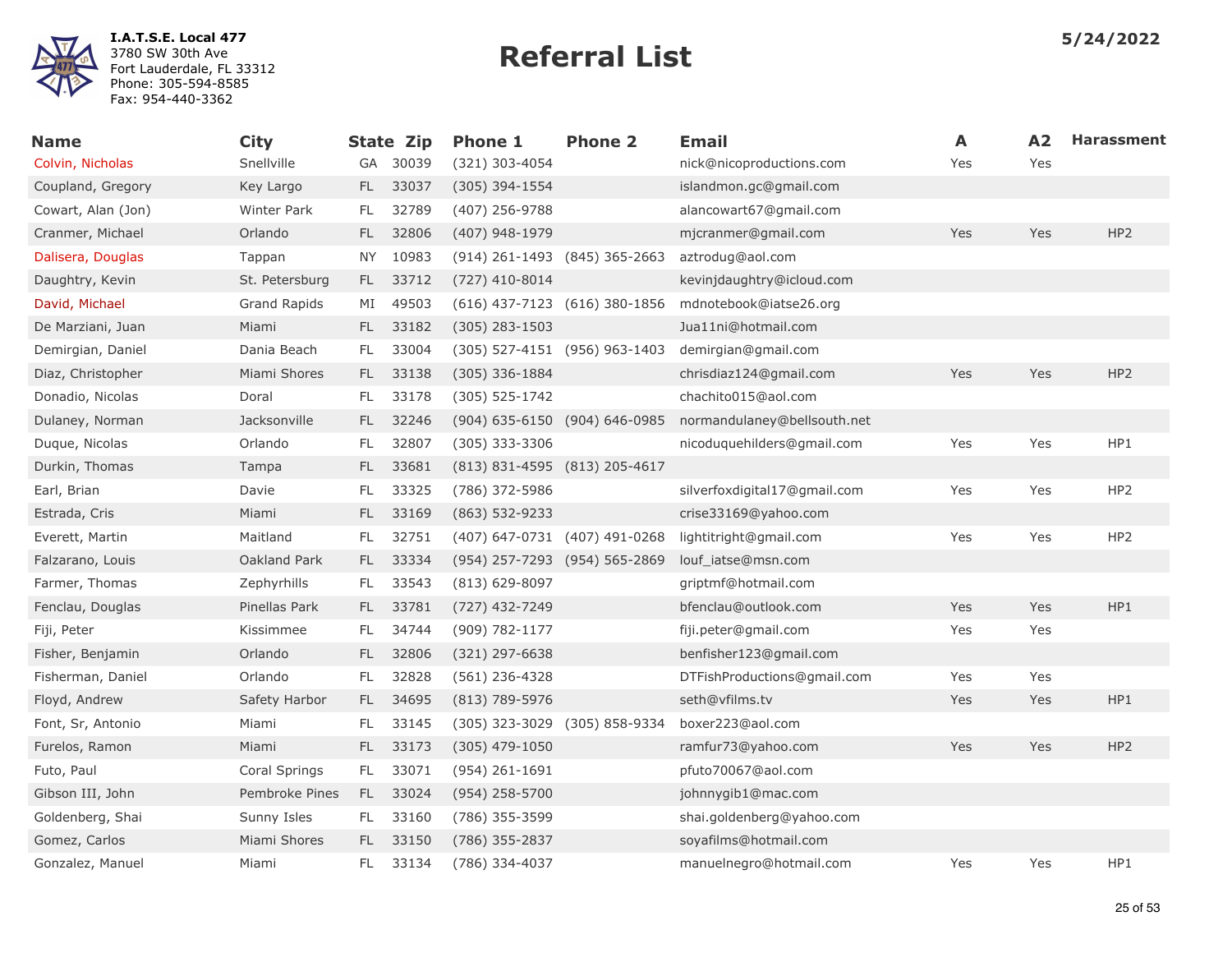**I.A.T.S.E. Local 477**
3780 SW 30th Ave
Fort Lauderdale, FL 33312
Phone: 305-594-8585
Fax: 954-440-3362

# Referral List

**5/24/2022**

| Name | City | State | Zip | Phone 1 | Phone 2 | Email | A | A2 | Harassment |
|---|---|---|---|---|---|---|---|---|---|
| Colvin, Nicholas | Snellville | GA | 30039 | (321) 303-4054 | | nick@nicoproductions.com | Yes | Yes | |
| Coupland, Gregory | Key Largo | FL | 33037 | (305) 394-1554 | | islandmon.gc@gmail.com | | | |
| Cowart, Alan (Jon) | Winter Park | FL | 32789 | (407) 256-9788 | | alancowart67@gmail.com | | | |
| Cranmer, Michael | Orlando | FL | 32806 | (407) 948-1979 | | mjcranmer@gmail.com | Yes | Yes | HP2 |
| Dalisera, Douglas | Tappan | NY | 10983 | (914) 261-1493 | (845) 365-2663 | aztrodug@aol.com | | | |
| Daughtry, Kevin | St. Petersburg | FL | 33712 | (727) 410-8014 | | kevinjdaughtry@icloud.com | | | |
| David, Michael | Grand Rapids | MI | 49503 | (616) 437-7123 | (616) 380-1856 | mdnotebook@iatse26.org | | | |
| De Marziani, Juan | Miami | FL | 33182 | (305) 283-1503 | | Jua11ni@hotmail.com | | | |
| Demirgian, Daniel | Dania Beach | FL | 33004 | (305) 527-4151 | (956) 963-1403 | demirgian@gmail.com | | | |
| Diaz, Christopher | Miami Shores | FL | 33138 | (305) 336-1884 | | chrisdiaz124@gmail.com | Yes | Yes | HP2 |
| Donadio, Nicolas | Doral | FL | 33178 | (305) 525-1742 | | chachito015@aol.com | | | |
| Dulaney, Norman | Jacksonville | FL | 32246 | (904) 635-6150 | (904) 646-0985 | normandulaney@bellsouth.net | | | |
| Duque, Nicolas | Orlando | FL | 32807 | (305) 333-3306 | | nicoduquehilders@gmail.com | Yes | Yes | HP1 |
| Durkin, Thomas | Tampa | FL | 33681 | (813) 831-4595 | (813) 205-4617 | | | | |
| Earl, Brian | Davie | FL | 33325 | (786) 372-5986 | | silverfoxdigital17@gmail.com | Yes | Yes | HP2 |
| Estrada, Cris | Miami | FL | 33169 | (863) 532-9233 | | crise33169@yahoo.com | | | |
| Everett, Martin | Maitland | FL | 32751 | (407) 647-0731 | (407) 491-0268 | lightitright@gmail.com | Yes | Yes | HP2 |
| Falzarano, Louis | Oakland Park | FL | 33334 | (954) 257-7293 | (954) 565-2869 | louf_iatse@msn.com | | | |
| Farmer, Thomas | Zephyrhills | FL | 33543 | (813) 629-8097 | | griptmf@hotmail.com | | | |
| Fenclau, Douglas | Pinellas Park | FL | 33781 | (727) 432-7249 | | bfenclau@outlook.com | Yes | Yes | HP1 |
| Fiji, Peter | Kissimmee | FL | 34744 | (909) 782-1177 | | fiji.peter@gmail.com | Yes | Yes | |
| Fisher, Benjamin | Orlando | FL | 32806 | (321) 297-6638 | | benfisher123@gmail.com | | | |
| Fisherman, Daniel | Orlando | FL | 32828 | (561) 236-4328 | | DTFishProductions@gmail.com | Yes | Yes | |
| Floyd, Andrew | Safety Harbor | FL | 34695 | (813) 789-5976 | | seth@vfilms.tv | Yes | Yes | HP1 |
| Font, Sr, Antonio | Miami | FL | 33145 | (305) 323-3029 | (305) 858-9334 | boxer223@aol.com | | | |
| Furelos, Ramon | Miami | FL | 33173 | (305) 479-1050 | | ramfur73@yahoo.com | Yes | Yes | HP2 |
| Futo, Paul | Coral Springs | FL | 33071 | (954) 261-1691 | | pfuto70067@aol.com | | | |
| Gibson III, John | Pembroke Pines | FL | 33024 | (954) 258-5700 | | johnnygib1@mac.com | | | |
| Goldenberg, Shai | Sunny Isles | FL | 33160 | (786) 355-3599 | | shai.goldenberg@yahoo.com | | | |
| Gomez, Carlos | Miami Shores | FL | 33150 | (786) 355-2837 | | soyafilms@hotmail.com | | | |
| Gonzalez, Manuel | Miami | FL | 33134 | (786) 334-4037 | | manuelnegro@hotmail.com | Yes | Yes | HP1 |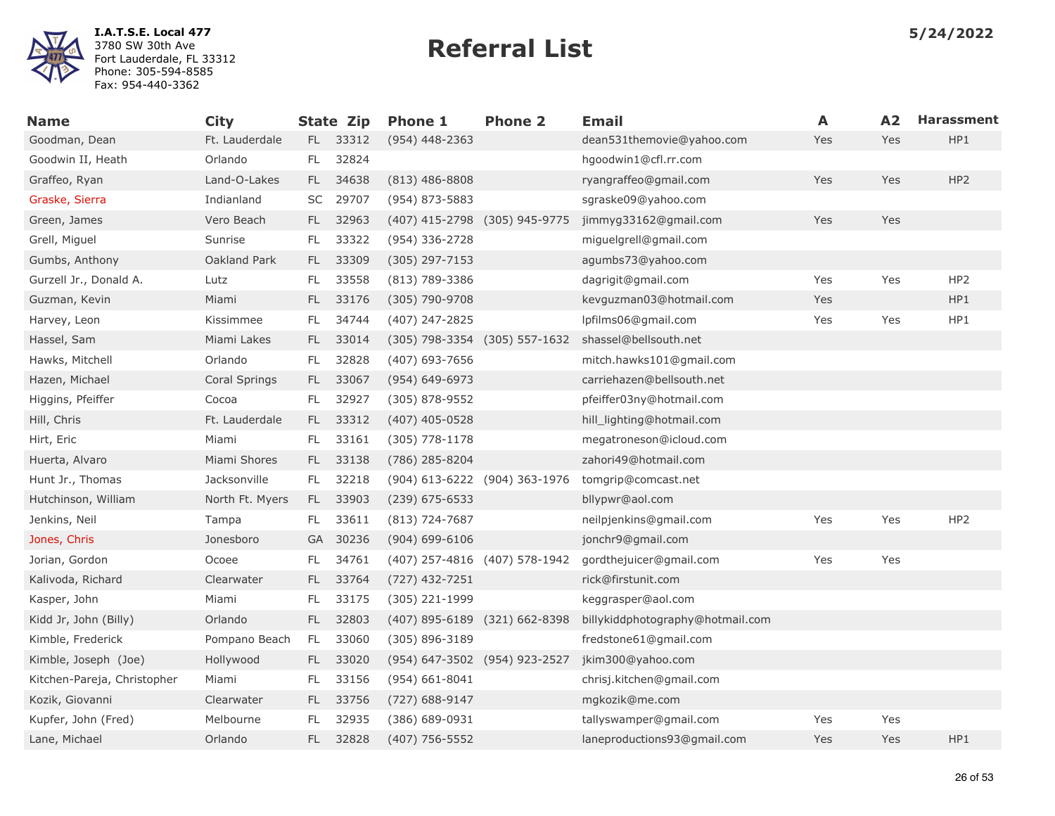**I.A.T.S.E. Local 477**
3780 SW 30th Ave
Fort Lauderdale, FL 33312
Phone: 305-594-8585
Fax: 954-440-3362

# Referral List

**5/24/2022**

| Name | City | State | Zip | Phone 1 | Phone 2 | Email | A | A2 | Harassment |
|---|---|---|---|---|---|---|---|---|---|
| Goodman, Dean | Ft. Lauderdale | FL | 33312 | (954) 448-2363 | | dean531themovie@yahoo.com | Yes | Yes | HP1 |
| Goodwin II, Heath | Orlando | FL | 32824 | | | hgoodwin1@cfl.rr.com | | | |
| Graffeo, Ryan | Land-O-Lakes | FL | 34638 | (813) 486-8808 | | ryangraffeo@gmail.com | Yes | Yes | HP2 |
| Graske, Sierra | Indianland | SC | 29707 | (954) 873-5883 | | sgraske09@yahoo.com | | | |
| Green, James | Vero Beach | FL | 32963 | (407) 415-2798 | (305) 945-9775 | jimmyg33162@gmail.com | Yes | Yes | |
| Grell, Miguel | Sunrise | FL | 33322 | (954) 336-2728 | | miguelgrell@gmail.com | | | |
| Gumbs, Anthony | Oakland Park | FL | 33309 | (305) 297-7153 | | agumbs73@yahoo.com | | | |
| Gurzell Jr., Donald A. | Lutz | FL | 33558 | (813) 789-3386 | | dagrigit@gmail.com | Yes | Yes | HP2 |
| Guzman, Kevin | Miami | FL | 33176 | (305) 790-9708 | | kevguzman03@hotmail.com | Yes | | HP1 |
| Harvey, Leon | Kissimmee | FL | 34744 | (407) 247-2825 | | lpfilms06@gmail.com | Yes | Yes | HP1 |
| Hassel, Sam | Miami Lakes | FL | 33014 | (305) 798-3354 | (305) 557-1632 | shassel@bellsouth.net | | | |
| Hawks, Mitchell | Orlando | FL | 32828 | (407) 693-7656 | | mitch.hawks101@gmail.com | | | |
| Hazen, Michael | Coral Springs | FL | 33067 | (954) 649-6973 | | carriehazen@bellsouth.net | | | |
| Higgins, Pfeiffer | Cocoa | FL | 32927 | (305) 878-9552 | | pfeiffer03ny@hotmail.com | | | |
| Hill, Chris | Ft. Lauderdale | FL | 33312 | (407) 405-0528 | | hill_lighting@hotmail.com | | | |
| Hirt, Eric | Miami | FL | 33161 | (305) 778-1178 | | megatroneson@icloud.com | | | |
| Huerta, Alvaro | Miami Shores | FL | 33138 | (786) 285-8204 | | zahori49@hotmail.com | | | |
| Hunt Jr., Thomas | Jacksonville | FL | 32218 | (904) 613-6222 | (904) 363-1976 | tomgrip@comcast.net | | | |
| Hutchinson, William | North Ft. Myers | FL | 33903 | (239) 675-6533 | | bllypwr@aol.com | | | |
| Jenkins, Neil | Tampa | FL | 33611 | (813) 724-7687 | | neilpjenkins@gmail.com | Yes | Yes | HP2 |
| Jones, Chris | Jonesboro | GA | 30236 | (904) 699-6106 | | jonchr9@gmail.com | | | |
| Jorian, Gordon | Ocoee | FL | 34761 | (407) 257-4816 | (407) 578-1942 | gordthejuicer@gmail.com | Yes | Yes | |
| Kalivoda, Richard | Clearwater | FL | 33764 | (727) 432-7251 | | rick@firstunit.com | | | |
| Kasper, John | Miami | FL | 33175 | (305) 221-1999 | | keggrasper@aol.com | | | |
| Kidd Jr, John (Billy) | Orlando | FL | 32803 | (407) 895-6189 | (321) 662-8398 | billykiddphotography@hotmail.com | | | |
| Kimble, Frederick | Pompano Beach | FL | 33060 | (305) 896-3189 | | fredstone61@gmail.com | | | |
| Kimble, Joseph (Joe) | Hollywood | FL | 33020 | (954) 647-3502 | (954) 923-2527 | jkim300@yahoo.com | | | |
| Kitchen-Pareja, Christopher | Miami | FL | 33156 | (954) 661-8041 | | chrisj.kitchen@gmail.com | | | |
| Kozik, Giovanni | Clearwater | FL | 33756 | (727) 688-9147 | | mgkozik@me.com | | | |
| Kupfer, John (Fred) | Melbourne | FL | 32935 | (386) 689-0931 | | tallyswamper@gmail.com | Yes | Yes | |
| Lane, Michael | Orlando | FL | 32828 | (407) 756-5552 | | laneproductions93@gmail.com | Yes | Yes | HP1 |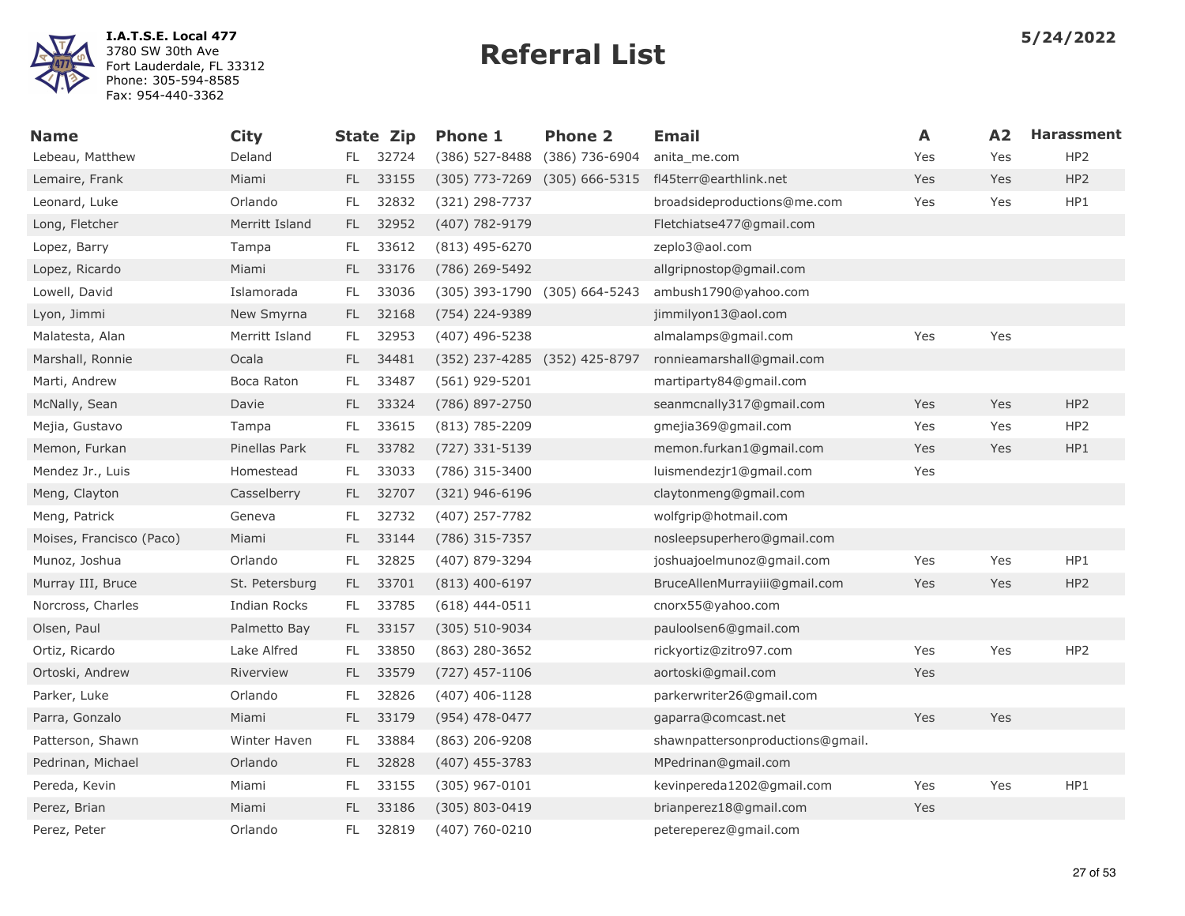I.A.T.S.E. Local 477
3780 SW 30th Ave
Fort Lauderdale, FL 33312
Phone: 305-594-8585
Fax: 954-440-3362

# Referral List

5/24/2022

| Name | City | State | Zip | Phone 1 | Phone 2 | Email | A | A2 | Harassment |
|---|---|---|---|---|---|---|---|---|---|
| Lebeau, Matthew | Deland | FL | 32724 | (386) 527-8488 | (386) 736-6904 | anita_me.com | Yes | Yes | HP2 |
| Lemaire, Frank | Miami | FL | 33155 | (305) 773-7269 | (305) 666-5315 | fl45terr@earthlink.net | Yes | Yes | HP2 |
| Leonard, Luke | Orlando | FL | 32832 | (321) 298-7737 | | broadsideproductions@me.com | Yes | Yes | HP1 |
| Long, Fletcher | Merritt Island | FL | 32952 | (407) 782-9179 | | Fletchiatse477@gmail.com | | | |
| Lopez, Barry | Tampa | FL | 33612 | (813) 495-6270 | | zeplo3@aol.com | | | |
| Lopez, Ricardo | Miami | FL | 33176 | (786) 269-5492 | | allgripnostop@gmail.com | | | |
| Lowell, David | Islamorada | FL | 33036 | (305) 393-1790 | (305) 664-5243 | ambush1790@yahoo.com | | | |
| Lyon, Jimmi | New Smyrna | FL | 32168 | (754) 224-9389 | | jimmilyon13@aol.com | | | |
| Malatesta, Alan | Merritt Island | FL | 32953 | (407) 496-5238 | | almalamps@gmail.com | Yes | Yes | |
| Marshall, Ronnie | Ocala | FL | 34481 | (352) 237-4285 | (352) 425-8797 | ronnieamarshall@gmail.com | | | |
| Marti, Andrew | Boca Raton | FL | 33487 | (561) 929-5201 | | martiparty84@gmail.com | | | |
| McNally, Sean | Davie | FL | 33324 | (786) 897-2750 | | seanmcnally317@gmail.com | Yes | Yes | HP2 |
| Mejia, Gustavo | Tampa | FL | 33615 | (813) 785-2209 | | gmejia369@gmail.com | Yes | Yes | HP2 |
| Memon, Furkan | Pinellas Park | FL | 33782 | (727) 331-5139 | | memon.furkan1@gmail.com | Yes | Yes | HP1 |
| Mendez Jr., Luis | Homestead | FL | 33033 | (786) 315-3400 | | luismendezjr1@gmail.com | Yes | | |
| Meng, Clayton | Casselberry | FL | 32707 | (321) 946-6196 | | claytonmeng@gmail.com | | | |
| Meng, Patrick | Geneva | FL | 32732 | (407) 257-7782 | | wolfgrip@hotmail.com | | | |
| Moises, Francisco (Paco) | Miami | FL | 33144 | (786) 315-7357 | | nosleepsuperhero@gmail.com | | | |
| Munoz, Joshua | Orlando | FL | 32825 | (407) 879-3294 | | joshuajoelmunoz@gmail.com | Yes | Yes | HP1 |
| Murray III, Bruce | St. Petersburg | FL | 33701 | (813) 400-6197 | | BruceAllenMurrayiii@gmail.com | Yes | Yes | HP2 |
| Norcross, Charles | Indian Rocks | FL | 33785 | (618) 444-0511 | | cnorx55@yahoo.com | | | |
| Olsen, Paul | Palmetto Bay | FL | 33157 | (305) 510-9034 | | pauloolsen6@gmail.com | | | |
| Ortiz, Ricardo | Lake Alfred | FL | 33850 | (863) 280-3652 | | rickyortiz@zitro97.com | Yes | Yes | HP2 |
| Ortoski, Andrew | Riverview | FL | 33579 | (727) 457-1106 | | aortoski@gmail.com | Yes | | |
| Parker, Luke | Orlando | FL | 32826 | (407) 406-1128 | | parkerwriter26@gmail.com | | | |
| Parra, Gonzalo | Miami | FL | 33179 | (954) 478-0477 | | gaparra@comcast.net | Yes | Yes | |
| Patterson, Shawn | Winter Haven | FL | 33884 | (863) 206-9208 | | shawnpattersonproductions@gmail. | | | |
| Pedrinan, Michael | Orlando | FL | 32828 | (407) 455-3783 | | MPedrinan@gmail.com | | | |
| Pereda, Kevin | Miami | FL | 33155 | (305) 967-0101 | | kevinpereda1202@gmail.com | Yes | Yes | HP1 |
| Perez, Brian | Miami | FL | 33186 | (305) 803-0419 | | brianperez18@gmail.com | Yes | | |
| Perez, Peter | Orlando | FL | 32819 | (407) 760-0210 | | petereperez@gmail.com | | | |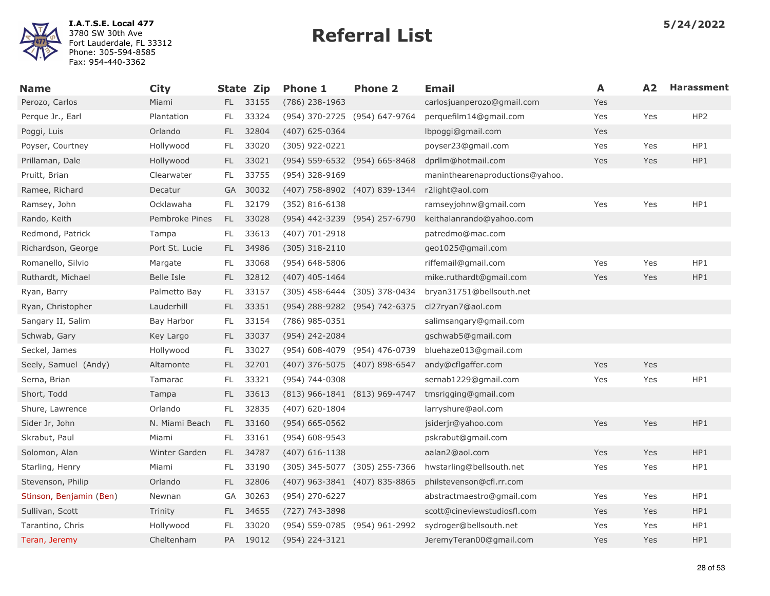I.A.T.S.E. Local 477
3780 SW 30th Ave
Fort Lauderdale, FL 33312
Phone: 305-594-8585
Fax: 954-440-3362

# Referral List

5/24/2022

| Name | City | State | Zip | Phone 1 | Phone 2 | Email | A | A2 | Harassment |
|---|---|---|---|---|---|---|---|---|---|
| Perozo, Carlos | Miami | FL | 33155 | (786) 238-1963 | | carlosjuanperozo@gmail.com | Yes | | |
| Perque Jr., Earl | Plantation | FL | 33324 | (954) 370-2725 | (954) 647-9764 | perquefilm14@gmail.com | Yes | Yes | HP2 |
| Poggi, Luis | Orlando | FL | 32804 | (407) 625-0364 | | lbpoggi@gmail.com | Yes | | |
| Poyser, Courtney | Hollywood | FL | 33020 | (305) 922-0221 | | poyser23@gmail.com | Yes | Yes | HP1 |
| Prillaman, Dale | Hollywood | FL | 33021 | (954) 559-6532 | (954) 665-8468 | dprllm@hotmail.com | Yes | Yes | HP1 |
| Pruitt, Brian | Clearwater | FL | 33755 | (954) 328-9169 | | maninthearenaproductions@yahoo. | | | |
| Ramee, Richard | Decatur | GA | 30032 | (407) 758-8902 | (407) 839-1344 | r2light@aol.com | | | |
| Ramsey, John | Ocklawaha | FL | 32179 | (352) 816-6138 | | ramseyjohnw@gmail.com | Yes | Yes | HP1 |
| Rando, Keith | Pembroke Pines | FL | 33028 | (954) 442-3239 | (954) 257-6790 | keithalanrando@yahoo.com | | | |
| Redmond, Patrick | Tampa | FL | 33613 | (407) 701-2918 | | patredmo@mac.com | | | |
| Richardson, George | Port St. Lucie | FL | 34986 | (305) 318-2110 | | geo1025@gmail.com | | | |
| Romanello, Silvio | Margate | FL | 33068 | (954) 648-5806 | | riffemail@gmail.com | Yes | Yes | HP1 |
| Ruthardt, Michael | Belle Isle | FL | 32812 | (407) 405-1464 | | mike.ruthardt@gmail.com | Yes | Yes | HP1 |
| Ryan, Barry | Palmetto Bay | FL | 33157 | (305) 458-6444 | (305) 378-0434 | bryan31751@bellsouth.net | | | |
| Ryan, Christopher | Lauderhill | FL | 33351 | (954) 288-9282 | (954) 742-6375 | cl27ryan7@aol.com | | | |
| Sangary II, Salim | Bay Harbor | FL | 33154 | (786) 985-0351 | | salimsangary@gmail.com | | | |
| Schwab, Gary | Key Largo | FL | 33037 | (954) 242-2084 | | gschwab5@gmail.com | | | |
| Seckel, James | Hollywood | FL | 33027 | (954) 608-4079 | (954) 476-0739 | bluehaze013@gmail.com | | | |
| Seely, Samuel (Andy) | Altamonte | FL | 32701 | (407) 376-5075 | (407) 898-6547 | andy@cflgaffer.com | Yes | Yes | |
| Serna, Brian | Tamarac | FL | 33321 | (954) 744-0308 | | sernab1229@gmail.com | Yes | Yes | HP1 |
| Short, Todd | Tampa | FL | 33613 | (813) 966-1841 | (813) 969-4747 | tmsrigging@gmail.com | | | |
| Shure, Lawrence | Orlando | FL | 32835 | (407) 620-1804 | | larryshure@aol.com | | | |
| Sider Jr, John | N. Miami Beach | FL | 33160 | (954) 665-0562 | | jsiderjr@yahoo.com | Yes | Yes | HP1 |
| Skrabut, Paul | Miami | FL | 33161 | (954) 608-9543 | | pskrabut@gmail.com | | | |
| Solomon, Alan | Winter Garden | FL | 34787 | (407) 616-1138 | | aalan2@aol.com | Yes | Yes | HP1 |
| Starling, Henry | Miami | FL | 33190 | (305) 345-5077 | (305) 255-7366 | hwstarling@bellsouth.net | Yes | Yes | HP1 |
| Stevenson, Philip | Orlando | FL | 32806 | (407) 963-3841 | (407) 835-8865 | philstevenson@cfl.rr.com | | | |
| Stinson, Benjamin (Ben) | Newnan | GA | 30263 | (954) 270-6227 | | abstractmaestro@gmail.com | Yes | Yes | HP1 |
| Sullivan, Scott | Trinity | FL | 34655 | (727) 743-3898 | | scott@cineviewstudiosfl.com | Yes | Yes | HP1 |
| Tarantino, Chris | Hollywood | FL | 33020 | (954) 559-0785 | (954) 961-2992 | sydroger@bellsouth.net | Yes | Yes | HP1 |
| Teran, Jeremy | Cheltenham | PA | 19012 | (954) 224-3121 | | JeremyTeran00@gmail.com | Yes | Yes | HP1 |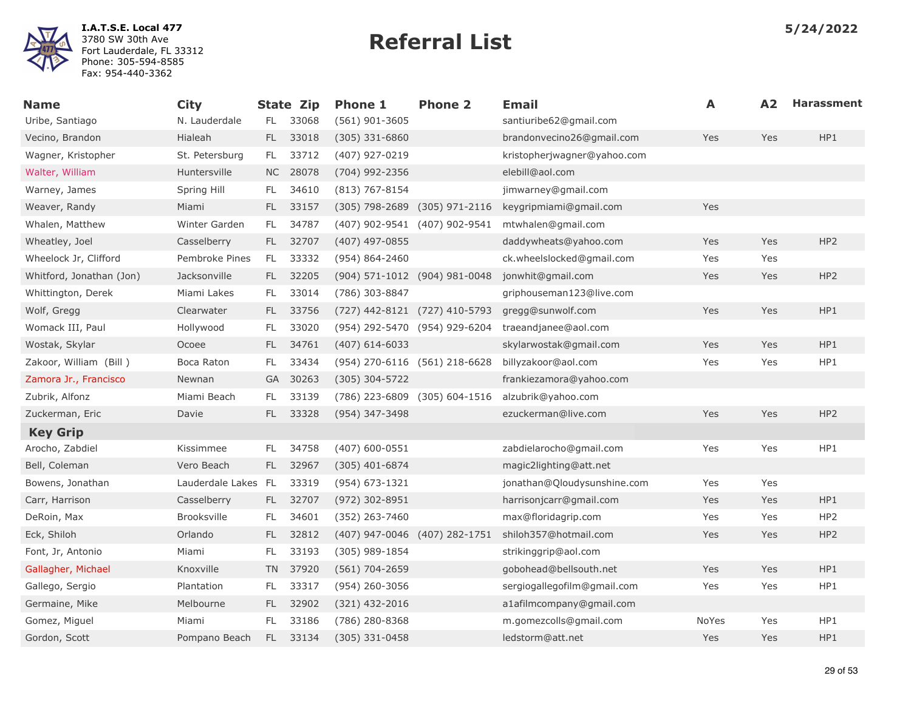I.A.T.S.E. Local 477
3780 SW 30th Ave
Fort Lauderdale, FL 33312
Phone: 305-594-8585
Fax: 954-440-3362

# Referral List

5/24/2022

| Name | City | State | Zip | Phone 1 | Phone 2 | Email | A | A2 | Harassment |
|---|---|---|---|---|---|---|---|---|---|
| Uribe, Santiago | N. Lauderdale | FL | 33068 | (561) 901-3605 | | santiuribe62@gmail.com | | | |
| Vecino, Brandon | Hialeah | FL | 33018 | (305) 331-6860 | | brandonvecino26@gmail.com | Yes | Yes | HP1 |
| Wagner, Kristopher | St. Petersburg | FL | 33712 | (407) 927-0219 | | kristopherjwagner@yahoo.com | | | |
| Walter, William | Huntersville | NC | 28078 | (704) 992-2356 | | elebill@aol.com | | | |
| Warney, James | Spring Hill | FL | 34610 | (813) 767-8154 | | jimwarney@gmail.com | | | |
| Weaver, Randy | Miami | FL | 33157 | (305) 798-2689 | (305) 971-2116 | keygripmiami@gmail.com | Yes | | |
| Whalen, Matthew | Winter Garden | FL | 34787 | (407) 902-9541 | (407) 902-9541 | mtwhalen@gmail.com | | | |
| Wheatley, Joel | Casselberry | FL | 32707 | (407) 497-0855 | | daddywheats@yahoo.com | Yes | Yes | HP2 |
| Wheelock Jr, Clifford | Pembroke Pines | FL | 33332 | (954) 864-2460 | | ck.wheelslocked@gmail.com | Yes | Yes | |
| Whitford, Jonathan (Jon) | Jacksonville | FL | 32205 | (904) 571-1012 | (904) 981-0048 | jonwhit@gmail.com | Yes | Yes | HP2 |
| Whittington, Derek | Miami Lakes | FL | 33014 | (786) 303-8847 | | griphouseman123@live.com | | | |
| Wolf, Gregg | Clearwater | FL | 33756 | (727) 442-8121 | (727) 410-5793 | gregg@sunwolf.com | Yes | Yes | HP1 |
| Womack III, Paul | Hollywood | FL | 33020 | (954) 292-5470 | (954) 929-6204 | traeandjanee@aol.com | | | |
| Wostak, Skylar | Ocoee | FL | 34761 | (407) 614-6033 | | skylarwostak@gmail.com | Yes | Yes | HP1 |
| Zakoor, William (Bill ) | Boca Raton | FL | 33434 | (954) 270-6116 | (561) 218-6628 | billyzakoor@aol.com | Yes | Yes | HP1 |
| Zamora Jr., Francisco | Newnan | GA | 30263 | (305) 304-5722 | | frankiezamora@yahoo.com | | | |
| Zubrik, Alfonz | Miami Beach | FL | 33139 | (786) 223-6809 | (305) 604-1516 | alzubrik@yahoo.com | | | |
| Zuckerman, Eric | Davie | FL | 33328 | (954) 347-3498 | | ezuckerman@live.com | Yes | Yes | HP2 |
| **Key Grip** | | | | | | | | | |
| Arocho, Zabdiel | Kissimmee | FL | 34758 | (407) 600-0551 | | zabdielarocho@gmail.com | Yes | Yes | HP1 |
| Bell, Coleman | Vero Beach | FL | 32967 | (305) 401-6874 | | magic2lighting@att.net | | | |
| Bowens, Jonathan | Lauderdale Lakes | FL | 33319 | (954) 673-1321 | | jonathan@Qloudysunshine.com | Yes | Yes | |
| Carr, Harrison | Casselberry | FL | 32707 | (972) 302-8951 | | harrisonjcarr@gmail.com | Yes | Yes | HP1 |
| DeRoin, Max | Brooksville | FL | 34601 | (352) 263-7460 | | max@floridagrip.com | Yes | Yes | HP2 |
| Eck, Shiloh | Orlando | FL | 32812 | (407) 947-0046 | (407) 282-1751 | shiloh357@hotmail.com | Yes | Yes | HP2 |
| Font, Jr, Antonio | Miami | FL | 33193 | (305) 989-1854 | | strikinggrip@aol.com | | | |
| Gallagher, Michael | Knoxville | TN | 37920 | (561) 704-2659 | | gobohead@bellsouth.net | Yes | Yes | HP1 |
| Gallego, Sergio | Plantation | FL | 33317 | (954) 260-3056 | | sergiogallegofilm@gmail.com | Yes | Yes | HP1 |
| Germaine, Mike | Melbourne | FL | 32902 | (321) 432-2016 | | a1afilmcompany@gmail.com | | | |
| Gomez, Miguel | Miami | FL | 33186 | (786) 280-8368 | | m.gomezcolls@gmail.com | NoYes | Yes | HP1 |
| Gordon, Scott | Pompano Beach | FL | 33134 | (305) 331-0458 | | ledstorm@att.net | Yes | Yes | HP1 |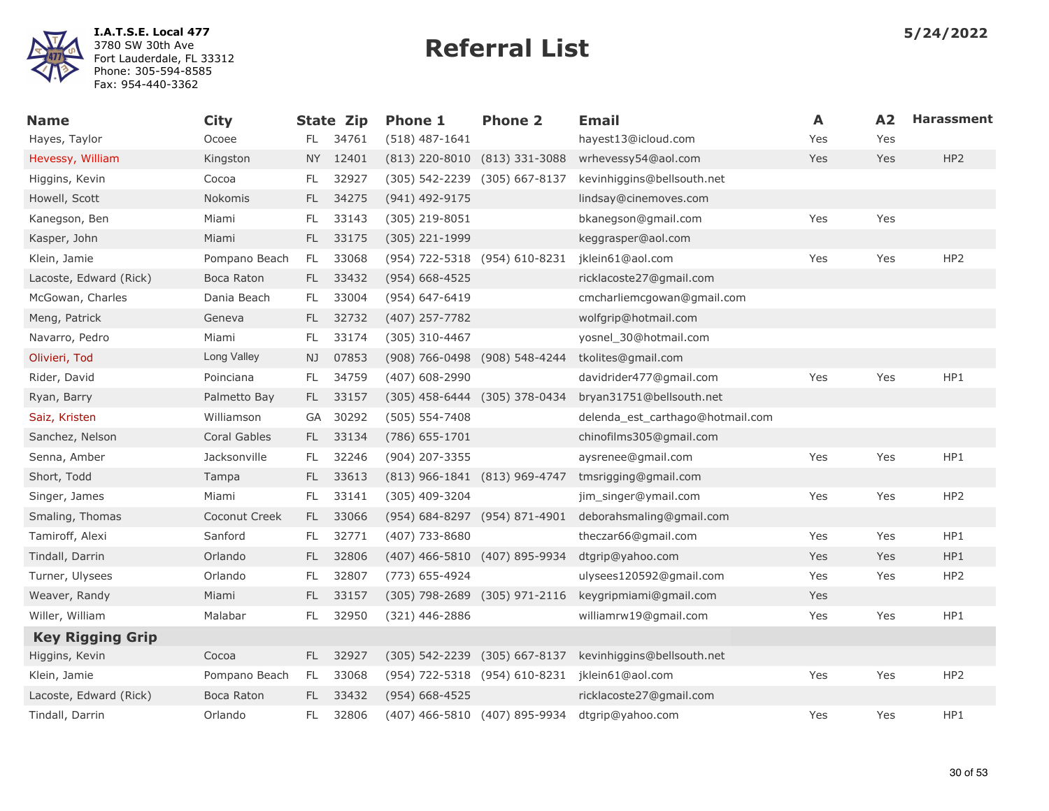**I.A.T.S.E. Local 477**
3780 SW 30th Ave
Fort Lauderdale, FL 33312
Phone: 305-594-8585
Fax: 954-440-3362

# Referral List

**5/24/2022**

| Name | City | State | Zip | Phone 1 | Phone 2 | Email | A | A2 | Harassment |
|---|---|---|---|---|---|---|---|---|---|
| Hayes, Taylor | Ocoee | FL | 34761 | (518) 487-1641 | | hayest13@icloud.com | Yes | Yes | |
| Hevessy, William | Kingston | NY | 12401 | (813) 220-8010 | (813) 331-3088 | wrhevessy54@aol.com | Yes | Yes | HP2 |
| Higgins, Kevin | Cocoa | FL | 32927 | (305) 542-2239 | (305) 667-8137 | kevinhiggins@bellsouth.net | | | |
| Howell, Scott | Nokomis | FL | 34275 | (941) 492-9175 | | lindsay@cinemoves.com | | | |
| Kanegson, Ben | Miami | FL | 33143 | (305) 219-8051 | | bkanegson@gmail.com | Yes | Yes | |
| Kasper, John | Miami | FL | 33175 | (305) 221-1999 | | keggrasper@aol.com | | | |
| Klein, Jamie | Pompano Beach | FL | 33068 | (954) 722-5318 | (954) 610-8231 | jklein61@aol.com | Yes | Yes | HP2 |
| Lacoste, Edward (Rick) | Boca Raton | FL | 33432 | (954) 668-4525 | | ricklacoste27@gmail.com | | | |
| McGowan, Charles | Dania Beach | FL | 33004 | (954) 647-6419 | | cmcharliemcgowan@gmail.com | | | |
| Meng, Patrick | Geneva | FL | 32732 | (407) 257-7782 | | wolfgrip@hotmail.com | | | |
| Navarro, Pedro | Miami | FL | 33174 | (305) 310-4467 | | yosnel_30@hotmail.com | | | |
| Olivieri, Tod | Long Valley | NJ | 07853 | (908) 766-0498 | (908) 548-4244 | tkolites@gmail.com | | | |
| Rider, David | Poinciana | FL | 34759 | (407) 608-2990 | | davidrider477@gmail.com | Yes | Yes | HP1 |
| Ryan, Barry | Palmetto Bay | FL | 33157 | (305) 458-6444 | (305) 378-0434 | bryan31751@bellsouth.net | | | |
| Saiz, Kristen | Williamson | GA | 30292 | (505) 554-7408 | | delenda_est_carthago@hotmail.com | | | |
| Sanchez, Nelson | Coral Gables | FL | 33134 | (786) 655-1701 | | chinofilms305@gmail.com | | | |
| Senna, Amber | Jacksonville | FL | 32246 | (904) 207-3355 | | aysrenee@gmail.com | Yes | Yes | HP1 |
| Short, Todd | Tampa | FL | 33613 | (813) 966-1841 | (813) 969-4747 | tmsrigging@gmail.com | | | |
| Singer, James | Miami | FL | 33141 | (305) 409-3204 | | jim_singer@ymail.com | Yes | Yes | HP2 |
| Smaling, Thomas | Coconut Creek | FL | 33066 | (954) 684-8297 | (954) 871-4901 | deborahsmaling@gmail.com | | | |
| Tamiroff, Alexi | Sanford | FL | 32771 | (407) 733-8680 | | theczar66@gmail.com | Yes | Yes | HP1 |
| Tindall, Darrin | Orlando | FL | 32806 | (407) 466-5810 | (407) 895-9934 | dtgrip@yahoo.com | Yes | Yes | HP1 |
| Turner, Ulysees | Orlando | FL | 32807 | (773) 655-4924 | | ulysees120592@gmail.com | Yes | Yes | HP2 |
| Weaver, Randy | Miami | FL | 33157 | (305) 798-2689 | (305) 971-2116 | keygripmiami@gmail.com | Yes | | |
| Willer, William | Malabar | FL | 32950 | (321) 446-2886 | | williamrw19@gmail.com | Yes | Yes | HP1 |
| **Key Rigging Grip** | | | | | | | | | |
| Higgins, Kevin | Cocoa | FL | 32927 | (305) 542-2239 | (305) 667-8137 | kevinhiggins@bellsouth.net | | | |
| Klein, Jamie | Pompano Beach | FL | 33068 | (954) 722-5318 | (954) 610-8231 | jklein61@aol.com | Yes | Yes | HP2 |
| Lacoste, Edward (Rick) | Boca Raton | FL | 33432 | (954) 668-4525 | | ricklacoste27@gmail.com | | | |
| Tindall, Darrin | Orlando | FL | 32806 | (407) 466-5810 | (407) 895-9934 | dtgrip@yahoo.com | Yes | Yes | HP1 |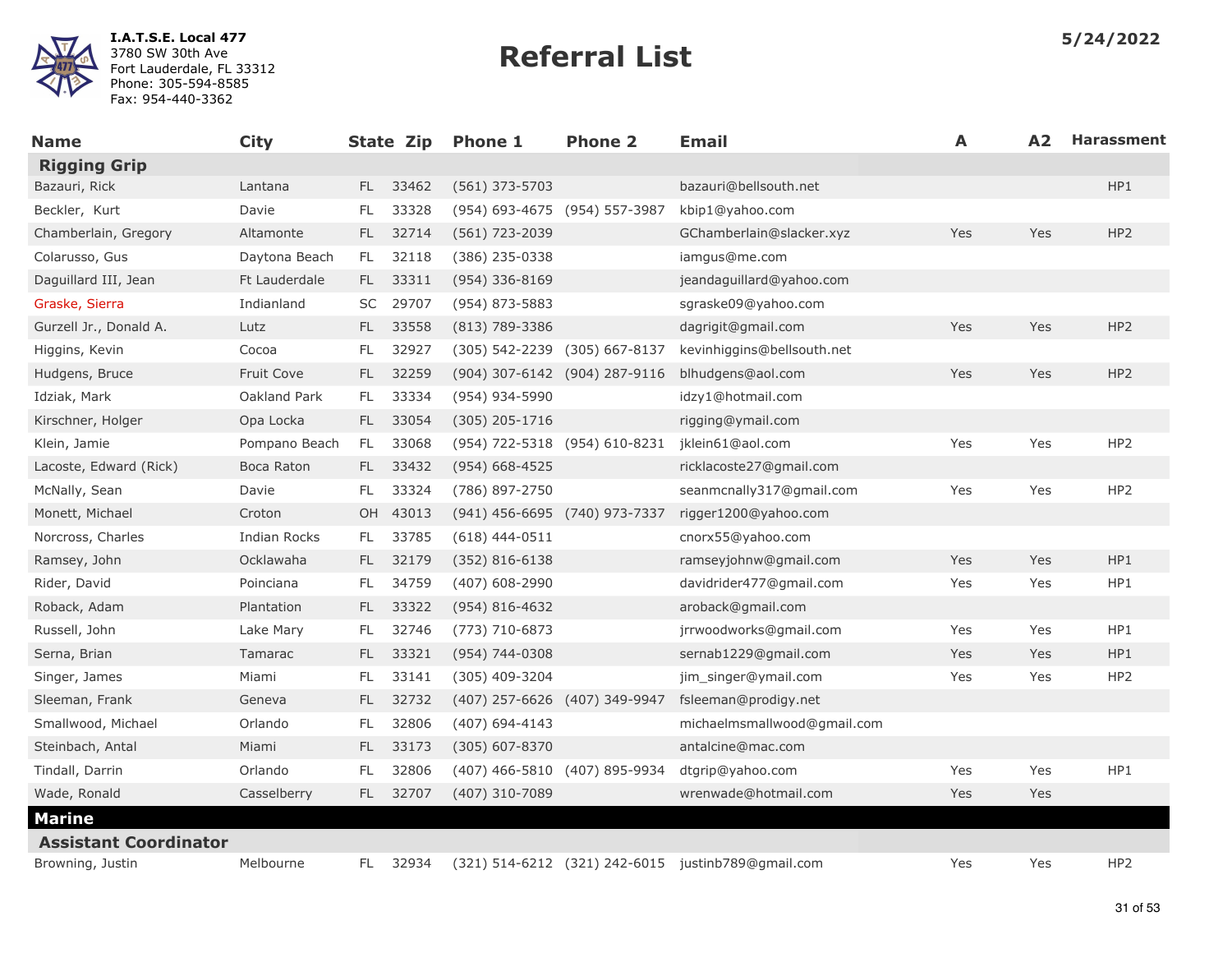**I.A.T.S.E. Local 477**
3780 SW 30th Ave
Fort Lauderdale, FL 33312
Phone: 305-594-8585
Fax: 954-440-3362

# Referral List

5/24/2022

| Name | City | State | Zip | Phone 1 | Phone 2 | Email | A | A2 | Harassment |
|---|---|---|---|---|---|---|---|---|---|
| **Rigging Grip** | | | | | | | | | |
| Bazauri, Rick | Lantana | FL | 33462 | (561) 373-5703 | | bazauri@bellsouth.net | | | HP1 |
| Beckler, Kurt | Davie | FL | 33328 | (954) 693-4675 | (954) 557-3987 | kbip1@yahoo.com | | | |
| Chamberlain, Gregory | Altamonte | FL | 32714 | (561) 723-2039 | | GChamberlain@slacker.xyz | Yes | Yes | HP2 |
| Colarusso, Gus | Daytona Beach | FL | 32118 | (386) 235-0338 | | iamgus@me.com | | | |
| Daguillard III, Jean | Ft Lauderdale | FL | 33311 | (954) 336-8169 | | jeandaguillard@yahoo.com | | | |
| Graske, Sierra | Indianland | SC | 29707 | (954) 873-5883 | | sgraske09@yahoo.com | | | |
| Gurzell Jr., Donald A. | Lutz | FL | 33558 | (813) 789-3386 | | dagrigit@gmail.com | Yes | Yes | HP2 |
| Higgins, Kevin | Cocoa | FL | 32927 | (305) 542-2239 | (305) 667-8137 | kevinhiggins@bellsouth.net | | | |
| Hudgens, Bruce | Fruit Cove | FL | 32259 | (904) 307-6142 | (904) 287-9116 | blhudgens@aol.com | Yes | Yes | HP2 |
| Idziak, Mark | Oakland Park | FL | 33334 | (954) 934-5990 | | idzy1@hotmail.com | | | |
| Kirschner, Holger | Opa Locka | FL | 33054 | (305) 205-1716 | | rigging@ymail.com | | | |
| Klein, Jamie | Pompano Beach | FL | 33068 | (954) 722-5318 | (954) 610-8231 | jklein61@aol.com | Yes | Yes | HP2 |
| Lacoste, Edward (Rick) | Boca Raton | FL | 33432 | (954) 668-4525 | | ricklacoste27@gmail.com | | | |
| McNally, Sean | Davie | FL | 33324 | (786) 897-2750 | | seanmcnally317@gmail.com | Yes | Yes | HP2 |
| Monett, Michael | Croton | OH | 43013 | (941) 456-6695 | (740) 973-7337 | rigger1200@yahoo.com | | | |
| Norcross, Charles | Indian Rocks | FL | 33785 | (618) 444-0511 | | cnorx55@yahoo.com | | | |
| Ramsey, John | Ocklawaha | FL | 32179 | (352) 816-6138 | | ramseyjohnw@gmail.com | Yes | Yes | HP1 |
| Rider, David | Poinciana | FL | 34759 | (407) 608-2990 | | davidrider477@gmail.com | Yes | Yes | HP1 |
| Roback, Adam | Plantation | FL | 33322 | (954) 816-4632 | | aroback@gmail.com | | | |
| Russell, John | Lake Mary | FL | 32746 | (773) 710-6873 | | jrrwoodworks@gmail.com | Yes | Yes | HP1 |
| Serna, Brian | Tamarac | FL | 33321 | (954) 744-0308 | | sernab1229@gmail.com | Yes | Yes | HP1 |
| Singer, James | Miami | FL | 33141 | (305) 409-3204 | | jim_singer@ymail.com | Yes | Yes | HP2 |
| Sleeman, Frank | Geneva | FL | 32732 | (407) 257-6626 | (407) 349-9947 | fsleeman@prodigy.net | | | |
| Smallwood, Michael | Orlando | FL | 32806 | (407) 694-4143 | | michaelmsmallwood@gmail.com | | | |
| Steinbach, Antal | Miami | FL | 33173 | (305) 607-8370 | | antalcine@mac.com | | | |
| Tindall, Darrin | Orlando | FL | 32806 | (407) 466-5810 | (407) 895-9934 | dtgrip@yahoo.com | Yes | Yes | HP1 |
| Wade, Ronald | Casselberry | FL | 32707 | (407) 310-7089 | | wrenwade@hotmail.com | Yes | Yes | |
| **Marine** | | | | | | | | | |
| **Assistant Coordinator** | | | | | | | | | |
| Browning, Justin | Melbourne | FL | 32934 | (321) 514-6212 | (321) 242-6015 | justinb789@gmail.com | Yes | Yes | HP2 |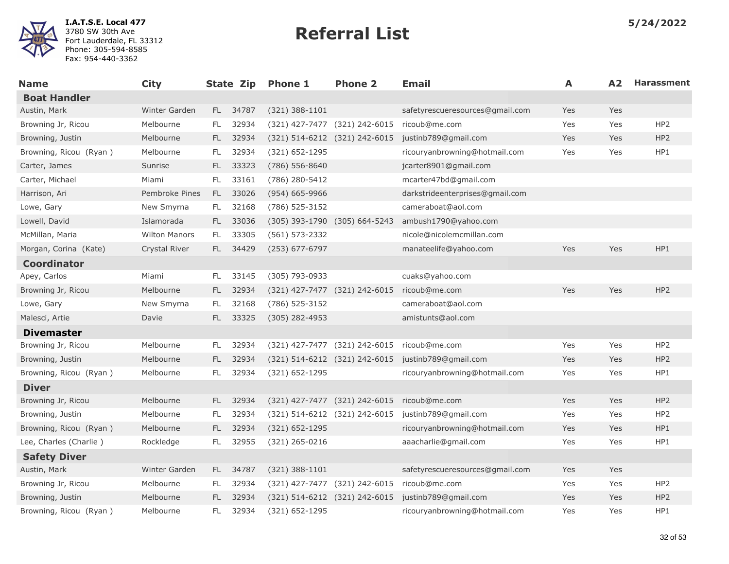**I.A.T.S.E. Local 477**
3780 SW 30th Ave
Fort Lauderdale, FL 33312
Phone: 305-594-8585
Fax: 954-440-3362

# Referral List

**5/24/2022**

| Name | City | State | Zip | Phone 1 | Phone 2 | Email | A | A2 | Harassment |
|---|---|---|---|---|---|---|---|---|---|
| **Boat Handler** | | | | | | | | | |
| Austin, Mark | Winter Garden | FL | 34787 | (321) 388-1101 | | safetyrescueresources@gmail.com | Yes | Yes | |
| Browning Jr, Ricou | Melbourne | FL | 32934 | (321) 427-7477 | (321) 242-6015 | ricoub@me.com | Yes | Yes | HP2 |
| Browning, Justin | Melbourne | FL | 32934 | (321) 514-6212 | (321) 242-6015 | justinb789@gmail.com | Yes | Yes | HP2 |
| Browning, Ricou (Ryan ) | Melbourne | FL | 32934 | (321) 652-1295 | | ricouryanbrowning@hotmail.com | Yes | Yes | HP1 |
| Carter, James | Sunrise | FL | 33323 | (786) 556-8640 | | jcarter8901@gmail.com | | | |
| Carter, Michael | Miami | FL | 33161 | (786) 280-5412 | | mcarter47bd@gmail.com | | | |
| Harrison, Ari | Pembroke Pines | FL | 33026 | (954) 665-9966 | | darkstrideenterprises@gmail.com | | | |
| Lowe, Gary | New Smyrna | FL | 32168 | (786) 525-3152 | | cameraboat@aol.com | | | |
| Lowell, David | Islamorada | FL | 33036 | (305) 393-1790 | (305) 664-5243 | ambush1790@yahoo.com | | | |
| McMillan, Maria | Wilton Manors | FL | 33305 | (561) 573-2332 | | nicole@nicolemcmillan.com | | | |
| Morgan, Corina (Kate) | Crystal River | FL | 34429 | (253) 677-6797 | | manateelife@yahoo.com | Yes | Yes | HP1 |
| **Coordinator** | | | | | | | | | |
| Apey, Carlos | Miami | FL | 33145 | (305) 793-0933 | | cuaks@yahoo.com | | | |
| Browning Jr, Ricou | Melbourne | FL | 32934 | (321) 427-7477 | (321) 242-6015 | ricoub@me.com | Yes | Yes | HP2 |
| Lowe, Gary | New Smyrna | FL | 32168 | (786) 525-3152 | | cameraboat@aol.com | | | |
| Malesci, Artie | Davie | FL | 33325 | (305) 282-4953 | | amistunts@aol.com | | | |
| **Divemaster** | | | | | | | | | |
| Browning Jr, Ricou | Melbourne | FL | 32934 | (321) 427-7477 | (321) 242-6015 | ricoub@me.com | Yes | Yes | HP2 |
| Browning, Justin | Melbourne | FL | 32934 | (321) 514-6212 | (321) 242-6015 | justinb789@gmail.com | Yes | Yes | HP2 |
| Browning, Ricou (Ryan ) | Melbourne | FL | 32934 | (321) 652-1295 | | ricouryanbrowning@hotmail.com | Yes | Yes | HP1 |
| **Diver** | | | | | | | | | |
| Browning Jr, Ricou | Melbourne | FL | 32934 | (321) 427-7477 | (321) 242-6015 | ricoub@me.com | Yes | Yes | HP2 |
| Browning, Justin | Melbourne | FL | 32934 | (321) 514-6212 | (321) 242-6015 | justinb789@gmail.com | Yes | Yes | HP2 |
| Browning, Ricou (Ryan ) | Melbourne | FL | 32934 | (321) 652-1295 | | ricouryanbrowning@hotmail.com | Yes | Yes | HP1 |
| Lee, Charles (Charlie ) | Rockledge | FL | 32955 | (321) 265-0216 | | aaacharlie@gmail.com | Yes | Yes | HP1 |
| **Safety Diver** | | | | | | | | | |
| Austin, Mark | Winter Garden | FL | 34787 | (321) 388-1101 | | safetyrescueresources@gmail.com | Yes | Yes | |
| Browning Jr, Ricou | Melbourne | FL | 32934 | (321) 427-7477 | (321) 242-6015 | ricoub@me.com | Yes | Yes | HP2 |
| Browning, Justin | Melbourne | FL | 32934 | (321) 514-6212 | (321) 242-6015 | justinb789@gmail.com | Yes | Yes | HP2 |
| Browning, Ricou (Ryan ) | Melbourne | FL | 32934 | (321) 652-1295 | | ricouryanbrowning@hotmail.com | Yes | Yes | HP1 |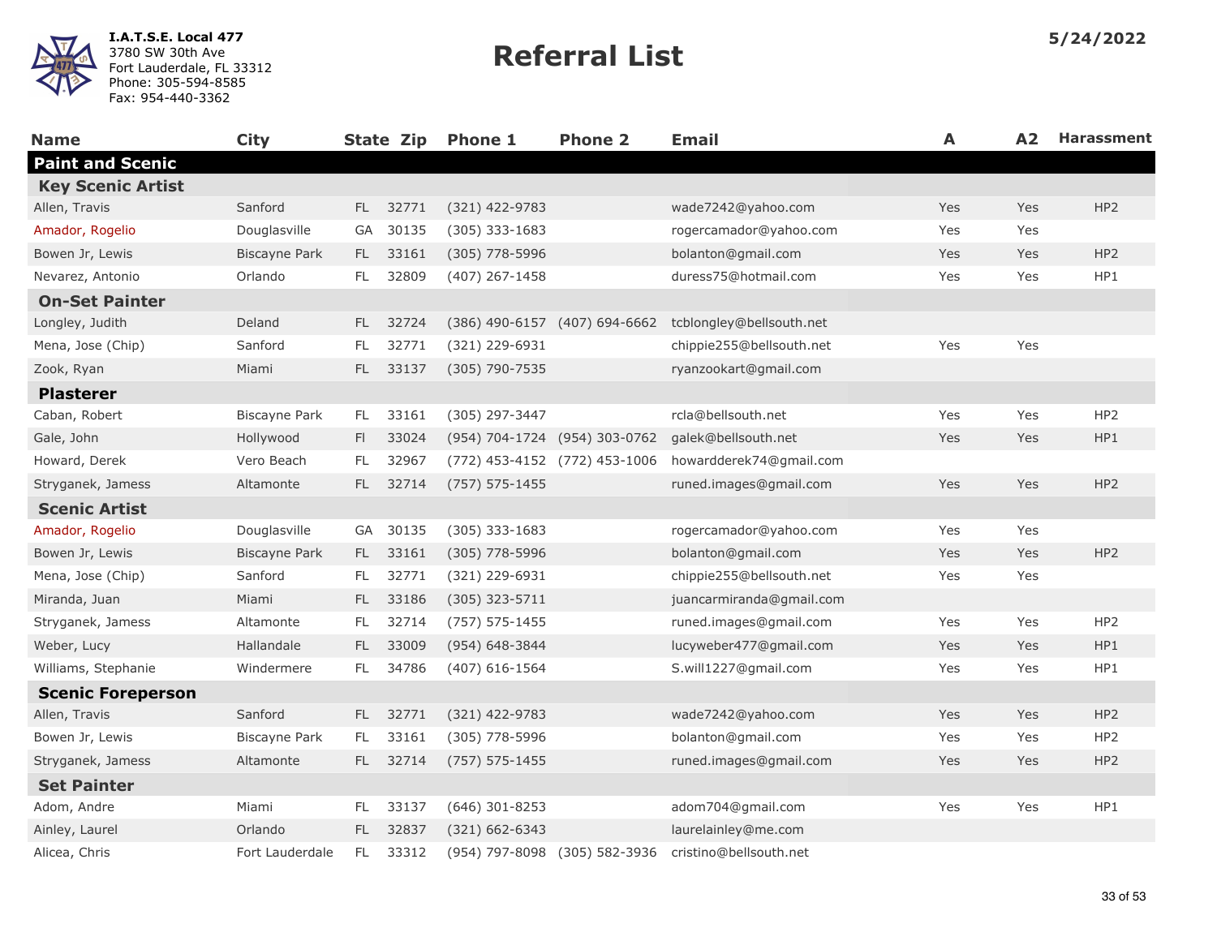**I.A.T.S.E. Local 477**
3780 SW 30th Ave
Fort Lauderdale, FL 33312
Phone: 305-594-8585
Fax: 954-440-3362

# Referral List

**5/24/2022**

| Name | City | State | Zip | Phone 1 | Phone 2 | Email | A | A2 | Harassment |
|---|---|---|---|---|---|---|---|---|---|
| **Paint and Scenic** | | | | | | | | | |
| **Key Scenic Artist** | | | | | | | | | |
| Allen, Travis | Sanford | FL | 32771 | (321) 422-9783 | | wade7242@yahoo.com | Yes | Yes | HP2 |
| Amador, Rogelio | Douglasville | GA | 30135 | (305) 333-1683 | | rogercamador@yahoo.com | Yes | Yes | |
| Bowen Jr, Lewis | Biscayne Park | FL | 33161 | (305) 778-5996 | | bolanton@gmail.com | Yes | Yes | HP2 |
| Nevarez, Antonio | Orlando | FL | 32809 | (407) 267-1458 | | duress75@hotmail.com | Yes | Yes | HP1 |
| **On-Set Painter** | | | | | | | | | |
| Longley, Judith | Deland | FL | 32724 | (386) 490-6157 | (407) 694-6662 | tcblongley@bellsouth.net | | | |
| Mena, Jose (Chip) | Sanford | FL | 32771 | (321) 229-6931 | | chippie255@bellsouth.net | Yes | Yes | |
| Zook, Ryan | Miami | FL | 33137 | (305) 790-7535 | | ryanzookart@gmail.com | | | |
| **Plasterer** | | | | | | | | | |
| Caban, Robert | Biscayne Park | FL | 33161 | (305) 297-3447 | | rcla@bellsouth.net | Yes | Yes | HP2 |
| Gale, John | Hollywood | Fl | 33024 | (954) 704-1724 | (954) 303-0762 | galek@bellsouth.net | Yes | Yes | HP1 |
| Howard, Derek | Vero Beach | FL | 32967 | (772) 453-4152 | (772) 453-1006 | howardderek74@gmail.com | | | |
| Stryganek, Jamess | Altamonte | FL | 32714 | (757) 575-1455 | | runed.images@gmail.com | Yes | Yes | HP2 |
| **Scenic Artist** | | | | | | | | | |
| Amador, Rogelio | Douglasville | GA | 30135 | (305) 333-1683 | | rogercamador@yahoo.com | Yes | Yes | |
| Bowen Jr, Lewis | Biscayne Park | FL | 33161 | (305) 778-5996 | | bolanton@gmail.com | Yes | Yes | HP2 |
| Mena, Jose (Chip) | Sanford | FL | 32771 | (321) 229-6931 | | chippie255@bellsouth.net | Yes | Yes | |
| Miranda, Juan | Miami | FL | 33186 | (305) 323-5711 | | juancarmiranda@gmail.com | | | |
| Stryganek, Jamess | Altamonte | FL | 32714 | (757) 575-1455 | | runed.images@gmail.com | Yes | Yes | HP2 |
| Weber, Lucy | Hallandale | FL | 33009 | (954) 648-3844 | | lucyweber477@gmail.com | Yes | Yes | HP1 |
| Williams, Stephanie | Windermere | FL | 34786 | (407) 616-1564 | | S.will1227@gmail.com | Yes | Yes | HP1 |
| **Scenic Foreperson** | | | | | | | | | |
| Allen, Travis | Sanford | FL | 32771 | (321) 422-9783 | | wade7242@yahoo.com | Yes | Yes | HP2 |
| Bowen Jr, Lewis | Biscayne Park | FL | 33161 | (305) 778-5996 | | bolanton@gmail.com | Yes | Yes | HP2 |
| Stryganek, Jamess | Altamonte | FL | 32714 | (757) 575-1455 | | runed.images@gmail.com | Yes | Yes | HP2 |
| **Set Painter** | | | | | | | | | |
| Adom, Andre | Miami | FL | 33137 | (646) 301-8253 | | adom704@gmail.com | Yes | Yes | HP1 |
| Ainley, Laurel | Orlando | FL | 32837 | (321) 662-6343 | | laurelainley@me.com | | | |
| Alicea, Chris | Fort Lauderdale | FL | 33312 | (954) 797-8098 | (305) 582-3936 | cristino@bellsouth.net | | | |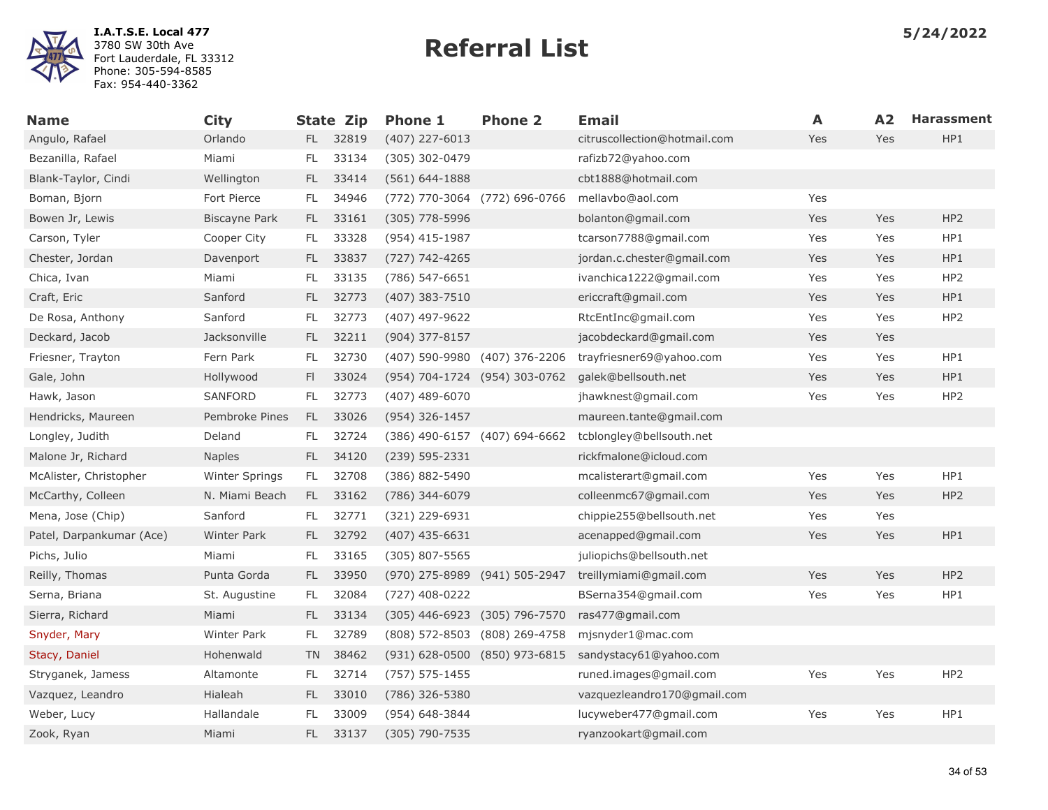I.A.T.S.E. Local 477
3780 SW 30th Ave
Fort Lauderdale, FL 33312
Phone: 305-594-8585
Fax: 954-440-3362

# Referral List

5/24/2022

| Name | City | State | Zip | Phone 1 | Phone 2 | Email | A | A2 | Harassment |
|---|---|---|---|---|---|---|---|---|---|
| Angulo, Rafael | Orlando | FL | 32819 | (407) 227-6013 | | citruscollection@hotmail.com | Yes | Yes | HP1 |
| Bezanilla, Rafael | Miami | FL | 33134 | (305) 302-0479 | | rafizb72@yahoo.com | | | |
| Blank-Taylor, Cindi | Wellington | FL | 33414 | (561) 644-1888 | | cbt1888@hotmail.com | | | |
| Boman, Bjorn | Fort Pierce | FL | 34946 | (772) 770-3064 | (772) 696-0766 | mellavbo@aol.com | Yes | | |
| Bowen Jr, Lewis | Biscayne Park | FL | 33161 | (305) 778-5996 | | bolanton@gmail.com | Yes | Yes | HP2 |
| Carson, Tyler | Cooper City | FL | 33328 | (954) 415-1987 | | tcarson7788@gmail.com | Yes | Yes | HP1 |
| Chester, Jordan | Davenport | FL | 33837 | (727) 742-4265 | | jordan.c.chester@gmail.com | Yes | Yes | HP1 |
| Chica, Ivan | Miami | FL | 33135 | (786) 547-6651 | | ivanchica1222@gmail.com | Yes | Yes | HP2 |
| Craft, Eric | Sanford | FL | 32773 | (407) 383-7510 | | ericcraft@gmail.com | Yes | Yes | HP1 |
| De Rosa, Anthony | Sanford | FL | 32773 | (407) 497-9622 | | RtcEntInc@gmail.com | Yes | Yes | HP2 |
| Deckard, Jacob | Jacksonville | FL | 32211 | (904) 377-8157 | | jacobdeckard@gmail.com | Yes | Yes | |
| Friesner, Trayton | Fern Park | FL | 32730 | (407) 590-9980 | (407) 376-2206 | trayfriesner69@yahoo.com | Yes | Yes | HP1 |
| Gale, John | Hollywood | Fl | 33024 | (954) 704-1724 | (954) 303-0762 | galek@bellsouth.net | Yes | Yes | HP1 |
| Hawk, Jason | SANFORD | FL | 32773 | (407) 489-6070 | | jhawknest@gmail.com | Yes | Yes | HP2 |
| Hendricks, Maureen | Pembroke Pines | FL | 33026 | (954) 326-1457 | | maureen.tante@gmail.com | | | |
| Longley, Judith | Deland | FL | 32724 | (386) 490-6157 | (407) 694-6662 | tcblongley@bellsouth.net | | | |
| Malone Jr, Richard | Naples | FL | 34120 | (239) 595-2331 | | rickfmalone@icloud.com | | | |
| McAlister, Christopher | Winter Springs | FL | 32708 | (386) 882-5490 | | mcalisterart@gmail.com | Yes | Yes | HP1 |
| McCarthy, Colleen | N. Miami Beach | FL | 33162 | (786) 344-6079 | | colleenmc67@gmail.com | Yes | Yes | HP2 |
| Mena, Jose (Chip) | Sanford | FL | 32771 | (321) 229-6931 | | chippie255@bellsouth.net | Yes | Yes | |
| Patel, Darpankumar (Ace) | Winter Park | FL | 32792 | (407) 435-6631 | | acenapped@gmail.com | Yes | Yes | HP1 |
| Pichs, Julio | Miami | FL | 33165 | (305) 807-5565 | | juliopichs@bellsouth.net | | | |
| Reilly, Thomas | Punta Gorda | FL | 33950 | (970) 275-8989 | (941) 505-2947 | treillymiami@gmail.com | Yes | Yes | HP2 |
| Serna, Briana | St. Augustine | FL | 32084 | (727) 408-0222 | | BSerna354@gmail.com | Yes | Yes | HP1 |
| Sierra, Richard | Miami | FL | 33134 | (305) 446-6923 | (305) 796-7570 | ras477@gmail.com | | | |
| Snyder, Mary | Winter Park | FL | 32789 | (808) 572-8503 | (808) 269-4758 | mjsnyder1@mac.com | | | |
| Stacy, Daniel | Hohenwald | TN | 38462 | (931) 628-0500 | (850) 973-6815 | sandystacy61@yahoo.com | | | |
| Stryganek, Jamess | Altamonte | FL | 32714 | (757) 575-1455 | | runed.images@gmail.com | Yes | Yes | HP2 |
| Vazquez, Leandro | Hialeah | FL | 33010 | (786) 326-5380 | | vazquezleandro170@gmail.com | | | |
| Weber, Lucy | Hallandale | FL | 33009 | (954) 648-3844 | | lucyweber477@gmail.com | Yes | Yes | HP1 |
| Zook, Ryan | Miami | FL | 33137 | (305) 790-7535 | | ryanzookart@gmail.com | | | |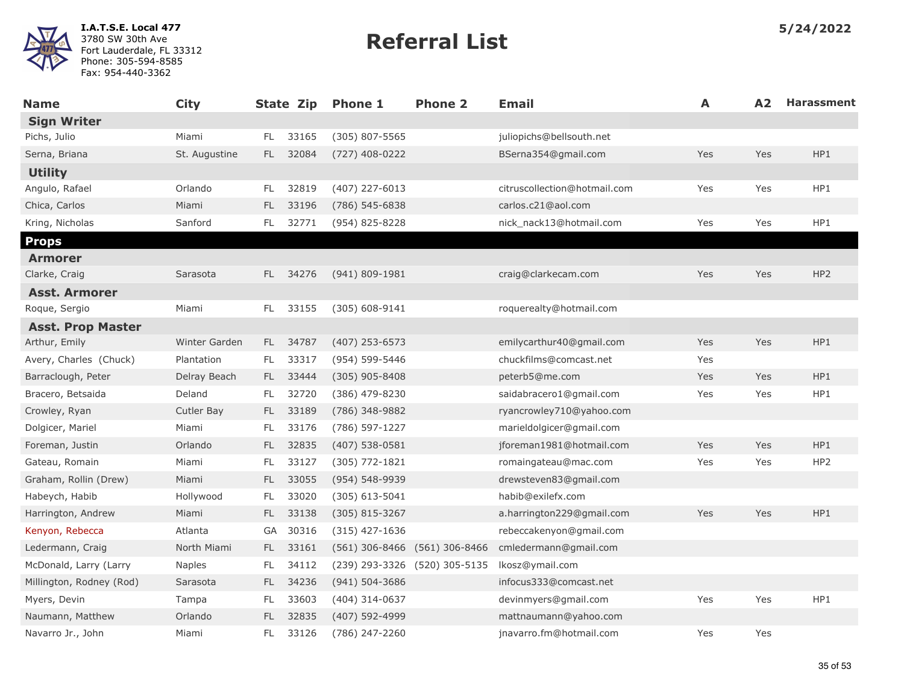**I.A.T.S.E. Local 477**
3780 SW 30th Ave
Fort Lauderdale, FL 33312
Phone: 305-594-8585
Fax: 954-440-3362

# Referral List

**5/24/2022**

| Name | City | State | Zip | Phone 1 | Phone 2 | Email | A | A2 | Harassment |
|---|---|---|---|---|---|---|---|---|---|
| **Sign Writer** | | | | | | | | | |
| Pichs, Julio | Miami | FL | 33165 | (305) 807-5565 | | juliopichs@bellsouth.net | | | |
| Serna, Briana | St. Augustine | FL | 32084 | (727) 408-0222 | | BSerna354@gmail.com | Yes | Yes | HP1 |
| **Utility** | | | | | | | | | |
| Angulo, Rafael | Orlando | FL | 32819 | (407) 227-6013 | | citruscollection@hotmail.com | Yes | Yes | HP1 |
| Chica, Carlos | Miami | FL | 33196 | (786) 545-6838 | | carlos.c21@aol.com | | | |
| Kring, Nicholas | Sanford | FL | 32771 | (954) 825-8228 | | nick_nack13@hotmail.com | Yes | Yes | HP1 |
| **Props** | | | | | | | | | |
| **Armorer** | | | | | | | | | |
| Clarke, Craig | Sarasota | FL | 34276 | (941) 809-1981 | | craig@clarkecam.com | Yes | Yes | HP2 |
| **Asst. Armorer** | | | | | | | | | |
| Roque, Sergio | Miami | FL | 33155 | (305) 608-9141 | | roquerealty@hotmail.com | | | |
| **Asst. Prop Master** | | | | | | | | | |
| Arthur, Emily | Winter Garden | FL | 34787 | (407) 253-6573 | | emilycarthur40@gmail.com | Yes | Yes | HP1 |
| Avery, Charles (Chuck) | Plantation | FL | 33317 | (954) 599-5446 | | chuckfilms@comcast.net | Yes | | |
| Barraclough, Peter | Delray Beach | FL | 33444 | (305) 905-8408 | | peterb5@me.com | Yes | Yes | HP1 |
| Bracero, Betsaida | Deland | FL | 32720 | (386) 479-8230 | | saidabracero1@gmail.com | Yes | Yes | HP1 |
| Crowley, Ryan | Cutler Bay | FL | 33189 | (786) 348-9882 | | ryancrowley710@yahoo.com | | | |
| Dolgicer, Mariel | Miami | FL | 33176 | (786) 597-1227 | | marieldolgicer@gmail.com | | | |
| Foreman, Justin | Orlando | FL | 32835 | (407) 538-0581 | | jforeman1981@hotmail.com | Yes | Yes | HP1 |
| Gateau, Romain | Miami | FL | 33127 | (305) 772-1821 | | romaingateau@mac.com | Yes | Yes | HP2 |
| Graham, Rollin (Drew) | Miami | FL | 33055 | (954) 548-9939 | | drewsteven83@gmail.com | | | |
| Habeych, Habib | Hollywood | FL | 33020 | (305) 613-5041 | | habib@exilefx.com | | | |
| Harrington, Andrew | Miami | FL | 33138 | (305) 815-3267 | | a.harrington229@gmail.com | Yes | Yes | HP1 |
| Kenyon, Rebecca | Atlanta | GA | 30316 | (315) 427-1636 | | rebeccakenyon@gmail.com | | | |
| Ledermann, Craig | North Miami | FL | 33161 | (561) 306-8466 | (561) 306-8466 | cmledermann@gmail.com | | | |
| McDonald, Larry (Larry | Naples | FL | 34112 | (239) 293-3326 | (520) 305-5135 | lkosz@ymail.com | | | |
| Millington, Rodney (Rod) | Sarasota | FL | 34236 | (941) 504-3686 | | infocus333@comcast.net | | | |
| Myers, Devin | Tampa | FL | 33603 | (404) 314-0637 | | devinmyers@gmail.com | Yes | Yes | HP1 |
| Naumann, Matthew | Orlando | FL | 32835 | (407) 592-4999 | | mattnaumann@yahoo.com | | | |
| Navarro Jr., John | Miami | FL | 33126 | (786) 247-2260 | | jnavarro.fm@hotmail.com | Yes | Yes | |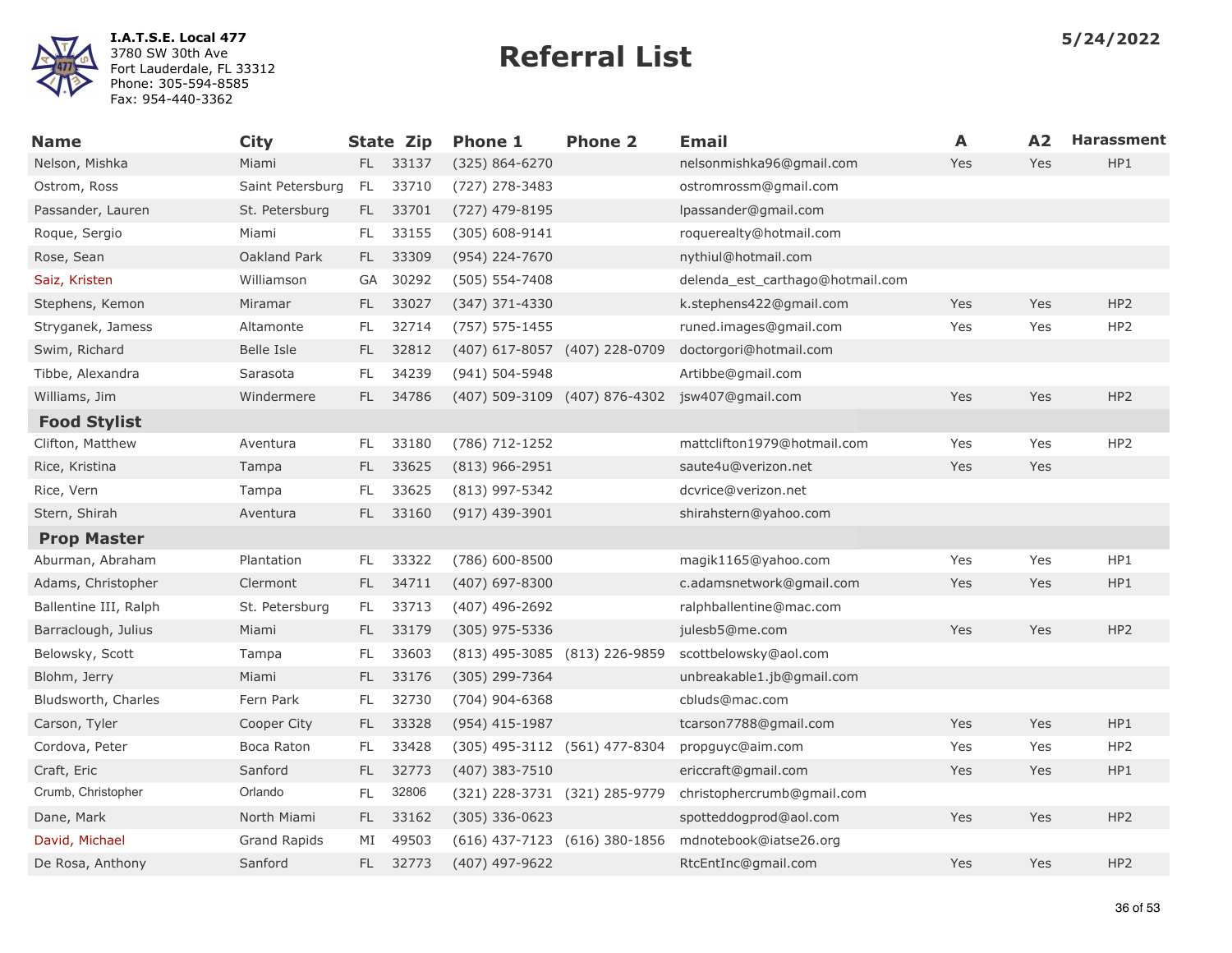**I.A.T.S.E. Local 477**
3780 SW 30th Ave
Fort Lauderdale, FL 33312
Phone: 305-594-8585
Fax: 954-440-3362

# Referral List

5/24/2022

| Name | City | State | Zip | Phone 1 | Phone 2 | Email | A | A2 | Harassment |
|---|---|---|---|---|---|---|---|---|---|
| Nelson, Mishka | Miami | FL | 33137 | (325) 864-6270 | | nelsonmishka96@gmail.com | Yes | Yes | HP1 |
| Ostrom, Ross | Saint Petersburg | FL | 33710 | (727) 278-3483 | | ostromrossm@gmail.com | | | |
| Passander, Lauren | St. Petersburg | FL | 33701 | (727) 479-8195 | | lpassander@gmail.com | | | |
| Roque, Sergio | Miami | FL | 33155 | (305) 608-9141 | | roquerealty@hotmail.com | | | |
| Rose, Sean | Oakland Park | FL | 33309 | (954) 224-7670 | | nythiul@hotmail.com | | | |
| Saiz, Kristen | Williamson | GA | 30292 | (505) 554-7408 | | delenda_est_carthago@hotmail.com | | | |
| Stephens, Kemon | Miramar | FL | 33027 | (347) 371-4330 | | k.stephens422@gmail.com | Yes | Yes | HP2 |
| Stryganek, Jamess | Altamonte | FL | 32714 | (757) 575-1455 | | runed.images@gmail.com | Yes | Yes | HP2 |
| Swim, Richard | Belle Isle | FL | 32812 | (407) 617-8057 | (407) 228-0709 | doctorgori@hotmail.com | | | |
| Tibbe, Alexandra | Sarasota | FL | 34239 | (941) 504-5948 | | Artibbe@gmail.com | | | |
| Williams, Jim | Windermere | FL | 34786 | (407) 509-3109 | (407) 876-4302 | jsw407@gmail.com | Yes | Yes | HP2 |
| **Food Stylist** | | | | | | | | | |
| Clifton, Matthew | Aventura | FL | 33180 | (786) 712-1252 | | mattclifton1979@hotmail.com | Yes | Yes | HP2 |
| Rice, Kristina | Tampa | FL | 33625 | (813) 966-2951 | | saute4u@verizon.net | Yes | Yes | |
| Rice, Vern | Tampa | FL | 33625 | (813) 997-5342 | | dcvrice@verizon.net | | | |
| Stern, Shirah | Aventura | FL | 33160 | (917) 439-3901 | | shirahstern@yahoo.com | | | |
| **Prop Master** | | | | | | | | | |
| Aburman, Abraham | Plantation | FL | 33322 | (786) 600-8500 | | magik1165@yahoo.com | Yes | Yes | HP1 |
| Adams, Christopher | Clermont | FL | 34711 | (407) 697-8300 | | c.adamsnetwork@gmail.com | Yes | Yes | HP1 |
| Ballentine III, Ralph | St. Petersburg | FL | 33713 | (407) 496-2692 | | ralphballentine@mac.com | | | |
| Barraclough, Julius | Miami | FL | 33179 | (305) 975-5336 | | julesb5@me.com | Yes | Yes | HP2 |
| Belowsky, Scott | Tampa | FL | 33603 | (813) 495-3085 | (813) 226-9859 | scottbelowsky@aol.com | | | |
| Blohm, Jerry | Miami | FL | 33176 | (305) 299-7364 | | unbreakable1.jb@gmail.com | | | |
| Bludsworth, Charles | Fern Park | FL | 32730 | (704) 904-6368 | | cbluds@mac.com | | | |
| Carson, Tyler | Cooper City | FL | 33328 | (954) 415-1987 | | tcarson7788@gmail.com | Yes | Yes | HP1 |
| Cordova, Peter | Boca Raton | FL | 33428 | (305) 495-3112 | (561) 477-8304 | propguyc@aim.com | Yes | Yes | HP2 |
| Craft, Eric | Sanford | FL | 32773 | (407) 383-7510 | | ericcraft@gmail.com | Yes | Yes | HP1 |
| Crumb, Christopher | Orlando | FL | 32806 | (321) 228-3731 | (321) 285-9779 | christophercrumb@gmail.com | | | |
| Dane, Mark | North Miami | FL | 33162 | (305) 336-0623 | | spotteddogprod@aol.com | Yes | Yes | HP2 |
| David, Michael | Grand Rapids | MI | 49503 | (616) 437-7123 | (616) 380-1856 | mdnotebook@iatse26.org | | | |
| De Rosa, Anthony | Sanford | FL | 32773 | (407) 497-9622 | | RtcEntInc@gmail.com | Yes | Yes | HP2 |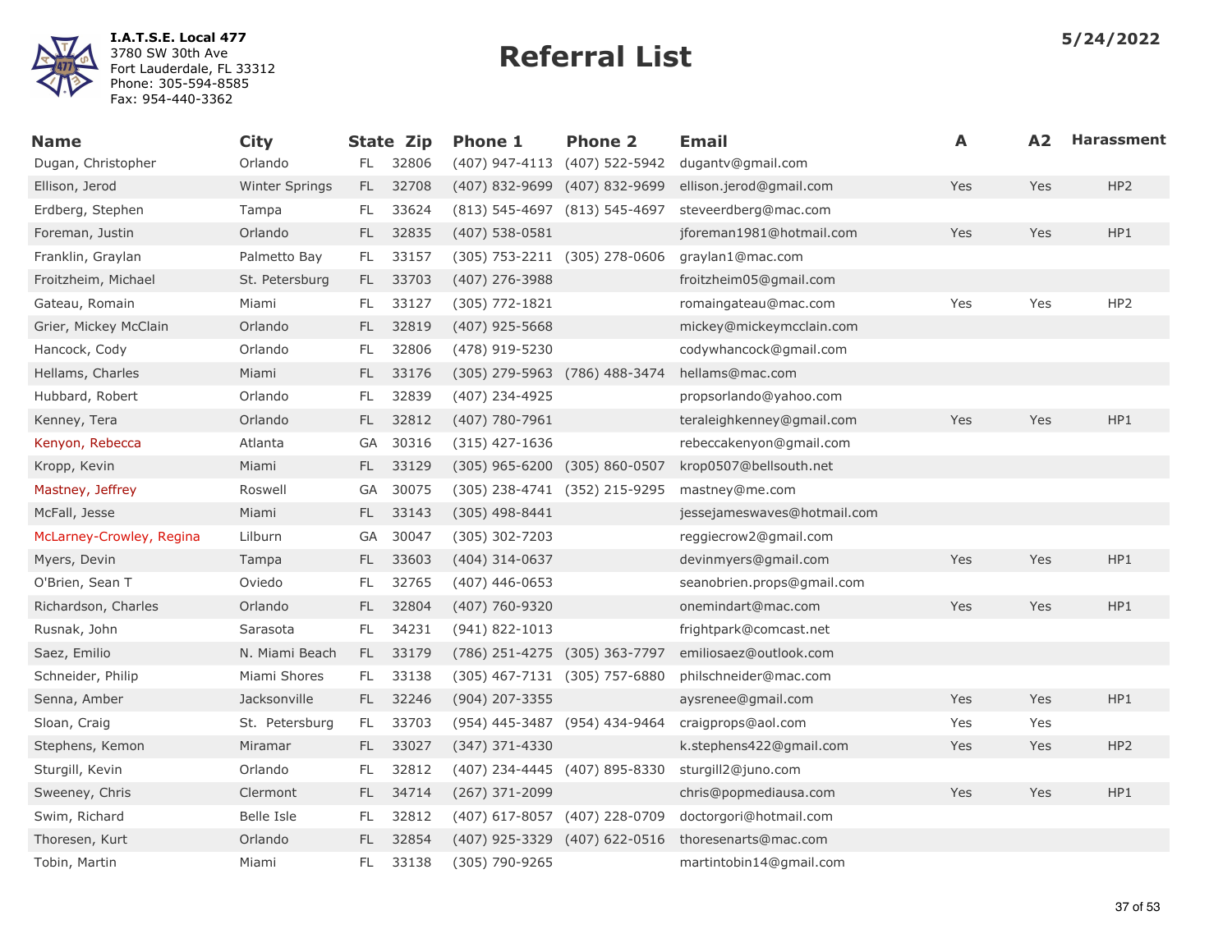**I.A.T.S.E. Local 477**
3780 SW 30th Ave
Fort Lauderdale, FL 33312
Phone: 305-594-8585
Fax: 954-440-3362

# Referral List

**5/24/2022**

| Name | City | State | Zip | Phone 1 | Phone 2 | Email | A | A2 | Harassment |
|---|---|---|---|---|---|---|---|---|---|
| Dugan, Christopher | Orlando | FL | 32806 | (407) 947-4113 | (407) 522-5942 | dugantv@gmail.com | | | |
| Ellison, Jerod | Winter Springs | FL | 32708 | (407) 832-9699 | (407) 832-9699 | ellison.jerod@gmail.com | Yes | Yes | HP2 |
| Erdberg, Stephen | Tampa | FL | 33624 | (813) 545-4697 | (813) 545-4697 | steveerdberg@mac.com | | | |
| Foreman, Justin | Orlando | FL | 32835 | (407) 538-0581 | | jforeman1981@hotmail.com | Yes | Yes | HP1 |
| Franklin, Graylan | Palmetto Bay | FL | 33157 | (305) 753-2211 | (305) 278-0606 | graylan1@mac.com | | | |
| Froitzheim, Michael | St. Petersburg | FL | 33703 | (407) 276-3988 | | froitzheim05@gmail.com | | | |
| Gateau, Romain | Miami | FL | 33127 | (305) 772-1821 | | romaingateau@mac.com | Yes | Yes | HP2 |
| Grier, Mickey McClain | Orlando | FL | 32819 | (407) 925-5668 | | mickey@mickeymcclain.com | | | |
| Hancock, Cody | Orlando | FL | 32806 | (478) 919-5230 | | codywhancock@gmail.com | | | |
| Hellams, Charles | Miami | FL | 33176 | (305) 279-5963 | (786) 488-3474 | hellams@mac.com | | | |
| Hubbard, Robert | Orlando | FL | 32839 | (407) 234-4925 | | propsorlando@yahoo.com | | | |
| Kenney, Tera | Orlando | FL | 32812 | (407) 780-7961 | | teraleighkenney@gmail.com | Yes | Yes | HP1 |
| Kenyon, Rebecca | Atlanta | GA | 30316 | (315) 427-1636 | | rebeccakenyon@gmail.com | | | |
| Kropp, Kevin | Miami | FL | 33129 | (305) 965-6200 | (305) 860-0507 | krop0507@bellsouth.net | | | |
| Mastney, Jeffrey | Roswell | GA | 30075 | (305) 238-4741 | (352) 215-9295 | mastney@me.com | | | |
| McFall, Jesse | Miami | FL | 33143 | (305) 498-8441 | | jessejameswaves@hotmail.com | | | |
| McLarney-Crowley, Regina | Lilburn | GA | 30047 | (305) 302-7203 | | reggiecrow2@gmail.com | | | |
| Myers, Devin | Tampa | FL | 33603 | (404) 314-0637 | | devinmyers@gmail.com | Yes | Yes | HP1 |
| O'Brien, Sean T | Oviedo | FL | 32765 | (407) 446-0653 | | seanobrien.props@gmail.com | | | |
| Richardson, Charles | Orlando | FL | 32804 | (407) 760-9320 | | onemindart@mac.com | Yes | Yes | HP1 |
| Rusnak, John | Sarasota | FL | 34231 | (941) 822-1013 | | frightpark@comcast.net | | | |
| Saez, Emilio | N. Miami Beach | FL | 33179 | (786) 251-4275 | (305) 363-7797 | emiliosaez@outlook.com | | | |
| Schneider, Philip | Miami Shores | FL | 33138 | (305) 467-7131 | (305) 757-6880 | philschneider@mac.com | | | |
| Senna, Amber | Jacksonville | FL | 32246 | (904) 207-3355 | | aysrenee@gmail.com | Yes | Yes | HP1 |
| Sloan, Craig | St. Petersburg | FL | 33703 | (954) 445-3487 | (954) 434-9464 | craigprops@aol.com | Yes | Yes | |
| Stephens, Kemon | Miramar | FL | 33027 | (347) 371-4330 | | k.stephens422@gmail.com | Yes | Yes | HP2 |
| Sturgill, Kevin | Orlando | FL | 32812 | (407) 234-4445 | (407) 895-8330 | sturgill2@juno.com | | | |
| Sweeney, Chris | Clermont | FL | 34714 | (267) 371-2099 | | chris@popmediausa.com | Yes | Yes | HP1 |
| Swim, Richard | Belle Isle | FL | 32812 | (407) 617-8057 | (407) 228-0709 | doctorgori@hotmail.com | | | |
| Thoresen, Kurt | Orlando | FL | 32854 | (407) 925-3329 | (407) 622-0516 | thoresenarts@mac.com | | | |
| Tobin, Martin | Miami | FL | 33138 | (305) 790-9265 | | martintobin14@gmail.com | | | |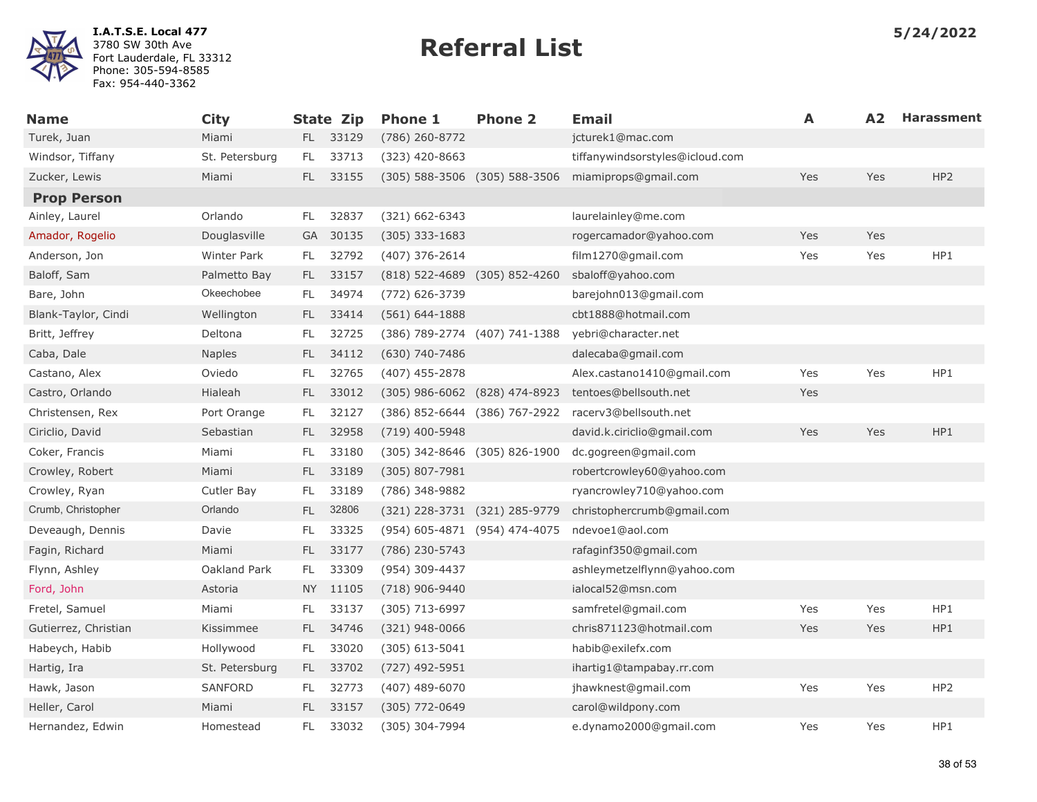I.A.T.S.E. Local 477
3780 SW 30th Ave
Fort Lauderdale, FL 33312
Phone: 305-594-8585
Fax: 954-440-3362

# Referral List

5/24/2022

| Name | City | State | Zip | Phone 1 | Phone 2 | Email | A | A2 | Harassment |
|---|---|---|---|---|---|---|---|---|---|
| Turek, Juan | Miami | FL | 33129 | (786) 260-8772 | | jcturek1@mac.com | | | |
| Windsor, Tiffany | St. Petersburg | FL | 33713 | (323) 420-8663 | | tiffanywindsorstyles@icloud.com | | | |
| Zucker, Lewis | Miami | FL | 33155 | (305) 588-3506 | (305) 588-3506 | miamiprops@gmail.com | Yes | Yes | HP2 |
| **Prop Person** | | | | | | | | | |
| Ainley, Laurel | Orlando | FL | 32837 | (321) 662-6343 | | laurelainley@me.com | | | |
| Amador, Rogelio | Douglasville | GA | 30135 | (305) 333-1683 | | rogercamador@yahoo.com | Yes | Yes | |
| Anderson, Jon | Winter Park | FL | 32792 | (407) 376-2614 | | film1270@gmail.com | Yes | Yes | HP1 |
| Baloff, Sam | Palmetto Bay | FL | 33157 | (818) 522-4689 | (305) 852-4260 | sbaloff@yahoo.com | | | |
| Bare, John | Okeechobee | FL | 34974 | (772) 626-3739 | | barejohn013@gmail.com | | | |
| Blank-Taylor, Cindi | Wellington | FL | 33414 | (561) 644-1888 | | cbt1888@hotmail.com | | | |
| Britt, Jeffrey | Deltona | FL | 32725 | (386) 789-2774 | (407) 741-1388 | yebri@character.net | | | |
| Caba, Dale | Naples | FL | 34112 | (630) 740-7486 | | dalecaba@gmail.com | | | |
| Castano, Alex | Oviedo | FL | 32765 | (407) 455-2878 | | Alex.castano1410@gmail.com | Yes | Yes | HP1 |
| Castro, Orlando | Hialeah | FL | 33012 | (305) 986-6062 | (828) 474-8923 | tentoes@bellsouth.net | Yes | | |
| Christensen, Rex | Port Orange | FL | 32127 | (386) 852-6644 | (386) 767-2922 | racerv3@bellsouth.net | | | |
| Ciriclio, David | Sebastian | FL | 32958 | (719) 400-5948 | | david.k.ciriclio@gmail.com | Yes | Yes | HP1 |
| Coker, Francis | Miami | FL | 33180 | (305) 342-8646 | (305) 826-1900 | dc.gogreen@gmail.com | | | |
| Crowley, Robert | Miami | FL | 33189 | (305) 807-7981 | | robertcrowley60@yahoo.com | | | |
| Crowley, Ryan | Cutler Bay | FL | 33189 | (786) 348-9882 | | ryancrowley710@yahoo.com | | | |
| Crumb, Christopher | Orlando | FL | 32806 | (321) 228-3731 | (321) 285-9779 | christophercrumb@gmail.com | | | |
| Deveaugh, Dennis | Davie | FL | 33325 | (954) 605-4871 | (954) 474-4075 | ndevoe1@aol.com | | | |
| Fagin, Richard | Miami | FL | 33177 | (786) 230-5743 | | rafaginf350@gmail.com | | | |
| Flynn, Ashley | Oakland Park | FL | 33309 | (954) 309-4437 | | ashleymetzelflynn@yahoo.com | | | |
| Ford, John | Astoria | NY | 11105 | (718) 906-9440 | | ialocal52@msn.com | | | |
| Fretel, Samuel | Miami | FL | 33137 | (305) 713-6997 | | samfretel@gmail.com | Yes | Yes | HP1 |
| Gutierrez, Christian | Kissimmee | FL | 34746 | (321) 948-0066 | | chris871123@hotmail.com | Yes | Yes | HP1 |
| Habeych, Habib | Hollywood | FL | 33020 | (305) 613-5041 | | habib@exilefx.com | | | |
| Hartig, Ira | St. Petersburg | FL | 33702 | (727) 492-5951 | | ihartig1@tampabay.rr.com | | | |
| Hawk, Jason | SANFORD | FL | 32773 | (407) 489-6070 | | jhawknest@gmail.com | Yes | Yes | HP2 |
| Heller, Carol | Miami | FL | 33157 | (305) 772-0649 | | carol@wildpony.com | | | |
| Hernandez, Edwin | Homestead | FL | 33032 | (305) 304-7994 | | e.dynamo2000@gmail.com | Yes | Yes | HP1 |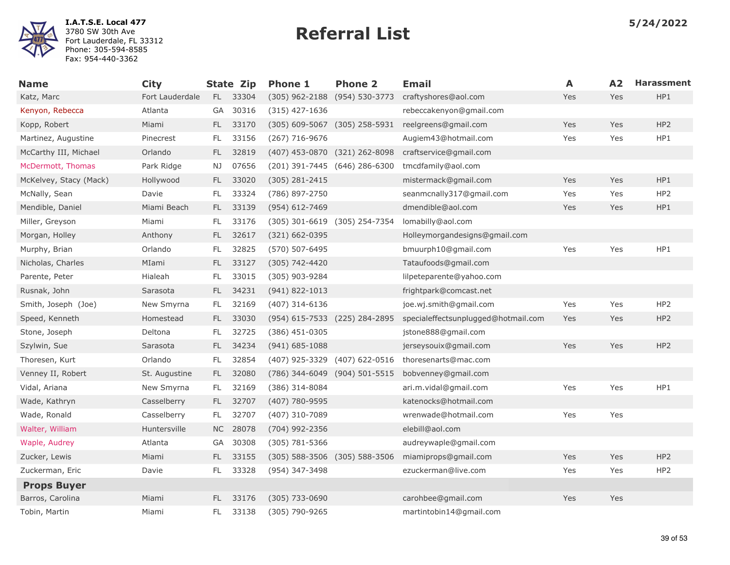**I.A.T.S.E. Local 477**
3780 SW 30th Ave
Fort Lauderdale, FL 33312
Phone: 305-594-8585
Fax: 954-440-3362

# Referral List

**5/24/2022**

| Name | City | State | Zip | Phone 1 | Phone 2 | Email | A | A2 | Harassment |
|---|---|---|---|---|---|---|---|---|---|
| Katz, Marc | Fort Lauderdale | FL | 33304 | (305) 962-2188 | (954) 530-3773 | craftyshores@aol.com | Yes | Yes | HP1 |
| Kenyon, Rebecca | Atlanta | GA | 30316 | (315) 427-1636 | | rebeccakenyon@gmail.com | | | |
| Kopp, Robert | Miami | FL | 33170 | (305) 609-5067 | (305) 258-5931 | reelgreens@gmail.com | Yes | Yes | HP2 |
| Martinez, Augustine | Pinecrest | FL | 33156 | (267) 716-9676 | | Augiem43@hotmail.com | Yes | Yes | HP1 |
| McCarthy III, Michael | Orlando | FL | 32819 | (407) 453-0870 | (321) 262-8098 | craftservice@gmail.com | | | |
| McDermott, Thomas | Park Ridge | NJ | 07656 | (201) 391-7445 | (646) 286-6300 | tmcdfamily@aol.com | | | |
| McKelvey, Stacy (Mack) | Hollywood | FL | 33020 | (305) 281-2415 | | mistermack@gmail.com | Yes | Yes | HP1 |
| McNally, Sean | Davie | FL | 33324 | (786) 897-2750 | | seanmcnally317@gmail.com | Yes | Yes | HP2 |
| Mendible, Daniel | Miami Beach | FL | 33139 | (954) 612-7469 | | dmendible@aol.com | Yes | Yes | HP1 |
| Miller, Greyson | Miami | FL | 33176 | (305) 301-6619 | (305) 254-7354 | lomabilly@aol.com | | | |
| Morgan, Holley | Anthony | FL | 32617 | (321) 662-0395 | | Holleymorgandesigns@gmail.com | | | |
| Murphy, Brian | Orlando | FL | 32825 | (570) 507-6495 | | bmuurph10@gmail.com | Yes | Yes | HP1 |
| Nicholas, Charles | MIami | FL | 33127 | (305) 742-4420 | | Tataufoods@gmail.com | | | |
| Parente, Peter | Hialeah | FL | 33015 | (305) 903-9284 | | lilpeteparente@yahoo.com | | | |
| Rusnak, John | Sarasota | FL | 34231 | (941) 822-1013 | | frightpark@comcast.net | | | |
| Smith, Joseph (Joe) | New Smyrna | FL | 32169 | (407) 314-6136 | | joe.wj.smith@gmail.com | Yes | Yes | HP2 |
| Speed, Kenneth | Homestead | FL | 33030 | (954) 615-7533 | (225) 284-2895 | specialeffectsunplugged@hotmail.com | Yes | Yes | HP2 |
| Stone, Joseph | Deltona | FL | 32725 | (386) 451-0305 | | jstone888@gmail.com | | | |
| Szylwin, Sue | Sarasota | FL | 34234 | (941) 685-1088 | | jerseysouix@gmail.com | Yes | Yes | HP2 |
| Thoresen, Kurt | Orlando | FL | 32854 | (407) 925-3329 | (407) 622-0516 | thoresenarts@mac.com | | | |
| Venney II, Robert | St. Augustine | FL | 32080 | (786) 344-6049 | (904) 501-5515 | bobvenney@gmail.com | | | |
| Vidal, Ariana | New Smyrna | FL | 32169 | (386) 314-8084 | | ari.m.vidal@gmail.com | Yes | Yes | HP1 |
| Wade, Kathryn | Casselberry | FL | 32707 | (407) 780-9595 | | katenocks@hotmail.com | | | |
| Wade, Ronald | Casselberry | FL | 32707 | (407) 310-7089 | | wrenwade@hotmail.com | Yes | Yes | |
| Walter, William | Huntersville | NC | 28078 | (704) 992-2356 | | elebill@aol.com | | | |
| Waple, Audrey | Atlanta | GA | 30308 | (305) 781-5366 | | audreywaple@gmail.com | | | |
| Zucker, Lewis | Miami | FL | 33155 | (305) 588-3506 | (305) 588-3506 | miamiprops@gmail.com | Yes | Yes | HP2 |
| Zuckerman, Eric | Davie | FL | 33328 | (954) 347-3498 | | ezuckerman@live.com | Yes | Yes | HP2 |
| **Props Buyer** | | | | | | | | | |
| Barros, Carolina | Miami | FL | 33176 | (305) 733-0690 | | carohbee@gmail.com | Yes | Yes | |
| Tobin, Martin | Miami | FL | 33138 | (305) 790-9265 | | martintobin14@gmail.com | | | |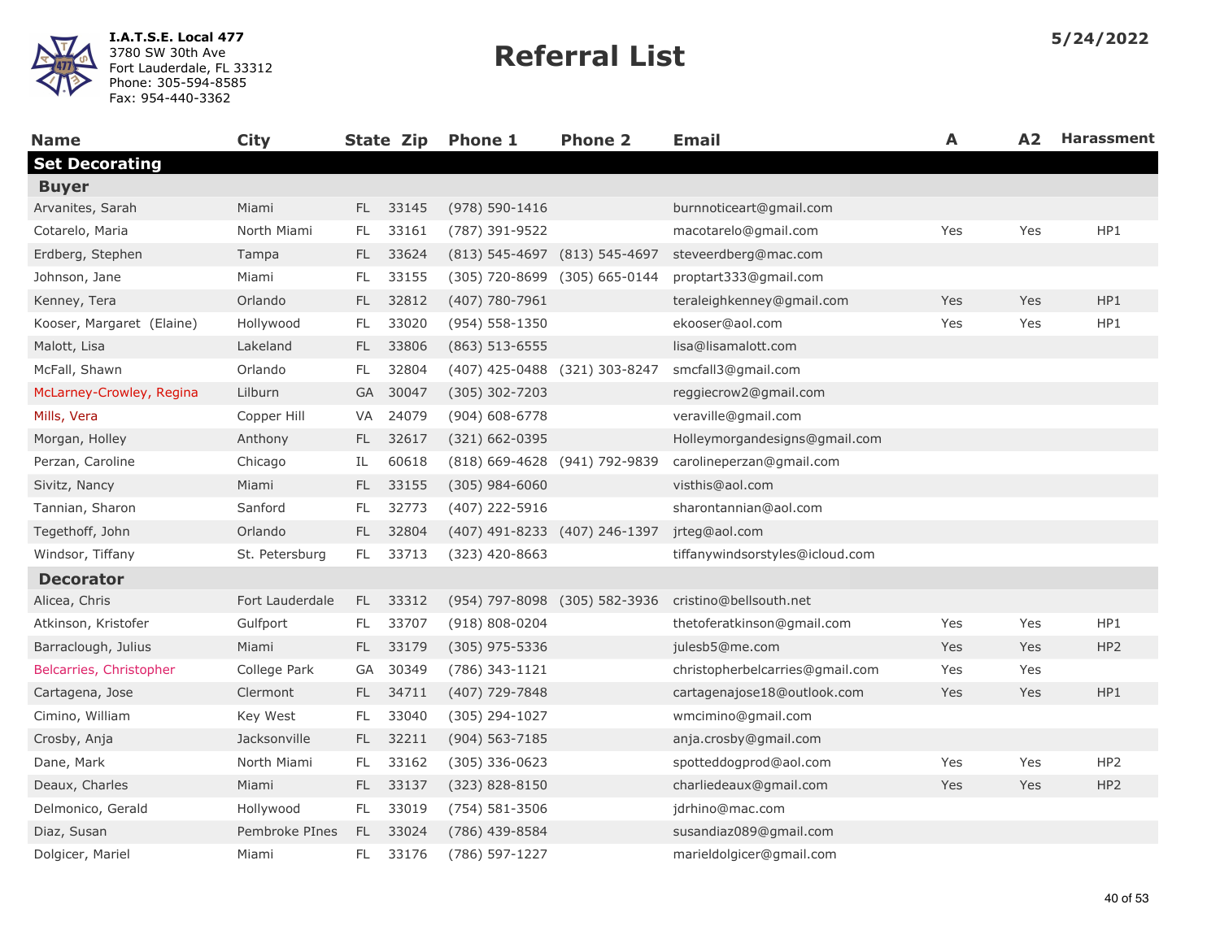**I.A.T.S.E. Local 477**
3780 SW 30th Ave
Fort Lauderdale, FL 33312
Phone: 305-594-8585
Fax: 954-440-3362

# Referral List

**5/24/2022**

| Name | City | State | Zip | Phone 1 | Phone 2 | Email | A | A2 | Harassment |
|---|---|---|---|---|---|---|---|---|---|
| **Set Decorating** | | | | | | | | | |
| **Buyer** | | | | | | | | | |
| Arvanites, Sarah | Miami | FL | 33145 | (978) 590-1416 | | burnnoticeart@gmail.com | | | |
| Cotarelo, Maria | North Miami | FL | 33161 | (787) 391-9522 | | macotarelo@gmail.com | Yes | Yes | HP1 |
| Erdberg, Stephen | Tampa | FL | 33624 | (813) 545-4697 | (813) 545-4697 | steveerdberg@mac.com | | | |
| Johnson, Jane | Miami | FL | 33155 | (305) 720-8699 | (305) 665-0144 | proptart333@gmail.com | | | |
| Kenney, Tera | Orlando | FL | 32812 | (407) 780-7961 | | teraleighkenney@gmail.com | Yes | Yes | HP1 |
| Kooser, Margaret (Elaine) | Hollywood | FL | 33020 | (954) 558-1350 | | ekooser@aol.com | Yes | Yes | HP1 |
| Malott, Lisa | Lakeland | FL | 33806 | (863) 513-6555 | | lisa@lisamalott.com | | | |
| McFall, Shawn | Orlando | FL | 32804 | (407) 425-0488 | (321) 303-8247 | smcfall3@gmail.com | | | |
| McLarney-Crowley, Regina | Lilburn | GA | 30047 | (305) 302-7203 | | reggiecrow2@gmail.com | | | |
| Mills, Vera | Copper Hill | VA | 24079 | (904) 608-6778 | | veraville@gmail.com | | | |
| Morgan, Holley | Anthony | FL | 32617 | (321) 662-0395 | | Holleymorgandesigns@gmail.com | | | |
| Perzan, Caroline | Chicago | IL | 60618 | (818) 669-4628 | (941) 792-9839 | carolineperzan@gmail.com | | | |
| Sivitz, Nancy | Miami | FL | 33155 | (305) 984-6060 | | visthis@aol.com | | | |
| Tannian, Sharon | Sanford | FL | 32773 | (407) 222-5916 | | sharontannian@aol.com | | | |
| Tegethoff, John | Orlando | FL | 32804 | (407) 491-8233 | (407) 246-1397 | jrteg@aol.com | | | |
| Windsor, Tiffany | St. Petersburg | FL | 33713 | (323) 420-8663 | | tiffanywindsorstyles@icloud.com | | | |
| **Decorator** | | | | | | | | | |
| Alicea, Chris | Fort Lauderdale | FL | 33312 | (954) 797-8098 | (305) 582-3936 | cristino@bellsouth.net | | | |
| Atkinson, Kristofer | Gulfport | FL | 33707 | (918) 808-0204 | | thetoferatkinson@gmail.com | Yes | Yes | HP1 |
| Barraclough, Julius | Miami | FL | 33179 | (305) 975-5336 | | julesb5@me.com | Yes | Yes | HP2 |
| Belcarries, Christopher | College Park | GA | 30349 | (786) 343-1121 | | christopherbelcarries@gmail.com | Yes | Yes | |
| Cartagena, Jose | Clermont | FL | 34711 | (407) 729-7848 | | cartagenajose18@outlook.com | Yes | Yes | HP1 |
| Cimino, William | Key West | FL | 33040 | (305) 294-1027 | | wmcimino@gmail.com | | | |
| Crosby, Anja | Jacksonville | FL | 32211 | (904) 563-7185 | | anja.crosby@gmail.com | | | |
| Dane, Mark | North Miami | FL | 33162 | (305) 336-0623 | | spotteddogprod@aol.com | Yes | Yes | HP2 |
| Deaux, Charles | Miami | FL | 33137 | (323) 828-8150 | | charliedeaux@gmail.com | Yes | Yes | HP2 |
| Delmonico, Gerald | Hollywood | FL | 33019 | (754) 581-3506 | | jdrhino@mac.com | | | |
| Diaz, Susan | Pembroke PInes | FL | 33024 | (786) 439-8584 | | susandiaz089@gmail.com | | | |
| Dolgicer, Mariel | Miami | FL | 33176 | (786) 597-1227 | | marieldolgicer@gmail.com | | | |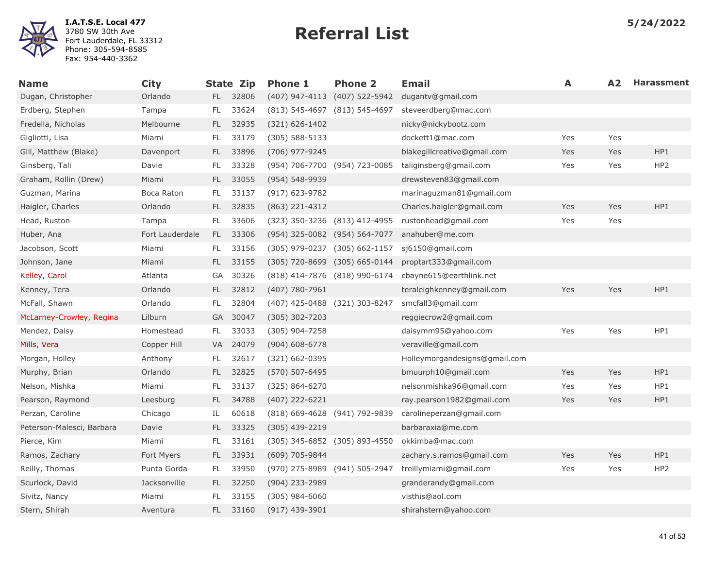I.A.T.S.E. Local 477
3780 SW 30th Ave
Fort Lauderdale, FL 33312
Phone: 305-594-8585
Fax: 954-440-3362

# Referral List

5/24/2022

| Name | City | State | Zip | Phone 1 | Phone 2 | Email | A | A2 | Harassment |
|---|---|---|---|---|---|---|---|---|---|
| Dugan, Christopher | Orlando | FL | 32806 | (407) 947-4113 | (407) 522-5942 | dugantv@gmail.com | | | |
| Erdberg, Stephen | Tampa | FL | 33624 | (813) 545-4697 | (813) 545-4697 | steveerdberg@mac.com | | | |
| Fredella, Nicholas | Melbourne | FL | 32935 | (321) 626-1402 | | nicky@nickybootz.com | | | |
| Gigliotti, Lisa | Miami | FL | 33179 | (305) 588-5133 | | dockett1@mac.com | Yes | Yes | |
| Gill, Matthew (Blake) | Davenport | FL | 33896 | (706) 977-9245 | | blakegillcreative@gmail.com | Yes | Yes | HP1 |
| Ginsberg, Tali | Davie | FL | 33328 | (954) 706-7700 | (954) 723-0085 | taliginsberg@gmail.com | Yes | Yes | HP2 |
| Graham, Rollin (Drew) | Miami | FL | 33055 | (954) 548-9939 | | drewsteven83@gmail.com | | | |
| Guzman, Marina | Boca Raton | FL | 33137 | (917) 623-9782 | | marinaguzman81@gmail.com | | | |
| Haigler, Charles | Orlando | FL | 32835 | (863) 221-4312 | | Charles.haigler@gmail.com | Yes | Yes | HP1 |
| Head, Ruston | Tampa | FL | 33606 | (323) 350-3236 | (813) 412-4955 | rustonhead@gmail.com | Yes | Yes | |
| Huber, Ana | Fort Lauderdale | FL | 33306 | (954) 325-0082 | (954) 564-7077 | anahuber@me.com | | | |
| Jacobson, Scott | Miami | FL | 33156 | (305) 979-0237 | (305) 662-1157 | sj6150@gmail.com | | | |
| Johnson, Jane | Miami | FL | 33155 | (305) 720-8699 | (305) 665-0144 | proptart333@gmail.com | | | |
| Kelley, Carol | Atlanta | GA | 30326 | (818) 414-7876 | (818) 990-6174 | cbayne615@earthlink.net | | | |
| Kenney, Tera | Orlando | FL | 32812 | (407) 780-7961 | | teraleighkenney@gmail.com | Yes | Yes | HP1 |
| McFall, Shawn | Orlando | FL | 32804 | (407) 425-0488 | (321) 303-8247 | smcfall3@gmail.com | | | |
| McLarney-Crowley, Regina | Lilburn | GA | 30047 | (305) 302-7203 | | reggiecrow2@gmail.com | | | |
| Mendez, Daisy | Homestead | FL | 33033 | (305) 904-7258 | | daisymm95@yahoo.com | Yes | Yes | HP1 |
| Mills, Vera | Copper Hill | VA | 24079 | (904) 608-6778 | | veraville@gmail.com | | | |
| Morgan, Holley | Anthony | FL | 32617 | (321) 662-0395 | | Holleymorgandesigns@gmail.com | | | |
| Murphy, Brian | Orlando | FL | 32825 | (570) 507-6495 | | bmuurph10@gmail.com | Yes | Yes | HP1 |
| Nelson, Mishka | Miami | FL | 33137 | (325) 864-6270 | | nelsonmishka96@gmail.com | Yes | Yes | HP1 |
| Pearson, Raymond | Leesburg | FL | 34788 | (407) 222-6221 | | ray.pearson1982@gmail.com | Yes | Yes | HP1 |
| Perzan, Caroline | Chicago | IL | 60618 | (818) 669-4628 | (941) 792-9839 | carolineperzan@gmail.com | | | |
| Peterson-Malesci, Barbara | Davie | FL | 33325 | (305) 439-2219 | | barbaraxia@me.com | | | |
| Pierce, Kim | Miami | FL | 33161 | (305) 345-6852 | (305) 893-4550 | okkimba@mac.com | | | |
| Ramos, Zachary | Fort Myers | FL | 33931 | (609) 705-9844 | | zachary.s.ramos@gmail.com | Yes | Yes | HP1 |
| Reilly, Thomas | Punta Gorda | FL | 33950 | (970) 275-8989 | (941) 505-2947 | treillymiami@gmail.com | Yes | Yes | HP2 |
| Scurlock, David | Jacksonville | FL | 32250 | (904) 233-2989 | | granderandy@gmail.com | | | |
| Sivitz, Nancy | Miami | FL | 33155 | (305) 984-6060 | | visthis@aol.com | | | |
| Stern, Shirah | Aventura | FL | 33160 | (917) 439-3901 | | shirahstern@yahoo.com | | | |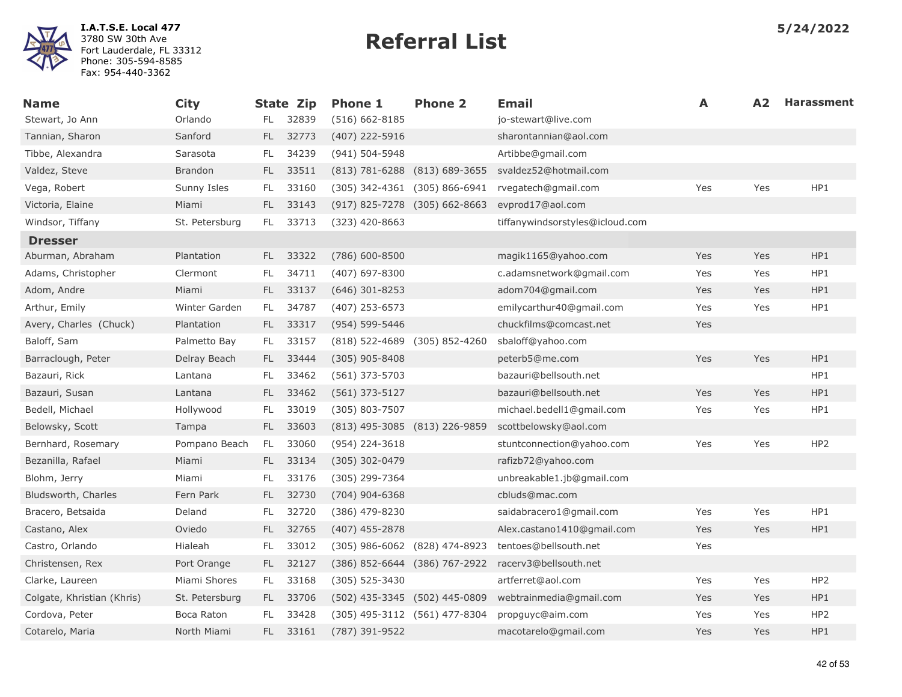I.A.T.S.E. Local 477
3780 SW 30th Ave
Fort Lauderdale, FL 33312
Phone: 305-594-8585
Fax: 954-440-3362

# Referral List

5/24/2022

| Name | City | State | Zip | Phone 1 | Phone 2 | Email | A | A2 | Harassment |
|---|---|---|---|---|---|---|---|---|---|
| Stewart, Jo Ann | Orlando | FL | 32839 | (516) 662-8185 | | jo-stewart@live.com | | | |
| Tannian, Sharon | Sanford | FL | 32773 | (407) 222-5916 | | sharontannian@aol.com | | | |
| Tibbe, Alexandra | Sarasota | FL | 34239 | (941) 504-5948 | | Artibbe@gmail.com | | | |
| Valdez, Steve | Brandon | FL | 33511 | (813) 781-6288 | (813) 689-3655 | svaldez52@hotmail.com | | | |
| Vega, Robert | Sunny Isles | FL | 33160 | (305) 342-4361 | (305) 866-6941 | rvegatech@gmail.com | Yes | Yes | HP1 |
| Victoria, Elaine | Miami | FL | 33143 | (917) 825-7278 | (305) 662-8663 | evprod17@aol.com | | | |
| Windsor, Tiffany | St. Petersburg | FL | 33713 | (323) 420-8663 | | tiffanywindsorstyles@icloud.com | | | |
| **Dresser** | | | | | | | | | |
| Aburman, Abraham | Plantation | FL | 33322 | (786) 600-8500 | | magik1165@yahoo.com | Yes | Yes | HP1 |
| Adams, Christopher | Clermont | FL | 34711 | (407) 697-8300 | | c.adamsnetwork@gmail.com | Yes | Yes | HP1 |
| Adom, Andre | Miami | FL | 33137 | (646) 301-8253 | | adom704@gmail.com | Yes | Yes | HP1 |
| Arthur, Emily | Winter Garden | FL | 34787 | (407) 253-6573 | | emilycarthur40@gmail.com | Yes | Yes | HP1 |
| Avery, Charles (Chuck) | Plantation | FL | 33317 | (954) 599-5446 | | chuckfilms@comcast.net | Yes | | |
| Baloff, Sam | Palmetto Bay | FL | 33157 | (818) 522-4689 | (305) 852-4260 | sbaloff@yahoo.com | | | |
| Barraclough, Peter | Delray Beach | FL | 33444 | (305) 905-8408 | | peterb5@me.com | Yes | Yes | HP1 |
| Bazauri, Rick | Lantana | FL | 33462 | (561) 373-5703 | | bazauri@bellsouth.net | | | HP1 |
| Bazauri, Susan | Lantana | FL | 33462 | (561) 373-5127 | | bazauri@bellsouth.net | Yes | Yes | HP1 |
| Bedell, Michael | Hollywood | FL | 33019 | (305) 803-7507 | | michael.bedell1@gmail.com | Yes | Yes | HP1 |
| Belowsky, Scott | Tampa | FL | 33603 | (813) 495-3085 | (813) 226-9859 | scottbelowsky@aol.com | | | |
| Bernhard, Rosemary | Pompano Beach | FL | 33060 | (954) 224-3618 | | stuntconnection@yahoo.com | Yes | Yes | HP2 |
| Bezanilla, Rafael | Miami | FL | 33134 | (305) 302-0479 | | rafizb72@yahoo.com | | | |
| Blohm, Jerry | Miami | FL | 33176 | (305) 299-7364 | | unbreakable1.jb@gmail.com | | | |
| Bludsworth, Charles | Fern Park | FL | 32730 | (704) 904-6368 | | cbluds@mac.com | | | |
| Bracero, Betsaida | Deland | FL | 32720 | (386) 479-8230 | | saidabracero1@gmail.com | Yes | Yes | HP1 |
| Castano, Alex | Oviedo | FL | 32765 | (407) 455-2878 | | Alex.castano1410@gmail.com | Yes | Yes | HP1 |
| Castro, Orlando | Hialeah | FL | 33012 | (305) 986-6062 | (828) 474-8923 | tentoes@bellsouth.net | Yes | | |
| Christensen, Rex | Port Orange | FL | 32127 | (386) 852-6644 | (386) 767-2922 | racerv3@bellsouth.net | | | |
| Clarke, Laureen | Miami Shores | FL | 33168 | (305) 525-3430 | | artferret@aol.com | Yes | Yes | HP2 |
| Colgate, Khristian (Khris) | St. Petersburg | FL | 33706 | (502) 435-3345 | (502) 445-0809 | webtrainmedia@gmail.com | Yes | Yes | HP1 |
| Cordova, Peter | Boca Raton | FL | 33428 | (305) 495-3112 | (561) 477-8304 | propguyc@aim.com | Yes | Yes | HP2 |
| Cotarelo, Maria | North Miami | FL | 33161 | (787) 391-9522 | | macotarelo@gmail.com | Yes | Yes | HP1 |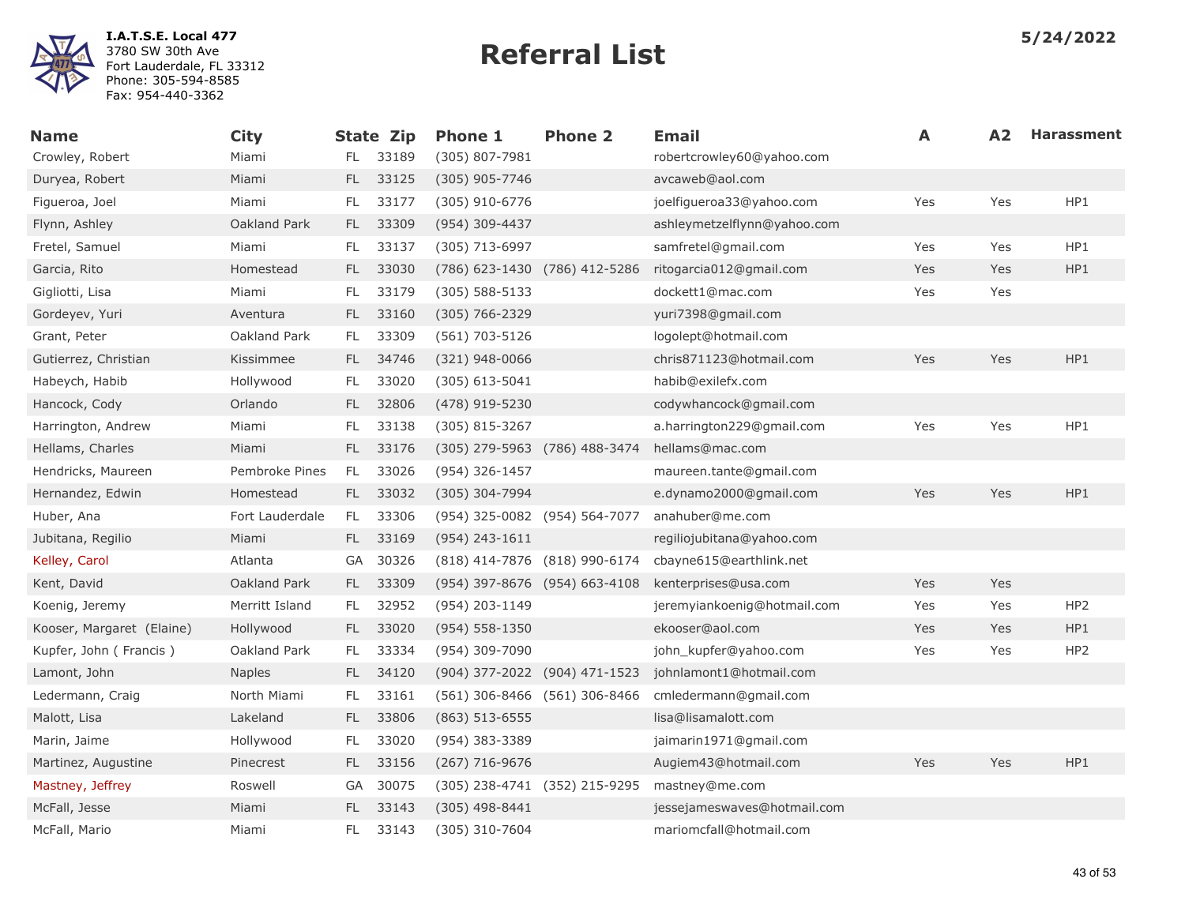I.A.T.S.E. Local 477
3780 SW 30th Ave
Fort Lauderdale, FL 33312
Phone: 305-594-8585
Fax: 954-440-3362

# Referral List

5/24/2022

| Name | City | State | Zip | Phone 1 | Phone 2 | Email | A | A2 | Harassment |
|---|---|---|---|---|---|---|---|---|---|
| Crowley, Robert | Miami | FL | 33189 | (305) 807-7981 | | robertcrowley60@yahoo.com | | | |
| Duryea, Robert | Miami | FL | 33125 | (305) 905-7746 | | avcaweb@aol.com | | | |
| Figueroa, Joel | Miami | FL | 33177 | (305) 910-6776 | | joelfigueroa33@yahoo.com | Yes | Yes | HP1 |
| Flynn, Ashley | Oakland Park | FL | 33309 | (954) 309-4437 | | ashleymetzelflynn@yahoo.com | | | |
| Fretel, Samuel | Miami | FL | 33137 | (305) 713-6997 | | samfretel@gmail.com | Yes | Yes | HP1 |
| Garcia, Rito | Homestead | FL | 33030 | (786) 623-1430 | (786) 412-5286 | ritogarcia012@gmail.com | Yes | Yes | HP1 |
| Gigliotti, Lisa | Miami | FL | 33179 | (305) 588-5133 | | dockett1@mac.com | Yes | Yes | |
| Gordeyev, Yuri | Aventura | FL | 33160 | (305) 766-2329 | | yuri7398@gmail.com | | | |
| Grant, Peter | Oakland Park | FL | 33309 | (561) 703-5126 | | logolept@hotmail.com | | | |
| Gutierrez, Christian | Kissimmee | FL | 34746 | (321) 948-0066 | | chris871123@hotmail.com | Yes | Yes | HP1 |
| Habeych, Habib | Hollywood | FL | 33020 | (305) 613-5041 | | habib@exilefx.com | | | |
| Hancock, Cody | Orlando | FL | 32806 | (478) 919-5230 | | codywhancock@gmail.com | | | |
| Harrington, Andrew | Miami | FL | 33138 | (305) 815-3267 | | a.harrington229@gmail.com | Yes | Yes | HP1 |
| Hellams, Charles | Miami | FL | 33176 | (305) 279-5963 | (786) 488-3474 | hellams@mac.com | | | |
| Hendricks, Maureen | Pembroke Pines | FL | 33026 | (954) 326-1457 | | maureen.tante@gmail.com | | | |
| Hernandez, Edwin | Homestead | FL | 33032 | (305) 304-7994 | | e.dynamo2000@gmail.com | Yes | Yes | HP1 |
| Huber, Ana | Fort Lauderdale | FL | 33306 | (954) 325-0082 | (954) 564-7077 | anahuber@me.com | | | |
| Jubitana, Regilio | Miami | FL | 33169 | (954) 243-1611 | | regiliojubitana@yahoo.com | | | |
| Kelley, Carol | Atlanta | GA | 30326 | (818) 414-7876 | (818) 990-6174 | cbayne615@earthlink.net | | | |
| Kent, David | Oakland Park | FL | 33309 | (954) 397-8676 | (954) 663-4108 | kenterprises@usa.com | Yes | Yes | |
| Koenig, Jeremy | Merritt Island | FL | 32952 | (954) 203-1149 | | jeremyiankoenig@hotmail.com | Yes | Yes | HP2 |
| Kooser, Margaret (Elaine) | Hollywood | FL | 33020 | (954) 558-1350 | | ekooser@aol.com | Yes | Yes | HP1 |
| Kupfer, John ( Francis ) | Oakland Park | FL | 33334 | (954) 309-7090 | | john_kupfer@yahoo.com | Yes | Yes | HP2 |
| Lamont, John | Naples | FL | 34120 | (904) 377-2022 | (904) 471-1523 | johnlamont1@hotmail.com | | | |
| Ledermann, Craig | North Miami | FL | 33161 | (561) 306-8466 | (561) 306-8466 | cmledermann@gmail.com | | | |
| Malott, Lisa | Lakeland | FL | 33806 | (863) 513-6555 | | lisa@lisamalott.com | | | |
| Marin, Jaime | Hollywood | FL | 33020 | (954) 383-3389 | | jaimarin1971@gmail.com | | | |
| Martinez, Augustine | Pinecrest | FL | 33156 | (267) 716-9676 | | Augiem43@hotmail.com | Yes | Yes | HP1 |
| Mastney, Jeffrey | Roswell | GA | 30075 | (305) 238-4741 | (352) 215-9295 | mastney@me.com | | | |
| McFall, Jesse | Miami | FL | 33143 | (305) 498-8441 | | jessejameswaves@hotmail.com | | | |
| McFall, Mario | Miami | FL | 33143 | (305) 310-7604 | | mariomcfall@hotmail.com | | | |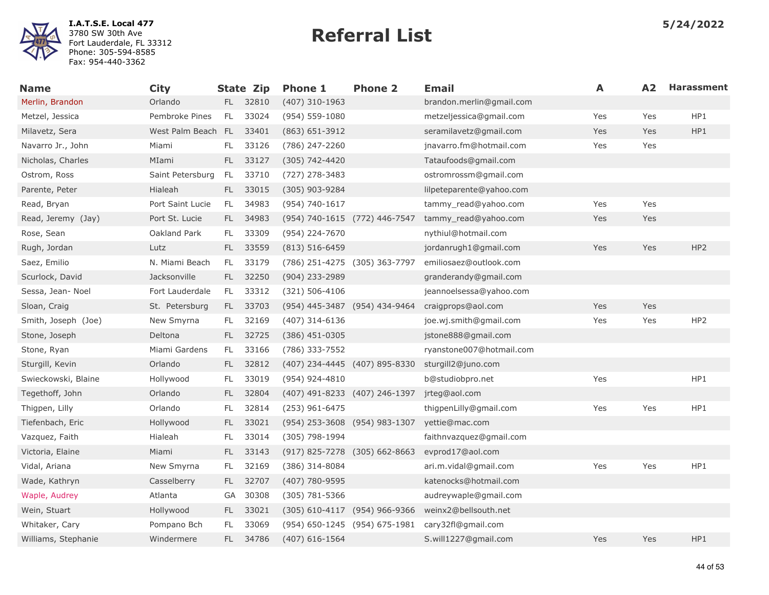I.A.T.S.E. Local 477
3780 SW 30th Ave
Fort Lauderdale, FL 33312
Phone: 305-594-8585
Fax: 954-440-3362

# Referral List

5/24/2022

| Name | City | State | Zip | Phone 1 | Phone 2 | Email | A | A2 | Harassment |
|---|---|---|---|---|---|---|---|---|---|
| Merlin, Brandon | Orlando | FL | 32810 | (407) 310-1963 | | brandon.merlin@gmail.com | | | |
| Metzel, Jessica | Pembroke Pines | FL | 33024 | (954) 559-1080 | | metzeljessica@gmail.com | Yes | Yes | HP1 |
| Milavetz, Sera | West Palm Beach | FL | 33401 | (863) 651-3912 | | seramilavetz@gmail.com | Yes | Yes | HP1 |
| Navarro Jr., John | Miami | FL | 33126 | (786) 247-2260 | | jnavarro.fm@hotmail.com | Yes | Yes | |
| Nicholas, Charles | MIami | FL | 33127 | (305) 742-4420 | | Tataufoods@gmail.com | | | |
| Ostrom, Ross | Saint Petersburg | FL | 33710 | (727) 278-3483 | | ostromrossm@gmail.com | | | |
| Parente, Peter | Hialeah | FL | 33015 | (305) 903-9284 | | lilpeteparente@yahoo.com | | | |
| Read, Bryan | Port Saint Lucie | FL | 34983 | (954) 740-1617 | | tammy_read@yahoo.com | Yes | Yes | |
| Read, Jeremy (Jay) | Port St. Lucie | FL | 34983 | (954) 740-1615 | (772) 446-7547 | tammy_read@yahoo.com | Yes | Yes | |
| Rose, Sean | Oakland Park | FL | 33309 | (954) 224-7670 | | nythiul@hotmail.com | | | |
| Rugh, Jordan | Lutz | FL | 33559 | (813) 516-6459 | | jordanrugh1@gmail.com | Yes | Yes | HP2 |
| Saez, Emilio | N. Miami Beach | FL | 33179 | (786) 251-4275 | (305) 363-7797 | emiliosaez@outlook.com | | | |
| Scurlock, David | Jacksonville | FL | 32250 | (904) 233-2989 | | granderandy@gmail.com | | | |
| Sessa, Jean- Noel | Fort Lauderdale | FL | 33312 | (321) 506-4106 | | jeannoelsessa@yahoo.com | | | |
| Sloan, Craig | St. Petersburg | FL | 33703 | (954) 445-3487 | (954) 434-9464 | craigprops@aol.com | Yes | Yes | |
| Smith, Joseph (Joe) | New Smyrna | FL | 32169 | (407) 314-6136 | | joe.wj.smith@gmail.com | Yes | Yes | HP2 |
| Stone, Joseph | Deltona | FL | 32725 | (386) 451-0305 | | jstone888@gmail.com | | | |
| Stone, Ryan | Miami Gardens | FL | 33166 | (786) 333-7552 | | ryanstone007@hotmail.com | | | |
| Sturgill, Kevin | Orlando | FL | 32812 | (407) 234-4445 | (407) 895-8330 | sturgill2@juno.com | | | |
| Swieckowski, Blaine | Hollywood | FL | 33019 | (954) 924-4810 | | b@studiobpro.net | Yes | | HP1 |
| Tegethoff, John | Orlando | FL | 32804 | (407) 491-8233 | (407) 246-1397 | jrteg@aol.com | | | |
| Thigpen, Lilly | Orlando | FL | 32814 | (253) 961-6475 | | thigpenLilly@gmail.com | Yes | Yes | HP1 |
| Tiefenbach, Eric | Hollywood | FL | 33021 | (954) 253-3608 | (954) 983-1307 | yettie@mac.com | | | |
| Vazquez, Faith | Hialeah | FL | 33014 | (305) 798-1994 | | faithnvazquez@gmail.com | | | |
| Victoria, Elaine | Miami | FL | 33143 | (917) 825-7278 | (305) 662-8663 | evprod17@aol.com | | | |
| Vidal, Ariana | New Smyrna | FL | 32169 | (386) 314-8084 | | ari.m.vidal@gmail.com | Yes | Yes | HP1 |
| Wade, Kathryn | Casselberry | FL | 32707 | (407) 780-9595 | | katenocks@hotmail.com | | | |
| Waple, Audrey | Atlanta | GA | 30308 | (305) 781-5366 | | audreywaple@gmail.com | | | |
| Wein, Stuart | Hollywood | FL | 33021 | (305) 610-4117 | (954) 966-9366 | weinx2@bellsouth.net | | | |
| Whitaker, Cary | Pompano Bch | FL | 33069 | (954) 650-1245 | (954) 675-1981 | cary32fl@gmail.com | | | |
| Williams, Stephanie | Windermere | FL | 34786 | (407) 616-1564 | | S.will1227@gmail.com | Yes | Yes | HP1 |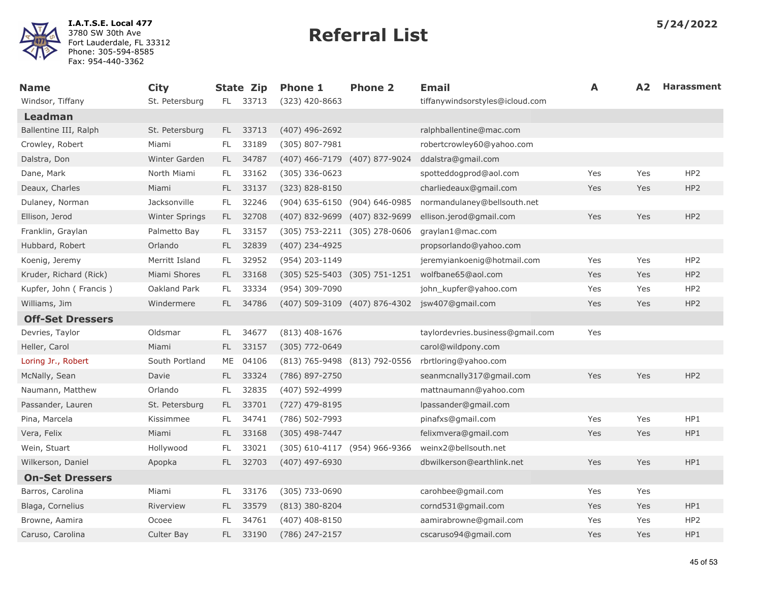**I.A.T.S.E. Local 477**
3780 SW 30th Ave
Fort Lauderdale, FL 33312
Phone: 305-594-8585
Fax: 954-440-3362

# Referral List

**5/24/2022**

| Name | City | State | Zip | Phone 1 | Phone 2 | Email | A | A2 | Harassment |
|---|---|---|---|---|---|---|---|---|---|
| Windsor, Tiffany | St. Petersburg | FL | 33713 | (323) 420-8663 | | tiffanywindsorstyles@icloud.com | | | |
| **Leadman** | | | | | | | | | |
| Ballentine III, Ralph | St. Petersburg | FL | 33713 | (407) 496-2692 | | ralphballentine@mac.com | | | |
| Crowley, Robert | Miami | FL | 33189 | (305) 807-7981 | | robertcrowley60@yahoo.com | | | |
| Dalstra, Don | Winter Garden | FL | 34787 | (407) 466-7179 | (407) 877-9024 | ddalstra@gmail.com | | | |
| Dane, Mark | North Miami | FL | 33162 | (305) 336-0623 | | spotteddogprod@aol.com | Yes | Yes | HP2 |
| Deaux, Charles | Miami | FL | 33137 | (323) 828-8150 | | charliedeaux@gmail.com | Yes | Yes | HP2 |
| Dulaney, Norman | Jacksonville | FL | 32246 | (904) 635-6150 | (904) 646-0985 | normandulaney@bellsouth.net | | | |
| Ellison, Jerod | Winter Springs | FL | 32708 | (407) 832-9699 | (407) 832-9699 | ellison.jerod@gmail.com | Yes | Yes | HP2 |
| Franklin, Graylan | Palmetto Bay | FL | 33157 | (305) 753-2211 | (305) 278-0606 | graylan1@mac.com | | | |
| Hubbard, Robert | Orlando | FL | 32839 | (407) 234-4925 | | propsorlando@yahoo.com | | | |
| Koenig, Jeremy | Merritt Island | FL | 32952 | (954) 203-1149 | | jeremyiankoenig@hotmail.com | Yes | Yes | HP2 |
| Kruder, Richard (Rick) | Miami Shores | FL | 33168 | (305) 525-5403 | (305) 751-1251 | wolfbane65@aol.com | Yes | Yes | HP2 |
| Kupfer, John ( Francis ) | Oakland Park | FL | 33334 | (954) 309-7090 | | john_kupfer@yahoo.com | Yes | Yes | HP2 |
| Williams, Jim | Windermere | FL | 34786 | (407) 509-3109 | (407) 876-4302 | jsw407@gmail.com | Yes | Yes | HP2 |
| **Off-Set Dressers** | | | | | | | | | |
| Devries, Taylor | Oldsmar | FL | 34677 | (813) 408-1676 | | taylordevries.business@gmail.com | Yes | | |
| Heller, Carol | Miami | FL | 33157 | (305) 772-0649 | | carol@wildpony.com | | | |
| Loring Jr., Robert | South Portland | ME | 04106 | (813) 765-9498 | (813) 792-0556 | rbrtloring@yahoo.com | | | |
| McNally, Sean | Davie | FL | 33324 | (786) 897-2750 | | seanmcnally317@gmail.com | Yes | Yes | HP2 |
| Naumann, Matthew | Orlando | FL | 32835 | (407) 592-4999 | | mattnaumann@yahoo.com | | | |
| Passander, Lauren | St. Petersburg | FL | 33701 | (727) 479-8195 | | lpassander@gmail.com | | | |
| Pina, Marcela | Kissimmee | FL | 34741 | (786) 502-7993 | | pinafxs@gmail.com | Yes | Yes | HP1 |
| Vera, Felix | Miami | FL | 33168 | (305) 498-7447 | | felixmvera@gmail.com | Yes | Yes | HP1 |
| Wein, Stuart | Hollywood | FL | 33021 | (305) 610-4117 | (954) 966-9366 | weinx2@bellsouth.net | | | |
| Wilkerson, Daniel | Apopka | FL | 32703 | (407) 497-6930 | | dbwilkerson@earthlink.net | Yes | Yes | HP1 |
| **On-Set Dressers** | | | | | | | | | |
| Barros, Carolina | Miami | FL | 33176 | (305) 733-0690 | | carohbee@gmail.com | Yes | Yes | |
| Blaga, Cornelius | Riverview | FL | 33579 | (813) 380-8204 | | cornd531@gmail.com | Yes | Yes | HP1 |
| Browne, Aamira | Ocoee | FL | 34761 | (407) 408-8150 | | aamirabrowne@gmail.com | Yes | Yes | HP2 |
| Caruso, Carolina | Culter Bay | FL | 33190 | (786) 247-2157 | | cscaruso94@gmail.com | Yes | Yes | HP1 |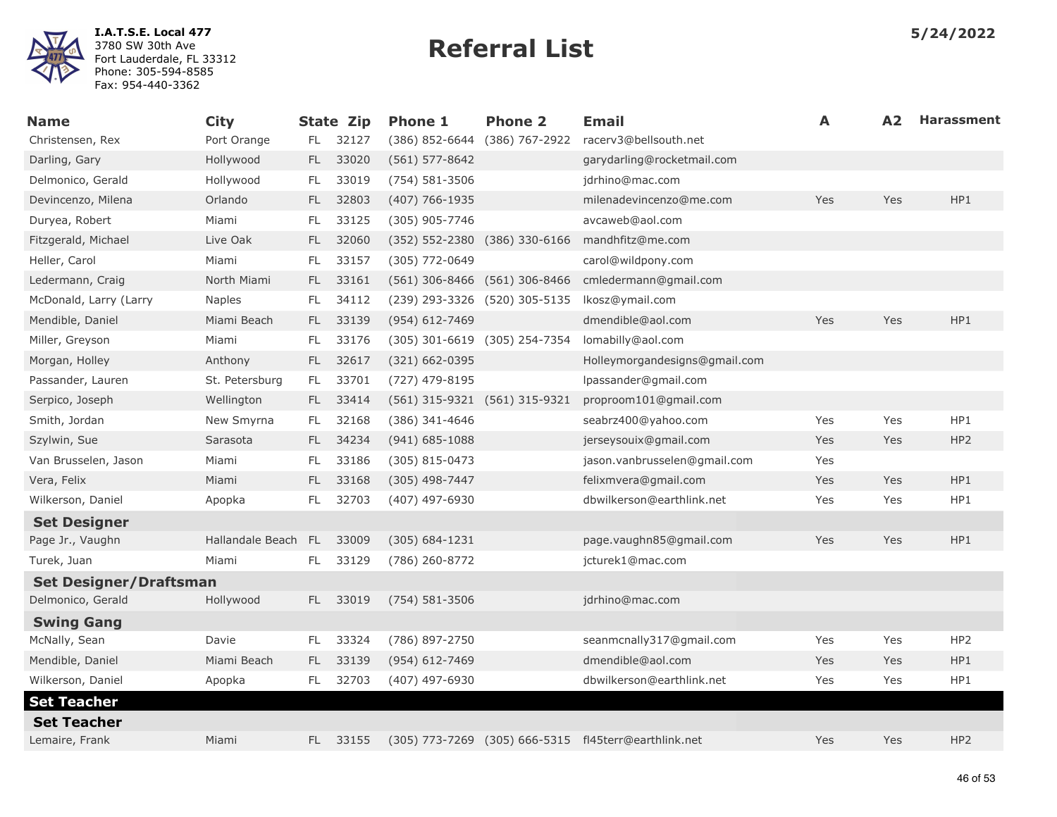**I.A.T.S.E. Local 477**
3780 SW 30th Ave
Fort Lauderdale, FL 33312
Phone: 305-594-8585
Fax: 954-440-3362

# Referral List

**5/24/2022**

| Name | City | State | Zip | Phone 1 | Phone 2 | Email | A | A2 | Harassment |
|---|---|---|---|---|---|---|---|---|---|
| Christensen, Rex | Port Orange | FL | 32127 | (386) 852-6644 | (386) 767-2922 | racerv3@bellsouth.net | | | |
| Darling, Gary | Hollywood | FL | 33020 | (561) 577-8642 | | garydarling@rocketmail.com | | | |
| Delmonico, Gerald | Hollywood | FL | 33019 | (754) 581-3506 | | jdrhino@mac.com | | | |
| Devincenzo, Milena | Orlando | FL | 32803 | (407) 766-1935 | | milenadevincenzo@me.com | Yes | Yes | HP1 |
| Duryea, Robert | Miami | FL | 33125 | (305) 905-7746 | | avcaweb@aol.com | | | |
| Fitzgerald, Michael | Live Oak | FL | 32060 | (352) 552-2380 | (386) 330-6166 | mandhfitz@me.com | | | |
| Heller, Carol | Miami | FL | 33157 | (305) 772-0649 | | carol@wildpony.com | | | |
| Ledermann, Craig | North Miami | FL | 33161 | (561) 306-8466 | (561) 306-8466 | cmledermann@gmail.com | | | |
| McDonald, Larry (Larry | Naples | FL | 34112 | (239) 293-3326 | (520) 305-5135 | lkosz@ymail.com | | | |
| Mendible, Daniel | Miami Beach | FL | 33139 | (954) 612-7469 | | dmendible@aol.com | Yes | Yes | HP1 |
| Miller, Greyson | Miami | FL | 33176 | (305) 301-6619 | (305) 254-7354 | lomabilly@aol.com | | | |
| Morgan, Holley | Anthony | FL | 32617 | (321) 662-0395 | | Holleymorgandesigns@gmail.com | | | |
| Passander, Lauren | St. Petersburg | FL | 33701 | (727) 479-8195 | | lpassander@gmail.com | | | |
| Serpico, Joseph | Wellington | FL | 33414 | (561) 315-9321 | (561) 315-9321 | proproom101@gmail.com | | | |
| Smith, Jordan | New Smyrna | FL | 32168 | (386) 341-4646 | | seabrz400@yahoo.com | Yes | Yes | HP1 |
| Szylwin, Sue | Sarasota | FL | 34234 | (941) 685-1088 | | jerseysouix@gmail.com | Yes | Yes | HP2 |
| Van Brusselen, Jason | Miami | FL | 33186 | (305) 815-0473 | | jason.vanbrusselen@gmail.com | Yes | | |
| Vera, Felix | Miami | FL | 33168 | (305) 498-7447 | | felixmvera@gmail.com | Yes | Yes | HP1 |
| Wilkerson, Daniel | Apopka | FL | 32703 | (407) 497-6930 | | dbwilkerson@earthlink.net | Yes | Yes | HP1 |
| **Set Designer** | | | | | | | | | |
| Page Jr., Vaughn | Hallandale Beach | FL | 33009 | (305) 684-1231 | | page.vaughn85@gmail.com | Yes | Yes | HP1 |
| Turek, Juan | Miami | FL | 33129 | (786) 260-8772 | | jcturek1@mac.com | | | |
| **Set Designer/Draftsman** | | | | | | | | | |
| Delmonico, Gerald | Hollywood | FL | 33019 | (754) 581-3506 | | jdrhino@mac.com | | | |
| **Swing Gang** | | | | | | | | | |
| McNally, Sean | Davie | FL | 33324 | (786) 897-2750 | | seanmcnally317@gmail.com | Yes | Yes | HP2 |
| Mendible, Daniel | Miami Beach | FL | 33139 | (954) 612-7469 | | dmendible@aol.com | Yes | Yes | HP1 |
| Wilkerson, Daniel | Apopka | FL | 32703 | (407) 497-6930 | | dbwilkerson@earthlink.net | Yes | Yes | HP1 |
| **Set Teacher** | | | | | | | | | |
| **Set Teacher** | | | | | | | | | |
| Lemaire, Frank | Miami | FL | 33155 | (305) 773-7269 | (305) 666-5315 | fl45terr@earthlink.net | Yes | Yes | HP2 |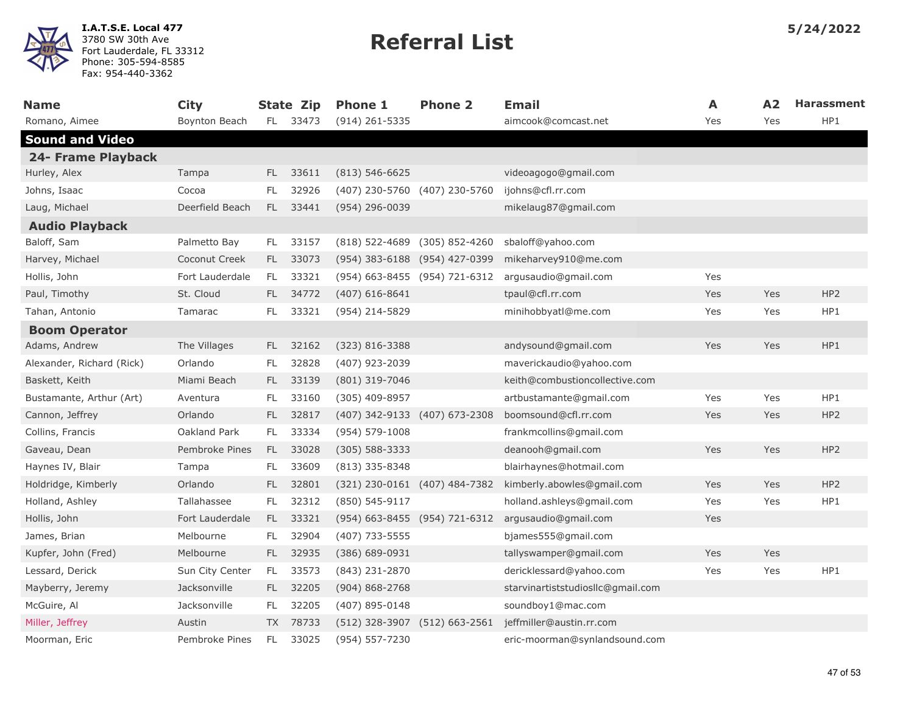I.A.T.S.E. Local 477
3780 SW 30th Ave
Fort Lauderdale, FL 33312
Phone: 305-594-8585
Fax: 954-440-3362

# Referral List

**5/24/2022**

| Name | City | State | Zip | Phone 1 | Phone 2 | Email | A | A2 | Harassment |
|---|---|---|---|---|---|---|---|---|---|
| Romano, Aimee | Boynton Beach | FL | 33473 | (914) 261-5335 | | aimcook@comcast.net | Yes | Yes | HP1 |
| **Sound and Video** | | | | | | | | | |
| **24- Frame Playback** | | | | | | | | | |
| Hurley, Alex | Tampa | FL | 33611 | (813) 546-6625 | | videoagogo@gmail.com | | | |
| Johns, Isaac | Cocoa | FL | 32926 | (407) 230-5760 | (407) 230-5760 | ijohns@cfl.rr.com | | | |
| Laug, Michael | Deerfield Beach | FL | 33441 | (954) 296-0039 | | mikelaug87@gmail.com | | | |
| **Audio Playback** | | | | | | | | | |
| Baloff, Sam | Palmetto Bay | FL | 33157 | (818) 522-4689 | (305) 852-4260 | sbaloff@yahoo.com | | | |
| Harvey, Michael | Coconut Creek | FL | 33073 | (954) 383-6188 | (954) 427-0399 | mikeharvey910@me.com | | | |
| Hollis, John | Fort Lauderdale | FL | 33321 | (954) 663-8455 | (954) 721-6312 | argusaudio@gmail.com | Yes | | |
| Paul, Timothy | St. Cloud | FL | 34772 | (407) 616-8641 | | tpaul@cfl.rr.com | Yes | Yes | HP2 |
| Tahan, Antonio | Tamarac | FL | 33321 | (954) 214-5829 | | minihobbyatl@me.com | Yes | Yes | HP1 |
| **Boom Operator** | | | | | | | | | |
| Adams, Andrew | The Villages | FL | 32162 | (323) 816-3388 | | andysound@gmail.com | Yes | Yes | HP1 |
| Alexander, Richard (Rick) | Orlando | FL | 32828 | (407) 923-2039 | | maverickaudio@yahoo.com | | | |
| Baskett, Keith | Miami Beach | FL | 33139 | (801) 319-7046 | | keith@combustioncollective.com | | | |
| Bustamante, Arthur (Art) | Aventura | FL | 33160 | (305) 409-8957 | | artbustamante@gmail.com | Yes | Yes | HP1 |
| Cannon, Jeffrey | Orlando | FL | 32817 | (407) 342-9133 | (407) 673-2308 | boomsound@cfl.rr.com | Yes | Yes | HP2 |
| Collins, Francis | Oakland Park | FL | 33334 | (954) 579-1008 | | frankmcollins@gmail.com | | | |
| Gaveau, Dean | Pembroke Pines | FL | 33028 | (305) 588-3333 | | deanooh@gmail.com | Yes | Yes | HP2 |
| Haynes IV, Blair | Tampa | FL | 33609 | (813) 335-8348 | | blairhaynes@hotmail.com | | | |
| Holdridge, Kimberly | Orlando | FL | 32801 | (321) 230-0161 | (407) 484-7382 | kimberly.abowles@gmail.com | Yes | Yes | HP2 |
| Holland, Ashley | Tallahassee | FL | 32312 | (850) 545-9117 | | holland.ashleys@gmail.com | Yes | Yes | HP1 |
| Hollis, John | Fort Lauderdale | FL | 33321 | (954) 663-8455 | (954) 721-6312 | argusaudio@gmail.com | Yes | | |
| James, Brian | Melbourne | FL | 32904 | (407) 733-5555 | | bjames555@gmail.com | | | |
| Kupfer, John (Fred) | Melbourne | FL | 32935 | (386) 689-0931 | | tallyswamper@gmail.com | Yes | Yes | |
| Lessard, Derick | Sun City Center | FL | 33573 | (843) 231-2870 | | dericklessard@yahoo.com | Yes | Yes | HP1 |
| Mayberry, Jeremy | Jacksonville | FL | 32205 | (904) 868-2768 | | starvinartiststudiosllc@gmail.com | | | |
| McGuire, Al | Jacksonville | FL | 32205 | (407) 895-0148 | | soundboy1@mac.com | | | |
| Miller, Jeffrey | Austin | TX | 78733 | (512) 328-3907 | (512) 663-2561 | jeffmiller@austin.rr.com | | | |
| Moorman, Eric | Pembroke Pines | FL | 33025 | (954) 557-7230 | | eric-moorman@synlandsound.com | | | |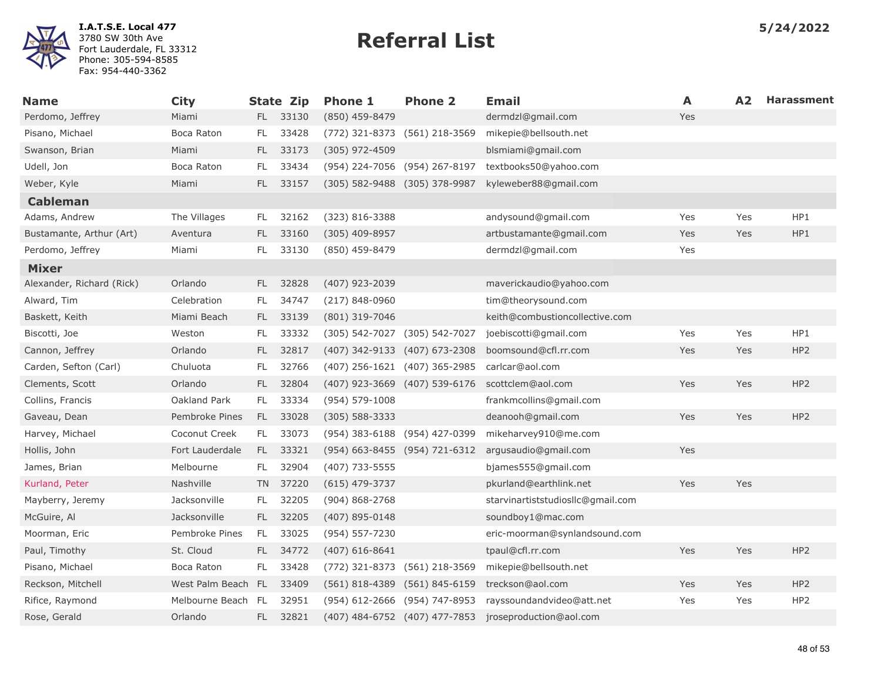**I.A.T.S.E. Local 477**
3780 SW 30th Ave
Fort Lauderdale, FL 33312
Phone: 305-594-8585
Fax: 954-440-3362

# Referral List

**5/24/2022**

| Name | City | State | Zip | Phone 1 | Phone 2 | Email | A | A2 | Harassment |
|---|---|---|---|---|---|---|---|---|---|
| Perdomo, Jeffrey | Miami | FL | 33130 | (850) 459-8479 | | dermdzl@gmail.com | Yes | | |
| Pisano, Michael | Boca Raton | FL | 33428 | (772) 321-8373 | (561) 218-3569 | mikepie@bellsouth.net | | | |
| Swanson, Brian | Miami | FL | 33173 | (305) 972-4509 | | blsmiami@gmail.com | | | |
| Udell, Jon | Boca Raton | FL | 33434 | (954) 224-7056 | (954) 267-8197 | textbooks50@yahoo.com | | | |
| Weber, Kyle | Miami | FL | 33157 | (305) 582-9488 | (305) 378-9987 | kyleweber88@gmail.com | | | |
| **Cableman** | | | | | | | | | |
| Adams, Andrew | The Villages | FL | 32162 | (323) 816-3388 | | andysound@gmail.com | Yes | Yes | HP1 |
| Bustamante, Arthur (Art) | Aventura | FL | 33160 | (305) 409-8957 | | artbustamante@gmail.com | Yes | Yes | HP1 |
| Perdomo, Jeffrey | Miami | FL | 33130 | (850) 459-8479 | | dermdzl@gmail.com | Yes | | |
| **Mixer** | | | | | | | | | |
| Alexander, Richard (Rick) | Orlando | FL | 32828 | (407) 923-2039 | | maverickaudio@yahoo.com | | | |
| Alward, Tim | Celebration | FL | 34747 | (217) 848-0960 | | tim@theorysound.com | | | |
| Baskett, Keith | Miami Beach | FL | 33139 | (801) 319-7046 | | keith@combustioncollective.com | | | |
| Biscotti, Joe | Weston | FL | 33332 | (305) 542-7027 | (305) 542-7027 | joebiscotti@gmail.com | Yes | Yes | HP1 |
| Cannon, Jeffrey | Orlando | FL | 32817 | (407) 342-9133 | (407) 673-2308 | boomsound@cfl.rr.com | Yes | Yes | HP2 |
| Carden, Sefton (Carl) | Chuluota | FL | 32766 | (407) 256-1621 | (407) 365-2985 | carlcar@aol.com | | | |
| Clements, Scott | Orlando | FL | 32804 | (407) 923-3669 | (407) 539-6176 | scottclem@aol.com | Yes | Yes | HP2 |
| Collins, Francis | Oakland Park | FL | 33334 | (954) 579-1008 | | frankmcollins@gmail.com | | | |
| Gaveau, Dean | Pembroke Pines | FL | 33028 | (305) 588-3333 | | deanooh@gmail.com | Yes | Yes | HP2 |
| Harvey, Michael | Coconut Creek | FL | 33073 | (954) 383-6188 | (954) 427-0399 | mikeharvey910@me.com | | | |
| Hollis, John | Fort Lauderdale | FL | 33321 | (954) 663-8455 | (954) 721-6312 | argusaudio@gmail.com | Yes | | |
| James, Brian | Melbourne | FL | 32904 | (407) 733-5555 | | bjames555@gmail.com | | | |
| Kurland, Peter | Nashville | TN | 37220 | (615) 479-3737 | | pkurland@earthlink.net | Yes | Yes | |
| Mayberry, Jeremy | Jacksonville | FL | 32205 | (904) 868-2768 | | starvinartiststudiosllc@gmail.com | | | |
| McGuire, Al | Jacksonville | FL | 32205 | (407) 895-0148 | | soundboy1@mac.com | | | |
| Moorman, Eric | Pembroke Pines | FL | 33025 | (954) 557-7230 | | eric-moorman@synlandsound.com | | | |
| Paul, Timothy | St. Cloud | FL | 34772 | (407) 616-8641 | | tpaul@cfl.rr.com | Yes | Yes | HP2 |
| Pisano, Michael | Boca Raton | FL | 33428 | (772) 321-8373 | (561) 218-3569 | mikepie@bellsouth.net | | | |
| Reckson, Mitchell | West Palm Beach | FL | 33409 | (561) 818-4389 | (561) 845-6159 | treckson@aol.com | Yes | Yes | HP2 |
| Rifice, Raymond | Melbourne Beach | FL | 32951 | (954) 612-2666 | (954) 747-8953 | rayssoundandvideo@att.net | Yes | Yes | HP2 |
| Rose, Gerald | Orlando | FL | 32821 | (407) 484-6752 | (407) 477-7853 | jroseproduction@aol.com | | | |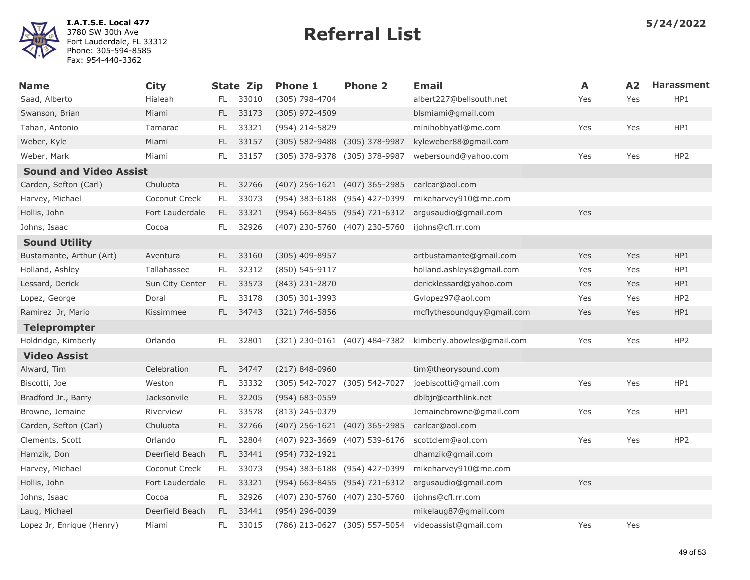I.A.T.S.E. Local 477
3780 SW 30th Ave
Fort Lauderdale, FL 33312
Phone: 305-594-8585
Fax: 954-440-3362

# Referral List

5/24/2022

| Name | City | State | Zip | Phone 1 | Phone 2 | Email | A | A2 | Harassment |
|---|---|---|---|---|---|---|---|---|---|
| Saad, Alberto | Hialeah | FL | 33010 | (305) 798-4704 | | albert227@bellsouth.net | Yes | Yes | HP1 |
| Swanson, Brian | Miami | FL | 33173 | (305) 972-4509 | | blsmiami@gmail.com | | | |
| Tahan, Antonio | Tamarac | FL | 33321 | (954) 214-5829 | | minihobbyatl@me.com | Yes | Yes | HP1 |
| Weber, Kyle | Miami | FL | 33157 | (305) 582-9488 | (305) 378-9987 | kyleweber88@gmail.com | | | |
| Weber, Mark | Miami | FL | 33157 | (305) 378-9378 | (305) 378-9987 | webersound@yahoo.com | Yes | Yes | HP2 |
| **Sound and Video Assist** | | | | | | | | | |
| Carden, Sefton (Carl) | Chuluota | FL | 32766 | (407) 256-1621 | (407) 365-2985 | carlcar@aol.com | | | |
| Harvey, Michael | Coconut Creek | FL | 33073 | (954) 383-6188 | (954) 427-0399 | mikeharvey910@me.com | | | |
| Hollis, John | Fort Lauderdale | FL | 33321 | (954) 663-8455 | (954) 721-6312 | argusaudio@gmail.com | Yes | | |
| Johns, Isaac | Cocoa | FL | 32926 | (407) 230-5760 | (407) 230-5760 | ijohns@cfl.rr.com | | | |
| **Sound Utility** | | | | | | | | | |
| Bustamante, Arthur (Art) | Aventura | FL | 33160 | (305) 409-8957 | | artbustamante@gmail.com | Yes | Yes | HP1 |
| Holland, Ashley | Tallahassee | FL | 32312 | (850) 545-9117 | | holland.ashleys@gmail.com | Yes | Yes | HP1 |
| Lessard, Derick | Sun City Center | FL | 33573 | (843) 231-2870 | | dericklessard@yahoo.com | Yes | Yes | HP1 |
| Lopez, George | Doral | FL | 33178 | (305) 301-3993 | | Gvlopez97@aol.com | Yes | Yes | HP2 |
| Ramirez Jr, Mario | Kissimmee | FL | 34743 | (321) 746-5856 | | mcflythesoundguy@gmail.com | Yes | Yes | HP1 |
| **Teleprompter** | | | | | | | | | |
| Holdridge, Kimberly | Orlando | FL | 32801 | (321) 230-0161 | (407) 484-7382 | kimberly.abowles@gmail.com | Yes | Yes | HP2 |
| **Video Assist** | | | | | | | | | |
| Alward, Tim | Celebration | FL | 34747 | (217) 848-0960 | | tim@theorysound.com | | | |
| Biscotti, Joe | Weston | FL | 33332 | (305) 542-7027 | (305) 542-7027 | joebiscotti@gmail.com | Yes | Yes | HP1 |
| Bradford Jr., Barry | Jacksonvile | FL | 32205 | (954) 683-0559 | | dblbjr@earthlink.net | | | |
| Browne, Jemaine | Riverview | FL | 33578 | (813) 245-0379 | | Jemainebrowne@gmail.com | Yes | Yes | HP1 |
| Carden, Sefton (Carl) | Chuluota | FL | 32766 | (407) 256-1621 | (407) 365-2985 | carlcar@aol.com | | | |
| Clements, Scott | Orlando | FL | 32804 | (407) 923-3669 | (407) 539-6176 | scottclem@aol.com | Yes | Yes | HP2 |
| Hamzik, Don | Deerfield Beach | FL | 33441 | (954) 732-1921 | | dhamzik@gmail.com | | | |
| Harvey, Michael | Coconut Creek | FL | 33073 | (954) 383-6188 | (954) 427-0399 | mikeharvey910@me.com | | | |
| Hollis, John | Fort Lauderdale | FL | 33321 | (954) 663-8455 | (954) 721-6312 | argusaudio@gmail.com | Yes | | |
| Johns, Isaac | Cocoa | FL | 32926 | (407) 230-5760 | (407) 230-5760 | ijohns@cfl.rr.com | | | |
| Laug, Michael | Deerfield Beach | FL | 33441 | (954) 296-0039 | | mikelaug87@gmail.com | | | |
| Lopez Jr, Enrique (Henry) | Miami | FL | 33015 | (786) 213-0627 | (305) 557-5054 | videoassist@gmail.com | Yes | Yes | |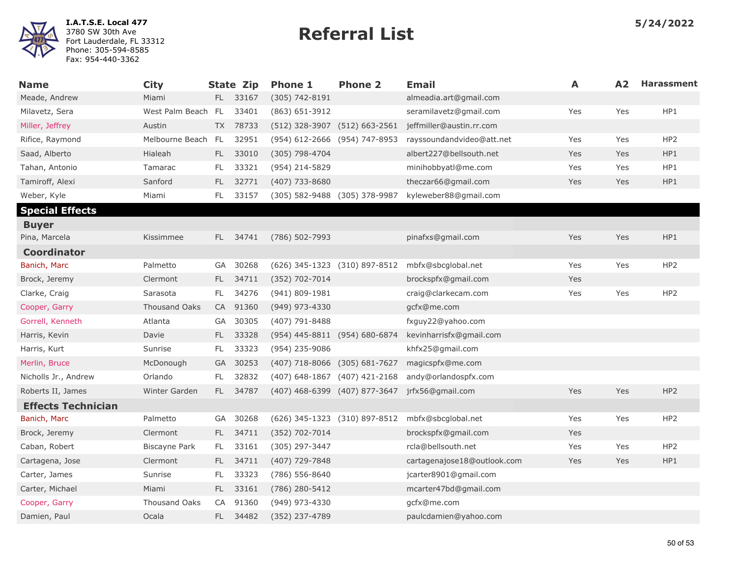**I.A.T.S.E. Local 477**
3780 SW 30th Ave
Fort Lauderdale, FL 33312
Phone: 305-594-8585
Fax: 954-440-3362

# Referral List

**5/24/2022**

| Name | City | State | Zip | Phone 1 | Phone 2 | Email | A | A2 | Harassment |
|---|---|---|---|---|---|---|---|---|---|
| Meade, Andrew | Miami | FL | 33167 | (305) 742-8191 | | almeadia.art@gmail.com | | | |
| Milavetz, Sera | West Palm Beach | FL | 33401 | (863) 651-3912 | | seramilavetz@gmail.com | Yes | Yes | HP1 |
| Miller, Jeffrey | Austin | TX | 78733 | (512) 328-3907 | (512) 663-2561 | jeffmiller@austin.rr.com | | | |
| Rifice, Raymond | Melbourne Beach | FL | 32951 | (954) 612-2666 | (954) 747-8953 | rayssoundandvideo@att.net | Yes | Yes | HP2 |
| Saad, Alberto | Hialeah | FL | 33010 | (305) 798-4704 | | albert227@bellsouth.net | Yes | Yes | HP1 |
| Tahan, Antonio | Tamarac | FL | 33321 | (954) 214-5829 | | minihobbyatl@me.com | Yes | Yes | HP1 |
| Tamiroff, Alexi | Sanford | FL | 32771 | (407) 733-8680 | | theczar66@gmail.com | Yes | Yes | HP1 |
| Weber, Kyle | Miami | FL | 33157 | (305) 582-9488 | (305) 378-9987 | kyleweber88@gmail.com | | | |
| **Special Effects** | | | | | | | | | |
| **Buyer** | | | | | | | | | |
| Pina, Marcela | Kissimmee | FL | 34741 | (786) 502-7993 | | pinafxs@gmail.com | Yes | Yes | HP1 |
| **Coordinator** | | | | | | | | | |
| Banich, Marc | Palmetto | GA | 30268 | (626) 345-1323 | (310) 897-8512 | mbfx@sbcglobal.net | Yes | Yes | HP2 |
| Brock, Jeremy | Clermont | FL | 34711 | (352) 702-7014 | | brockspfx@gmail.com | Yes | | |
| Clarke, Craig | Sarasota | FL | 34276 | (941) 809-1981 | | craig@clarkecam.com | Yes | Yes | HP2 |
| Cooper, Garry | Thousand Oaks | CA | 91360 | (949) 973-4330 | | gcfx@me.com | | | |
| Gorrell, Kenneth | Atlanta | GA | 30305 | (407) 791-8488 | | fxguy22@yahoo.com | | | |
| Harris, Kevin | Davie | FL | 33328 | (954) 445-8811 | (954) 680-6874 | kevinharrisfx@gmail.com | | | |
| Harris, Kurt | Sunrise | FL | 33323 | (954) 235-9086 | | khfx25@gmail.com | | | |
| Merlin, Bruce | McDonough | GA | 30253 | (407) 718-8066 | (305) 681-7627 | magicspfx@me.com | | | |
| Nicholls Jr., Andrew | Orlando | FL | 32832 | (407) 648-1867 | (407) 421-2168 | andy@orlandospfx.com | | | |
| Roberts II, James | Winter Garden | FL | 34787 | (407) 468-6399 | (407) 877-3647 | jrfx56@gmail.com | Yes | Yes | HP2 |
| **Effects Technician** | | | | | | | | | |
| Banich, Marc | Palmetto | GA | 30268 | (626) 345-1323 | (310) 897-8512 | mbfx@sbcglobal.net | Yes | Yes | HP2 |
| Brock, Jeremy | Clermont | FL | 34711 | (352) 702-7014 | | brockspfx@gmail.com | Yes | | |
| Caban, Robert | Biscayne Park | FL | 33161 | (305) 297-3447 | | rcla@bellsouth.net | Yes | Yes | HP2 |
| Cartagena, Jose | Clermont | FL | 34711 | (407) 729-7848 | | cartagenajose18@outlook.com | Yes | Yes | HP1 |
| Carter, James | Sunrise | FL | 33323 | (786) 556-8640 | | jcarter8901@gmail.com | | | |
| Carter, Michael | Miami | FL | 33161 | (786) 280-5412 | | mcarter47bd@gmail.com | | | |
| Cooper, Garry | Thousand Oaks | CA | 91360 | (949) 973-4330 | | gcfx@me.com | | | |
| Damien, Paul | Ocala | FL | 34482 | (352) 237-4789 | | paulcdamien@yahoo.com | | | |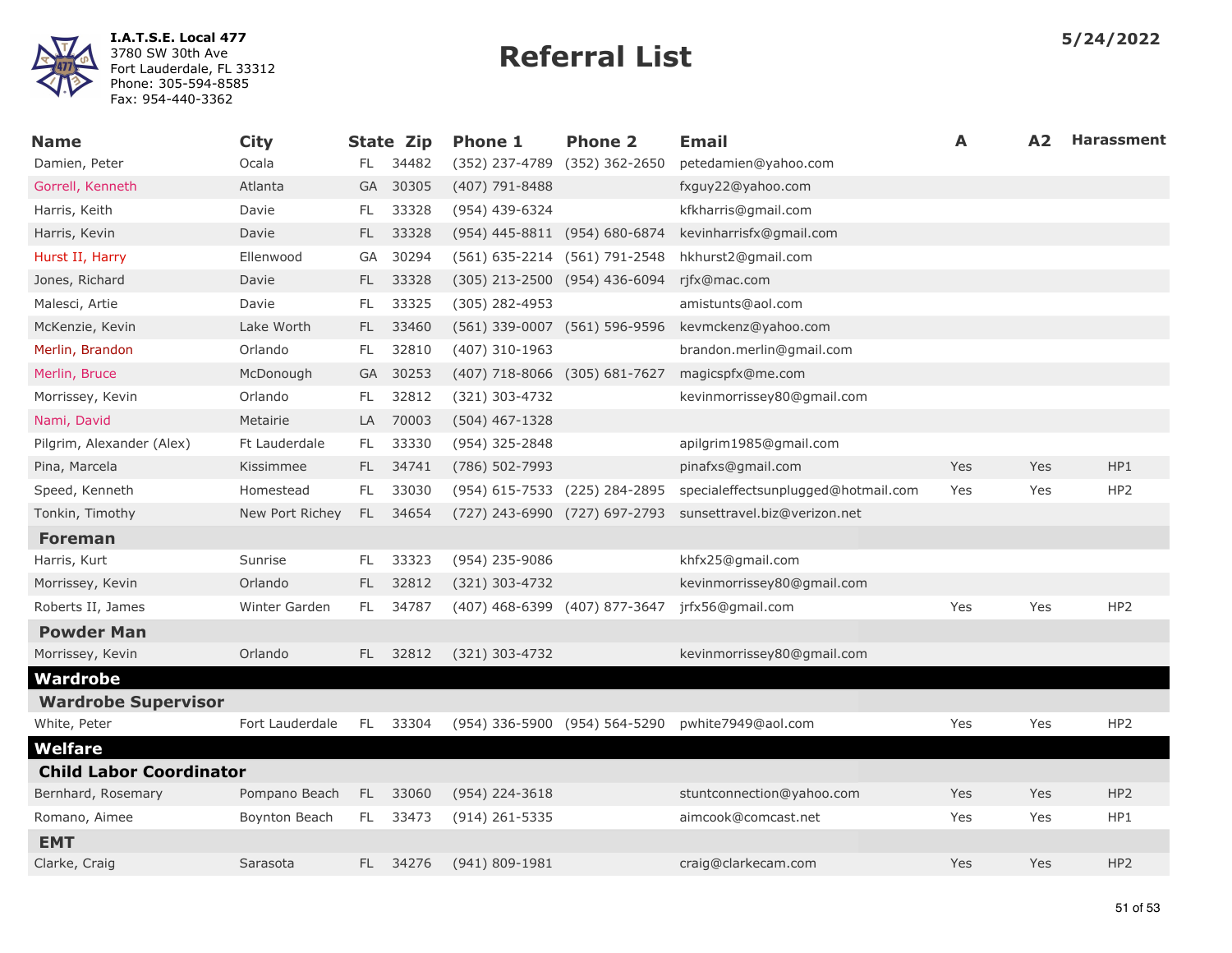**I.A.T.S.E. Local 477**
3780 SW 30th Ave
Fort Lauderdale, FL 33312
Phone: 305-594-8585
Fax: 954-440-3362

# Referral List

**5/24/2022**

| Name | City | State | Zip | Phone 1 | Phone 2 | Email | A | A2 | Harassment |
|---|---|---|---|---|---|---|---|---|---|
| Damien, Peter | Ocala | FL | 34482 | (352) 237-4789 | (352) 362-2650 | petedamien@yahoo.com | | | |
| Gorrell, Kenneth | Atlanta | GA | 30305 | (407) 791-8488 | | fxguy22@yahoo.com | | | |
| Harris, Keith | Davie | FL | 33328 | (954) 439-6324 | | kfkharris@gmail.com | | | |
| Harris, Kevin | Davie | FL | 33328 | (954) 445-8811 | (954) 680-6874 | kevinharrisfx@gmail.com | | | |
| Hurst II, Harry | Ellenwood | GA | 30294 | (561) 635-2214 | (561) 791-2548 | hkhurst2@gmail.com | | | |
| Jones, Richard | Davie | FL | 33328 | (305) 213-2500 | (954) 436-6094 | rjfx@mac.com | | | |
| Malesci, Artie | Davie | FL | 33325 | (305) 282-4953 | | amistunts@aol.com | | | |
| McKenzie, Kevin | Lake Worth | FL | 33460 | (561) 339-0007 | (561) 596-9596 | kevmckenz@yahoo.com | | | |
| Merlin, Brandon | Orlando | FL | 32810 | (407) 310-1963 | | brandon.merlin@gmail.com | | | |
| Merlin, Bruce | McDonough | GA | 30253 | (407) 718-8066 | (305) 681-7627 | magicspfx@me.com | | | |
| Morrissey, Kevin | Orlando | FL | 32812 | (321) 303-4732 | | kevinmorrissey80@gmail.com | | | |
| Nami, David | Metairie | LA | 70003 | (504) 467-1328 | | | | | |
| Pilgrim, Alexander (Alex) | Ft Lauderdale | FL | 33330 | (954) 325-2848 | | apilgrim1985@gmail.com | | | |
| Pina, Marcela | Kissimmee | FL | 34741 | (786) 502-7993 | | pinafxs@gmail.com | Yes | Yes | HP1 |
| Speed, Kenneth | Homestead | FL | 33030 | (954) 615-7533 | (225) 284-2895 | specialeffectsunplugged@hotmail.com | Yes | Yes | HP2 |
| Tonkin, Timothy | New Port Richey | FL | 34654 | (727) 243-6990 | (727) 697-2793 | sunsettravel.biz@verizon.net | | | |
| **Foreman** | | | | | | | | | |
| Harris, Kurt | Sunrise | FL | 33323 | (954) 235-9086 | | khfx25@gmail.com | | | |
| Morrissey, Kevin | Orlando | FL | 32812 | (321) 303-4732 | | kevinmorrissey80@gmail.com | | | |
| Roberts II, James | Winter Garden | FL | 34787 | (407) 468-6399 | (407) 877-3647 | jrfx56@gmail.com | Yes | Yes | HP2 |
| **Powder Man** | | | | | | | | | |
| Morrissey, Kevin | Orlando | FL | 32812 | (321) 303-4732 | | kevinmorrissey80@gmail.com | | | |
| **Wardrobe** | | | | | | | | | |
| **Wardrobe Supervisor** | | | | | | | | | |
| White, Peter | Fort Lauderdale | FL | 33304 | (954) 336-5900 | (954) 564-5290 | pwhite7949@aol.com | Yes | Yes | HP2 |
| **Welfare** | | | | | | | | | |
| **Child Labor Coordinator** | | | | | | | | | |
| Bernhard, Rosemary | Pompano Beach | FL | 33060 | (954) 224-3618 | | stuntconnection@yahoo.com | Yes | Yes | HP2 |
| Romano, Aimee | Boynton Beach | FL | 33473 | (914) 261-5335 | | aimcook@comcast.net | Yes | Yes | HP1 |
| **EMT** | | | | | | | | | |
| Clarke, Craig | Sarasota | FL | 34276 | (941) 809-1981 | | craig@clarkecam.com | Yes | Yes | HP2 |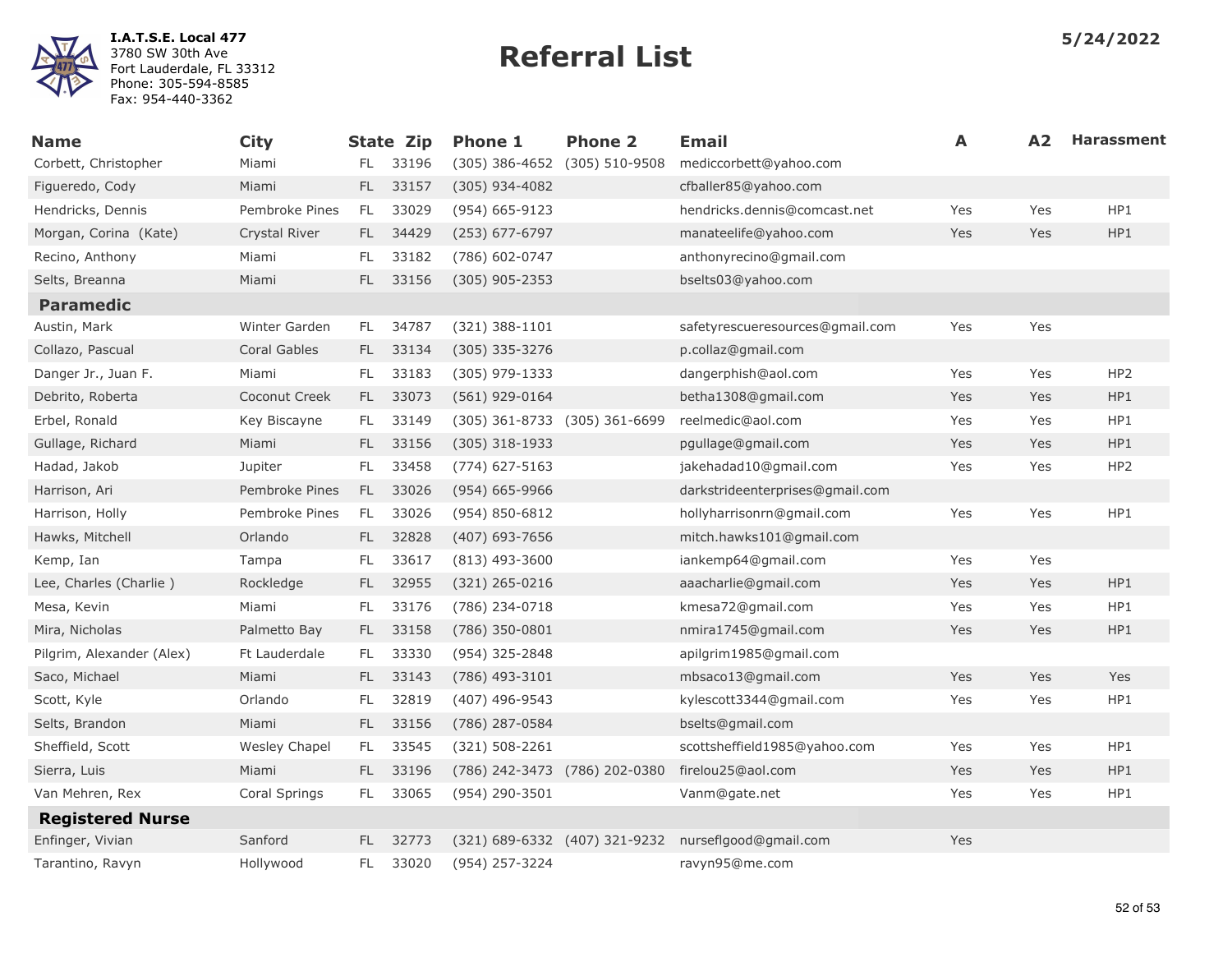I.A.T.S.E. Local 477
3780 SW 30th Ave
Fort Lauderdale, FL 33312
Phone: 305-594-8585
Fax: 954-440-3362

# Referral List

5/24/2022

| Name | City | State | Zip | Phone 1 | Phone 2 | Email | A | A2 | Harassment |
|---|---|---|---|---|---|---|---|---|---|
| Corbett, Christopher | Miami | FL | 33196 | (305) 386-4652 | (305) 510-9508 | mediccorbett@yahoo.com | | | |
| Figueredo, Cody | Miami | FL | 33157 | (305) 934-4082 | | cfballer85@yahoo.com | | | |
| Hendricks, Dennis | Pembroke Pines | FL | 33029 | (954) 665-9123 | | hendricks.dennis@comcast.net | Yes | Yes | HP1 |
| Morgan, Corina (Kate) | Crystal River | FL | 34429 | (253) 677-6797 | | manateelife@yahoo.com | Yes | Yes | HP1 |
| Recino, Anthony | Miami | FL | 33182 | (786) 602-0747 | | anthonyrecino@gmail.com | | | |
| Selts, Breanna | Miami | FL | 33156 | (305) 905-2353 | | bselts03@yahoo.com | | | |
| **Paramedic** | | | | | | | | | |
| Austin, Mark | Winter Garden | FL | 34787 | (321) 388-1101 | | safetyrescueresources@gmail.com | Yes | Yes | |
| Collazo, Pascual | Coral Gables | FL | 33134 | (305) 335-3276 | | p.collaz@gmail.com | | | |
| Danger Jr., Juan F. | Miami | FL | 33183 | (305) 979-1333 | | dangerphish@aol.com | Yes | Yes | HP2 |
| Debrito, Roberta | Coconut Creek | FL | 33073 | (561) 929-0164 | | betha1308@gmail.com | Yes | Yes | HP1 |
| Erbel, Ronald | Key Biscayne | FL | 33149 | (305) 361-8733 | (305) 361-6699 | reelmedic@aol.com | Yes | Yes | HP1 |
| Gullage, Richard | Miami | FL | 33156 | (305) 318-1933 | | pgullage@gmail.com | Yes | Yes | HP1 |
| Hadad, Jakob | Jupiter | FL | 33458 | (774) 627-5163 | | jakehadad10@gmail.com | Yes | Yes | HP2 |
| Harrison, Ari | Pembroke Pines | FL | 33026 | (954) 665-9966 | | darkstrideenterprises@gmail.com | | | |
| Harrison, Holly | Pembroke Pines | FL | 33026 | (954) 850-6812 | | hollyharrisonrn@gmail.com | Yes | Yes | HP1 |
| Hawks, Mitchell | Orlando | FL | 32828 | (407) 693-7656 | | mitch.hawks101@gmail.com | | | |
| Kemp, Ian | Tampa | FL | 33617 | (813) 493-3600 | | iankemp64@gmail.com | Yes | Yes | |
| Lee, Charles (Charlie ) | Rockledge | FL | 32955 | (321) 265-0216 | | aaacharlie@gmail.com | Yes | Yes | HP1 |
| Mesa, Kevin | Miami | FL | 33176 | (786) 234-0718 | | kmesa72@gmail.com | Yes | Yes | HP1 |
| Mira, Nicholas | Palmetto Bay | FL | 33158 | (786) 350-0801 | | nmira1745@gmail.com | Yes | Yes | HP1 |
| Pilgrim, Alexander (Alex) | Ft Lauderdale | FL | 33330 | (954) 325-2848 | | apilgrim1985@gmail.com | | | |
| Saco, Michael | Miami | FL | 33143 | (786) 493-3101 | | mbsaco13@gmail.com | Yes | Yes | Yes |
| Scott, Kyle | Orlando | FL | 32819 | (407) 496-9543 | | kylescott3344@gmail.com | Yes | Yes | HP1 |
| Selts, Brandon | Miami | FL | 33156 | (786) 287-0584 | | bselts@gmail.com | | | |
| Sheffield, Scott | Wesley Chapel | FL | 33545 | (321) 508-2261 | | scottsheffield1985@yahoo.com | Yes | Yes | HP1 |
| Sierra, Luis | Miami | FL | 33196 | (786) 242-3473 | (786) 202-0380 | firelou25@aol.com | Yes | Yes | HP1 |
| Van Mehren, Rex | Coral Springs | FL | 33065 | (954) 290-3501 | | Vanm@gate.net | Yes | Yes | HP1 |
| **Registered Nurse** | | | | | | | | | |
| Enfinger, Vivian | Sanford | FL | 32773 | (321) 689-6332 | (407) 321-9232 | nurseflgood@gmail.com | Yes | | |
| Tarantino, Ravyn | Hollywood | FL | 33020 | (954) 257-3224 | | ravyn95@me.com | | | |